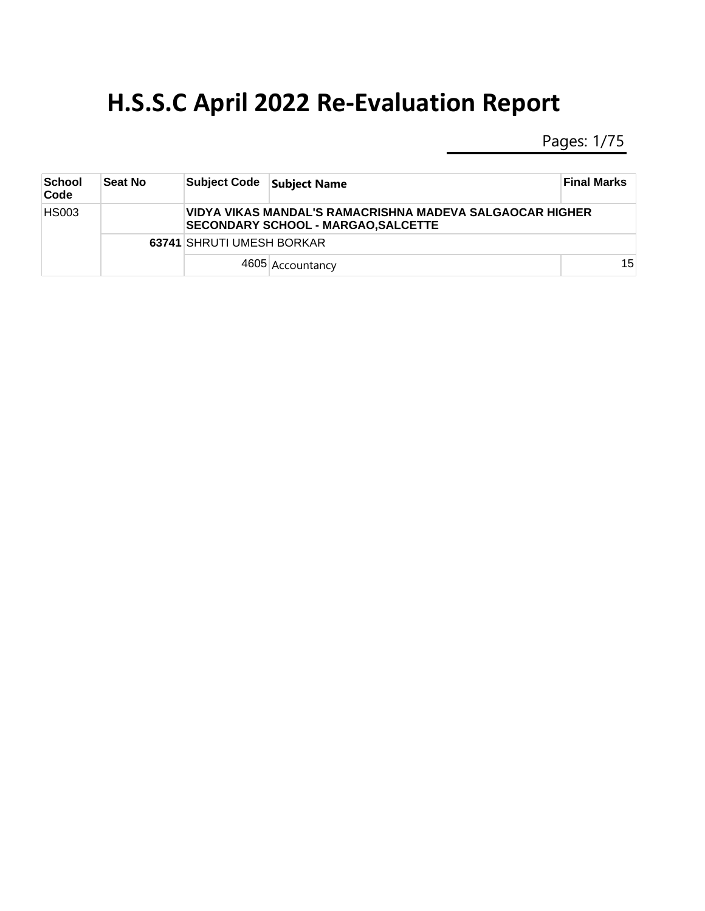# H.S.S.C April 2022 Re-Evaluation Report

| School Code | Seat No | Subject Code | Subject Name | Final Marks |
|---|---|---|---|---|
| HS003 | | **VIDYA VIKAS MANDAL'S RAMACRISHNA MADEVA SALGAOCAR HIGHER SECONDARY SCHOOL - MARGAO,SALCETTE** | | |
| | **63741** | SHRUTI UMESH BORKAR | | |
| | | 4605 | Accountancy | 15 |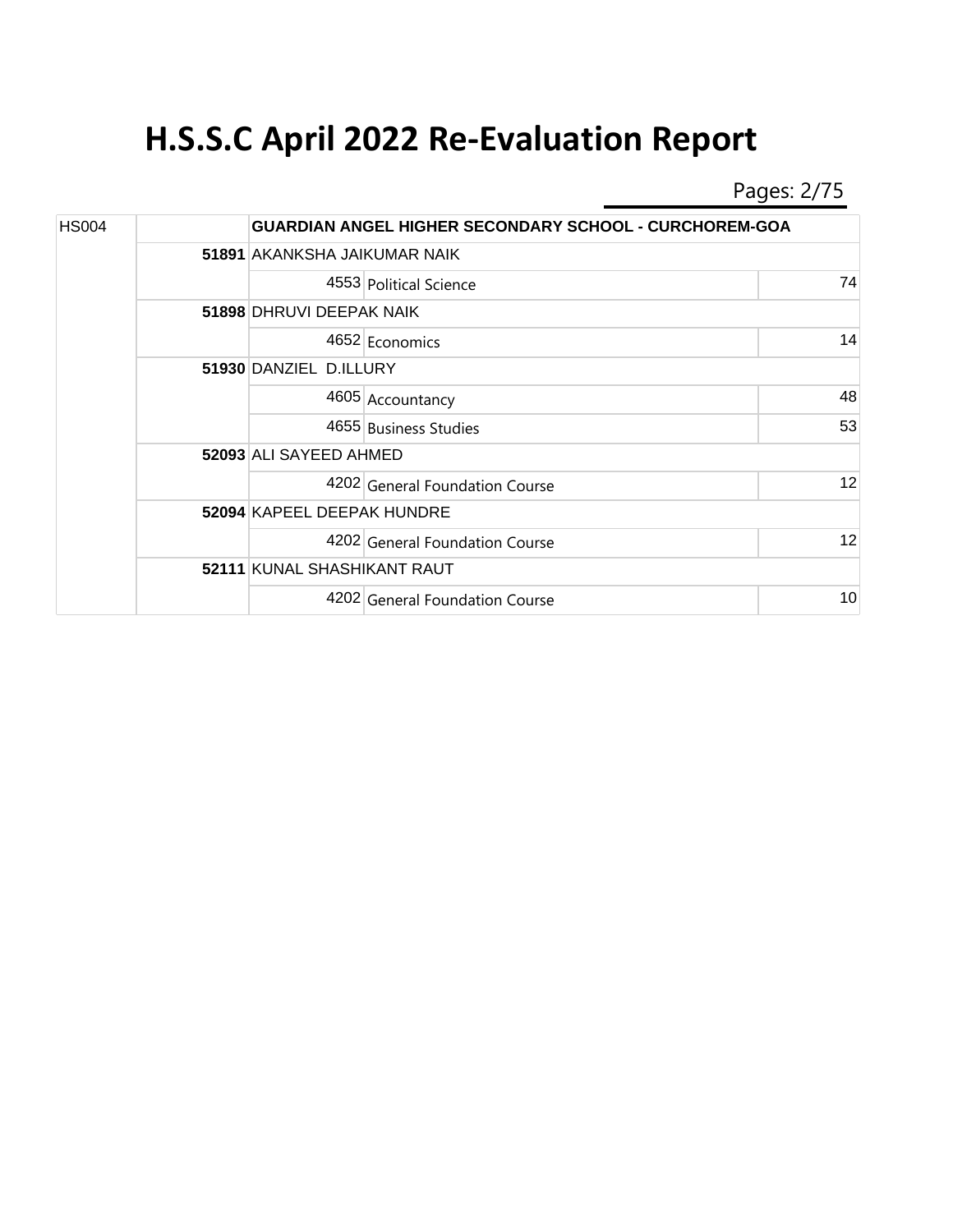# H.S.S.C April 2022 Re-Evaluation Report

| | | | | |
|---|---|---|---|---|
| HS004 | | **GUARDIAN ANGEL HIGHER SECONDARY SCHOOL - CURCHOREM-GOA** | | |
| | **51891** | AKANKSHA JAIKUMAR NAIK | | |
| | | 4553 | Political Science | 74 |
| | **51898** | DHRUVI DEEPAK NAIK | | |
| | | 4652 | Economics | 14 |
| | **51930** | DANZIEL D.ILLURY | | |
| | | 4605 | Accountancy | 48 |
| | | 4655 | Business Studies | 53 |
| | **52093** | ALI SAYEED AHMED | | |
| | | 4202 | General Foundation Course | 12 |
| | **52094** | KAPEEL DEEPAK HUNDRE | | |
| | | 4202 | General Foundation Course | 12 |
| | **52111** | KUNAL SHASHIKANT RAUT | | |
| | | 4202 | General Foundation Course | 10 |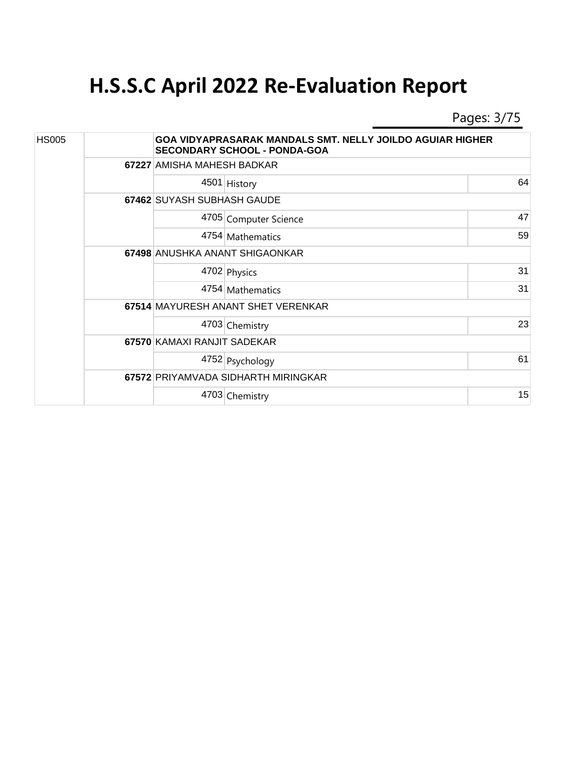# H.S.S.C April 2022 Re-Evaluation Report

| School Code | Seat No. | Subject Code / Name | Subject | Marks |
|---|---|---|---|---|
| HS005 | | **GOA VIDYAPRASARAK MANDALS SMT. NELLY JOILDO AGUIAR HIGHER SECONDARY SCHOOL - PONDA-GOA** | | |
| | **67227** | AMISHA MAHESH BADKAR | | |
| | | 4501 | History | 64 |
| | **67462** | SUYASH SUBHASH GAUDE | | |
| | | 4705 | Computer Science | 47 |
| | | 4754 | Mathematics | 59 |
| | **67498** | ANUSHKA ANANT SHIGAONKAR | | |
| | | 4702 | Physics | 31 |
| | | 4754 | Mathematics | 31 |
| | **67514** | MAYURESH ANANT SHET VERENKAR | | |
| | | 4703 | Chemistry | 23 |
| | **67570** | KAMAXI RANJIT SADEKAR | | |
| | | 4752 | Psychology | 61 |
| | **67572** | PRIYAMVADA SIDHARTH MIRINGKAR | | |
| | | 4703 | Chemistry | 15 |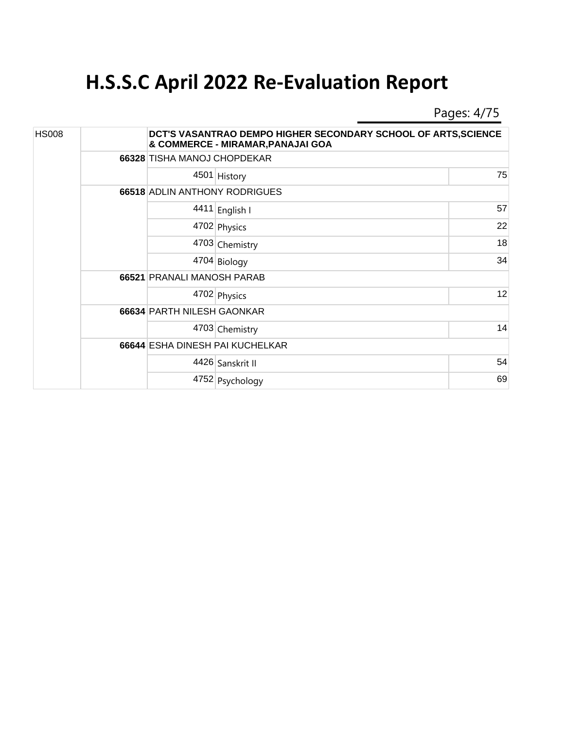# H.S.S.C April 2022 Re-Evaluation Report

| | | | | |
|---|---|---|---|---|
| HS008 | | DCT'S VASANTRAO DEMPO HIGHER SECONDARY SCHOOL OF ARTS,SCIENCE & COMMERCE - MIRAMAR,PANAJAI GOA | | |
| | **66328** | TISHA MANOJ CHOPDEKAR | | |
| | | 4501 | History | 75 |
| | **66518** | ADLIN ANTHONY RODRIGUES | | |
| | | 4411 | English I | 57 |
| | | 4702 | Physics | 22 |
| | | 4703 | Chemistry | 18 |
| | | 4704 | Biology | 34 |
| | **66521** | PRANALI MANOSH PARAB | | |
| | | 4702 | Physics | 12 |
| | **66634** | PARTH NILESH GAONKAR | | |
| | | 4703 | Chemistry | 14 |
| | **66644** | ESHA DINESH PAI KUCHELKAR | | |
| | | 4426 | Sanskrit II | 54 |
| | | 4752 | Psychology | 69 |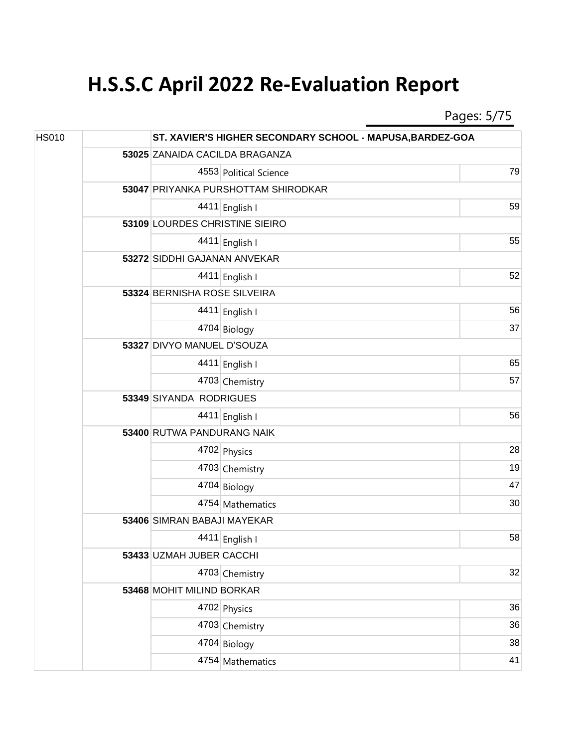# H.S.S.C April 2022 Re-Evaluation Report

| | | | | |
|---|---|---|---|---|
| HS010 | | ST. XAVIER'S HIGHER SECONDARY SCHOOL - MAPUSA,BARDEZ-GOA | | |
| | 53025 | ZANAIDA CACILDA BRAGANZA | | |
| | | 4553 | Political Science | 79 |
| | 53047 | PRIYANKA PURSHOTTAM SHIRODKAR | | |
| | | 4411 | English I | 59 |
| | 53109 | LOURDES CHRISTINE SIEIRO | | |
| | | 4411 | English I | 55 |
| | 53272 | SIDDHI GAJANAN ANVEKAR | | |
| | | 4411 | English I | 52 |
| | 53324 | BERNISHA ROSE SILVEIRA | | |
| | | 4411 | English I | 56 |
| | | 4704 | Biology | 37 |
| | 53327 | DIVYO MANUEL D'SOUZA | | |
| | | 4411 | English I | 65 |
| | | 4703 | Chemistry | 57 |
| | 53349 | SIYANDA RODRIGUES | | |
| | | 4411 | English I | 56 |
| | 53400 | RUTWA PANDURANG NAIK | | |
| | | 4702 | Physics | 28 |
| | | 4703 | Chemistry | 19 |
| | | 4704 | Biology | 47 |
| | | 4754 | Mathematics | 30 |
| | 53406 | SIMRAN BABAJI MAYEKAR | | |
| | | 4411 | English I | 58 |
| | 53433 | UZMAH JUBER CACCHI | | |
| | | 4703 | Chemistry | 32 |
| | 53468 | MOHIT MILIND BORKAR | | |
| | | 4702 | Physics | 36 |
| | | 4703 | Chemistry | 36 |
| | | 4704 | Biology | 38 |
| | | 4754 | Mathematics | 41 |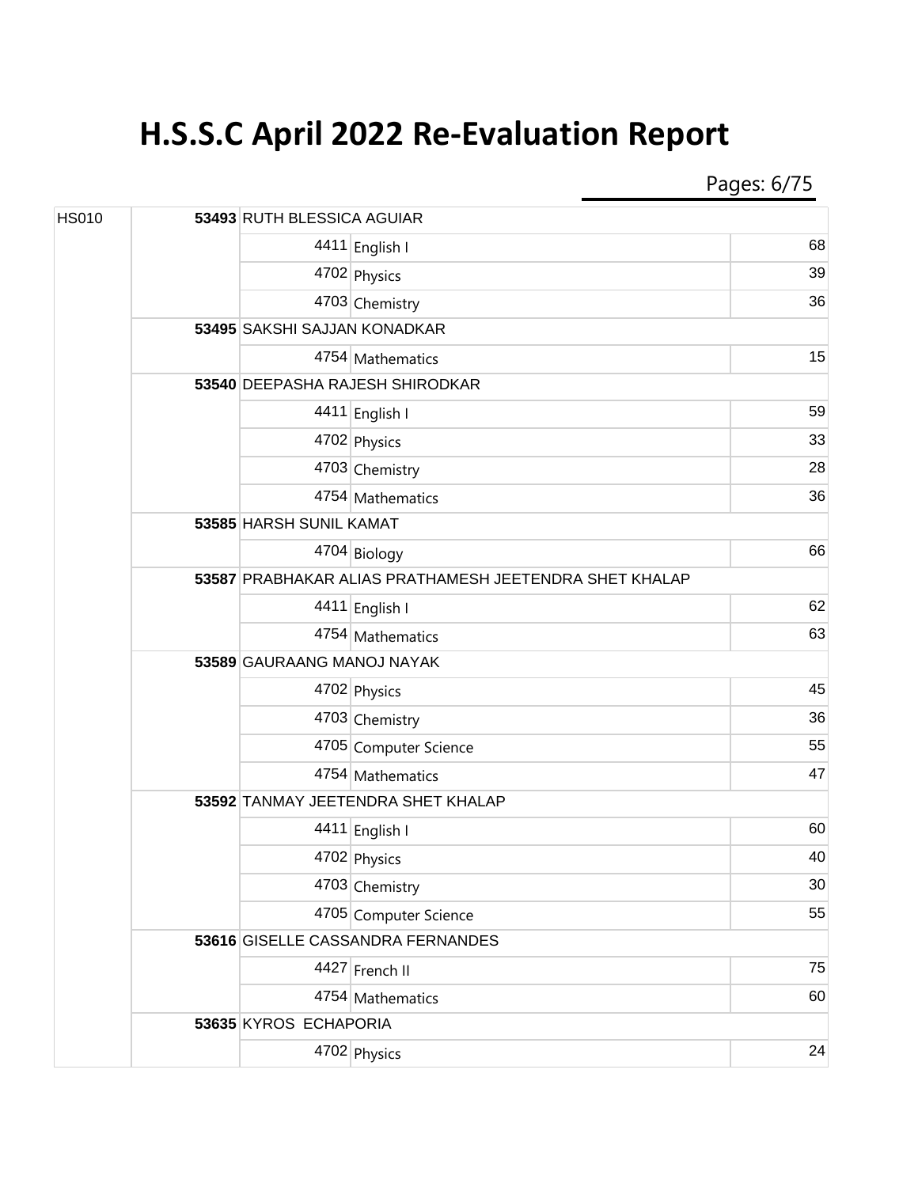# H.S.S.C April 2022 Re-Evaluation Report

| Centre | Seat No | Name / Subject Code | Subject | Marks |
|---|---|---|---|---|
| HS010 | **53493** | RUTH BLESSICA AGUIAR | | |
| | | 4411 | English I | 68 |
| | | 4702 | Physics | 39 |
| | | 4703 | Chemistry | 36 |
| | **53495** | SAKSHI SAJJAN KONADKAR | | |
| | | 4754 | Mathematics | 15 |
| | **53540** | DEEPASHA RAJESH SHIRODKAR | | |
| | | 4411 | English I | 59 |
| | | 4702 | Physics | 33 |
| | | 4703 | Chemistry | 28 |
| | | 4754 | Mathematics | 36 |
| | **53585** | HARSH SUNIL KAMAT | | |
| | | 4704 | Biology | 66 |
| | **53587** | PRABHAKAR ALIAS PRATHAMESH JEETENDRA SHET KHALAP | | |
| | | 4411 | English I | 62 |
| | | 4754 | Mathematics | 63 |
| | **53589** | GAURAANG MANOJ NAYAK | | |
| | | 4702 | Physics | 45 |
| | | 4703 | Chemistry | 36 |
| | | 4705 | Computer Science | 55 |
| | | 4754 | Mathematics | 47 |
| | **53592** | TANMAY JEETENDRA SHET KHALAP | | |
| | | 4411 | English I | 60 |
| | | 4702 | Physics | 40 |
| | | 4703 | Chemistry | 30 |
| | | 4705 | Computer Science | 55 |
| | **53616** | GISELLE CASSANDRA FERNANDES | | |
| | | 4427 | French II | 75 |
| | | 4754 | Mathematics | 60 |
| | **53635** | KYROS ECHAPORIA | | |
| | | 4702 | Physics | 24 |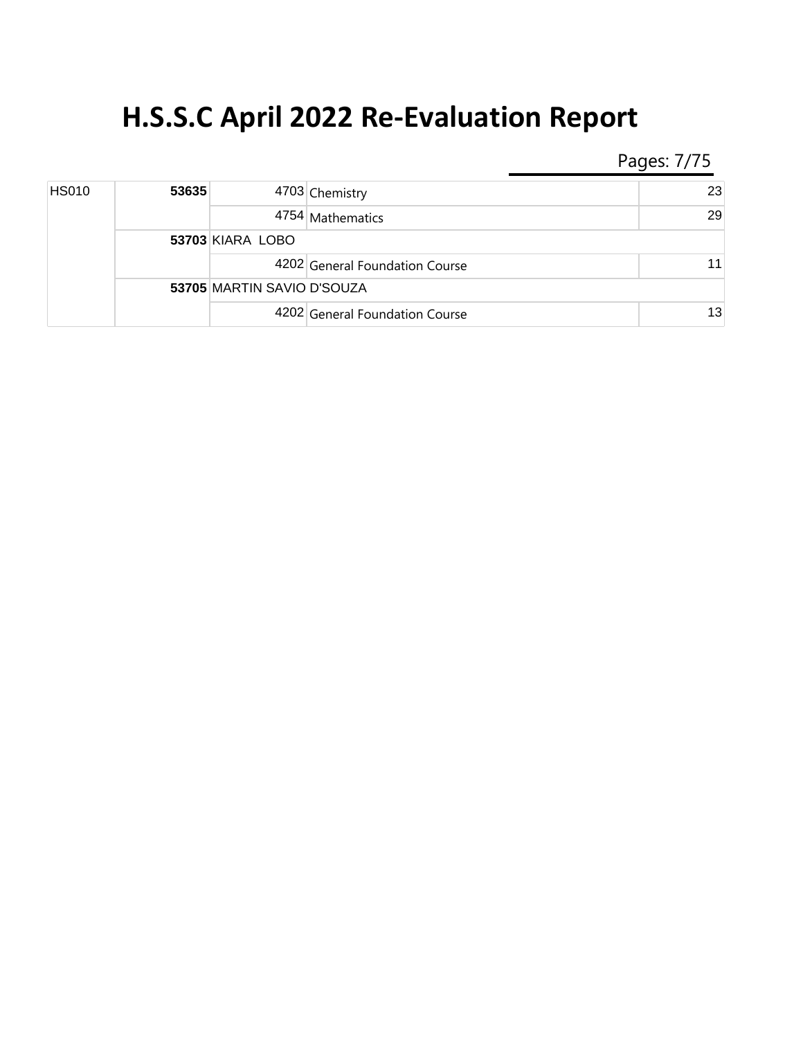# H.S.S.C April 2022 Re-Evaluation Report

| | | | | |
|---|---|---|---|---|
| HS010 | **53635** | 4703 | Chemistry | 23 |
| | | 4754 | Mathematics | 29 |
| | **53703** | KIARA LOBO | | |
| | | 4202 | General Foundation Course | 11 |
| | **53705** | MARTIN SAVIO D'SOUZA | | |
| | | 4202 | General Foundation Course | 13 |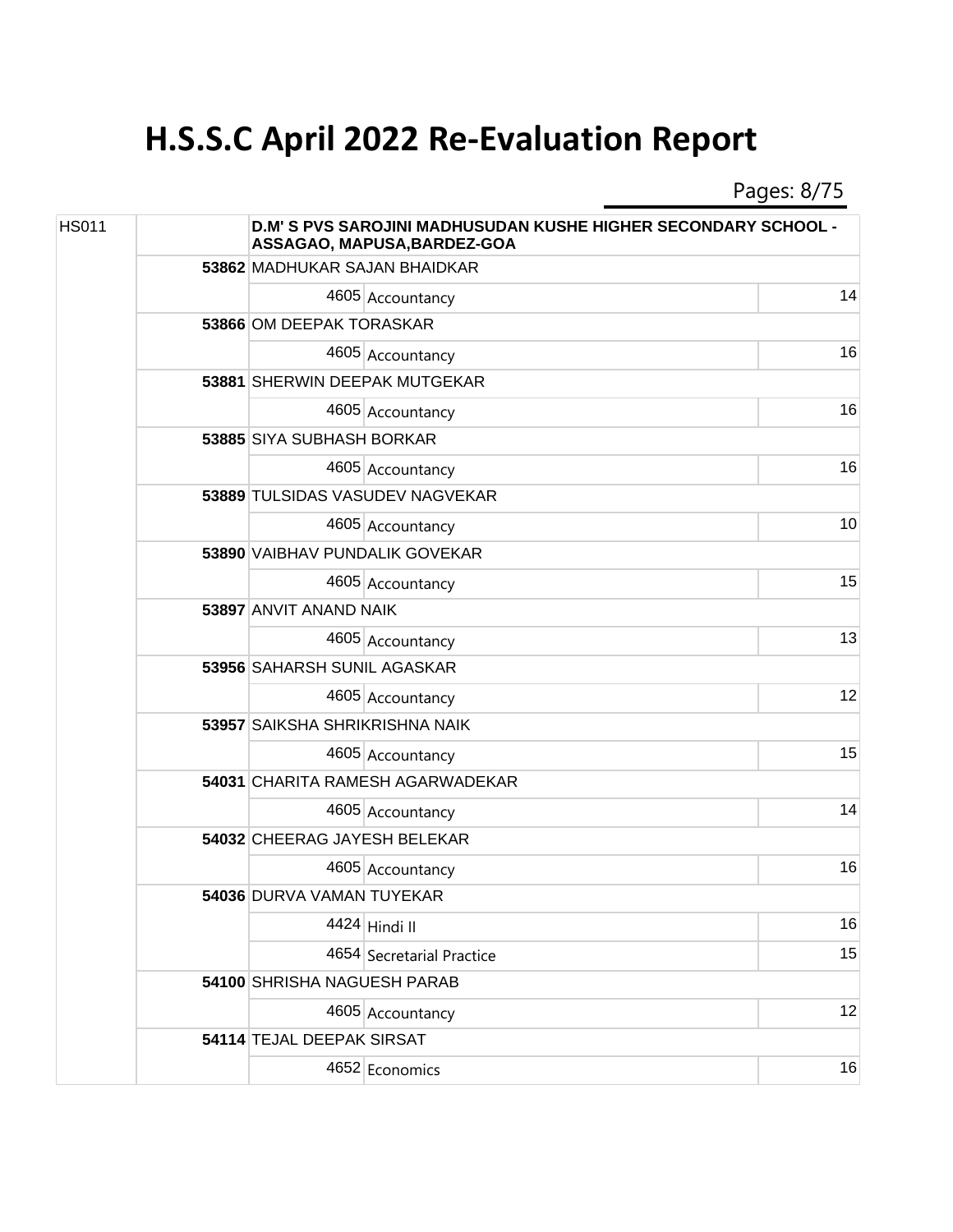# H.S.S.C April 2022 Re-Evaluation Report

| | | | | |
|---|---|---|---|---|
| HS011 | | D.M' S PVS SAROJINI MADHUSUDAN KUSHE HIGHER SECONDARY SCHOOL - ASSAGAO, MAPUSA,BARDEZ-GOA | | |
| | **53862** | MADHUKAR SAJAN BHAIDKAR | | |
| | | 4605 | Accountancy | 14 |
| | **53866** | OM DEEPAK TORASKAR | | |
| | | 4605 | Accountancy | 16 |
| | **53881** | SHERWIN DEEPAK MUTGEKAR | | |
| | | 4605 | Accountancy | 16 |
| | **53885** | SIYA SUBHASH BORKAR | | |
| | | 4605 | Accountancy | 16 |
| | **53889** | TULSIDAS VASUDEV NAGVEKAR | | |
| | | 4605 | Accountancy | 10 |
| | **53890** | VAIBHAV PUNDALIK GOVEKAR | | |
| | | 4605 | Accountancy | 15 |
| | **53897** | ANVIT ANAND NAIK | | |
| | | 4605 | Accountancy | 13 |
| | **53956** | SAHARSH SUNIL AGASKAR | | |
| | | 4605 | Accountancy | 12 |
| | **53957** | SAIKSHA SHRIKRISHNA NAIK | | |
| | | 4605 | Accountancy | 15 |
| | **54031** | CHARITA RAMESH AGARWADEKAR | | |
| | | 4605 | Accountancy | 14 |
| | **54032** | CHEERAG JAYESH BELEKAR | | |
| | | 4605 | Accountancy | 16 |
| | **54036** | DURVA VAMAN TUYEKAR | | |
| | | 4424 | Hindi II | 16 |
| | | 4654 | Secretarial Practice | 15 |
| | **54100** | SHRISHA NAGUESH PARAB | | |
| | | 4605 | Accountancy | 12 |
| | **54114** | TEJAL DEEPAK SIRSAT | | |
| | | 4652 | Economics | 16 |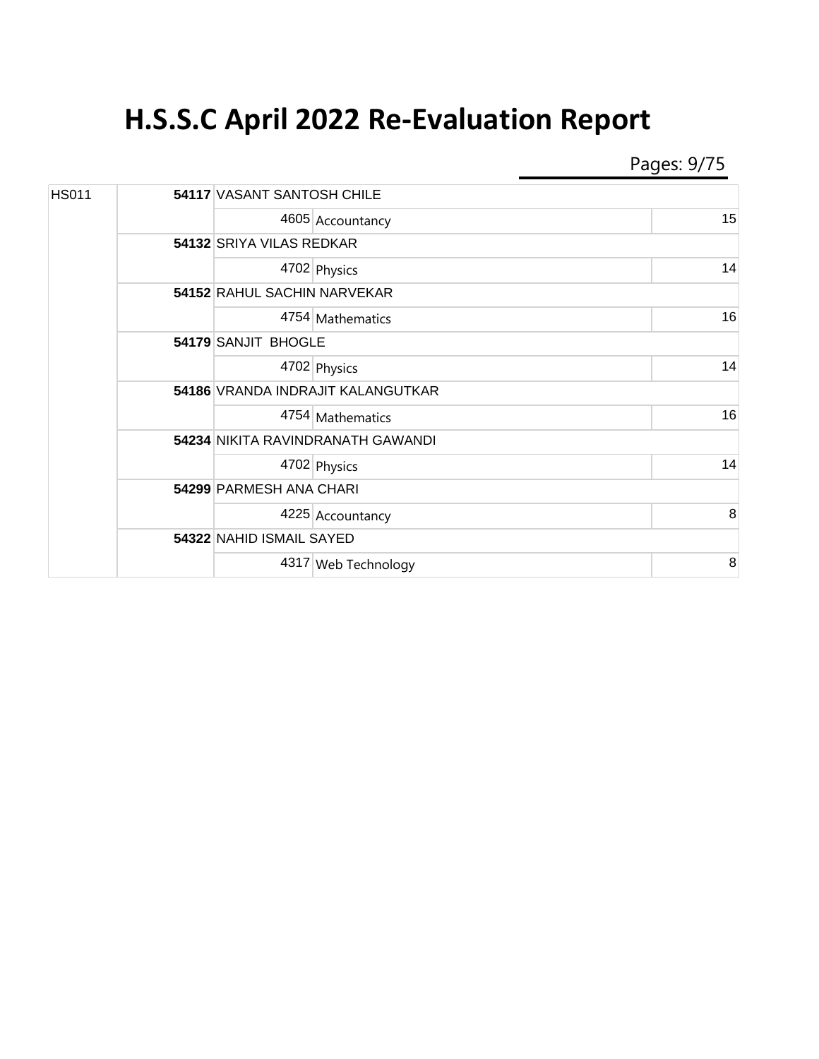# H.S.S.C April 2022 Re-Evaluation Report

| | | | | |
|---|---|---|---|---|
| HS011 | **54117** | VASANT SANTOSH CHILE | | |
| | | 4605 | Accountancy | 15 |
| | **54132** | SRIYA VILAS REDKAR | | |
| | | 4702 | Physics | 14 |
| | **54152** | RAHUL SACHIN NARVEKAR | | |
| | | 4754 | Mathematics | 16 |
| | **54179** | SANJIT BHOGLE | | |
| | | 4702 | Physics | 14 |
| | **54186** | VRANDA INDRAJIT KALANGUTKAR | | |
| | | 4754 | Mathematics | 16 |
| | **54234** | NIKITA RAVINDRANATH GAWANDI | | |
| | | 4702 | Physics | 14 |
| | **54299** | PARMESH ANA CHARI | | |
| | | 4225 | Accountancy | 8 |
| | **54322** | NAHID ISMAIL SAYED | | |
| | | 4317 | Web Technology | 8 |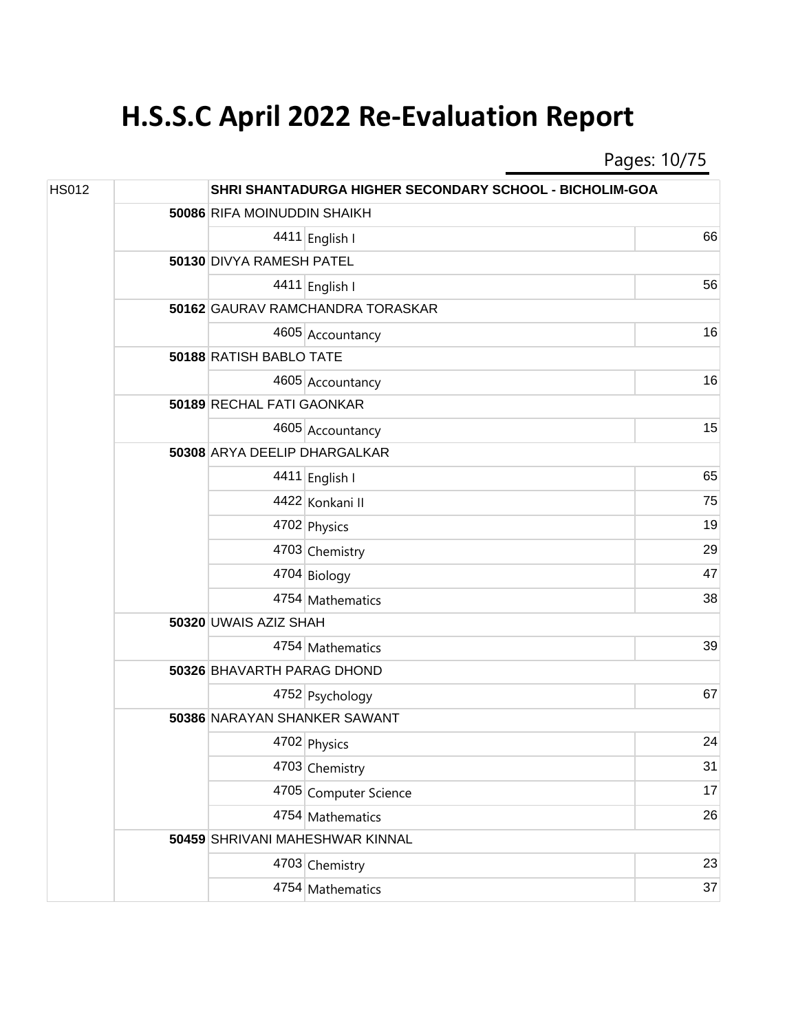# H.S.S.C April 2022 Re-Evaluation Report

| School Code | Seat No. | Name / Subject Code | Subject | Marks |
|---|---|---|---|---|
| HS012 | | **SHRI SHANTADURGA HIGHER SECONDARY SCHOOL - BICHOLIM-GOA** | | |
| | **50086** | RIFA MOINUDDIN SHAIKH | | |
| | | 4411 | English I | 66 |
| | **50130** | DIVYA RAMESH PATEL | | |
| | | 4411 | English I | 56 |
| | **50162** | GAURAV RAMCHANDRA TORASKAR | | |
| | | 4605 | Accountancy | 16 |
| | **50188** | RATISH BABLO TATE | | |
| | | 4605 | Accountancy | 16 |
| | **50189** | RECHAL FATI GAONKAR | | |
| | | 4605 | Accountancy | 15 |
| | **50308** | ARYA DEELIP DHARGALKAR | | |
| | | 4411 | English I | 65 |
| | | 4422 | Konkani II | 75 |
| | | 4702 | Physics | 19 |
| | | 4703 | Chemistry | 29 |
| | | 4704 | Biology | 47 |
| | | 4754 | Mathematics | 38 |
| | **50320** | UWAIS AZIZ SHAH | | |
| | | 4754 | Mathematics | 39 |
| | **50326** | BHAVARTH PARAG DHOND | | |
| | | 4752 | Psychology | 67 |
| | **50386** | NARAYAN SHANKER SAWANT | | |
| | | 4702 | Physics | 24 |
| | | 4703 | Chemistry | 31 |
| | | 4705 | Computer Science | 17 |
| | | 4754 | Mathematics | 26 |
| | **50459** | SHRIVANI MAHESHWAR KINNAL | | |
| | | 4703 | Chemistry | 23 |
| | | 4754 | Mathematics | 37 |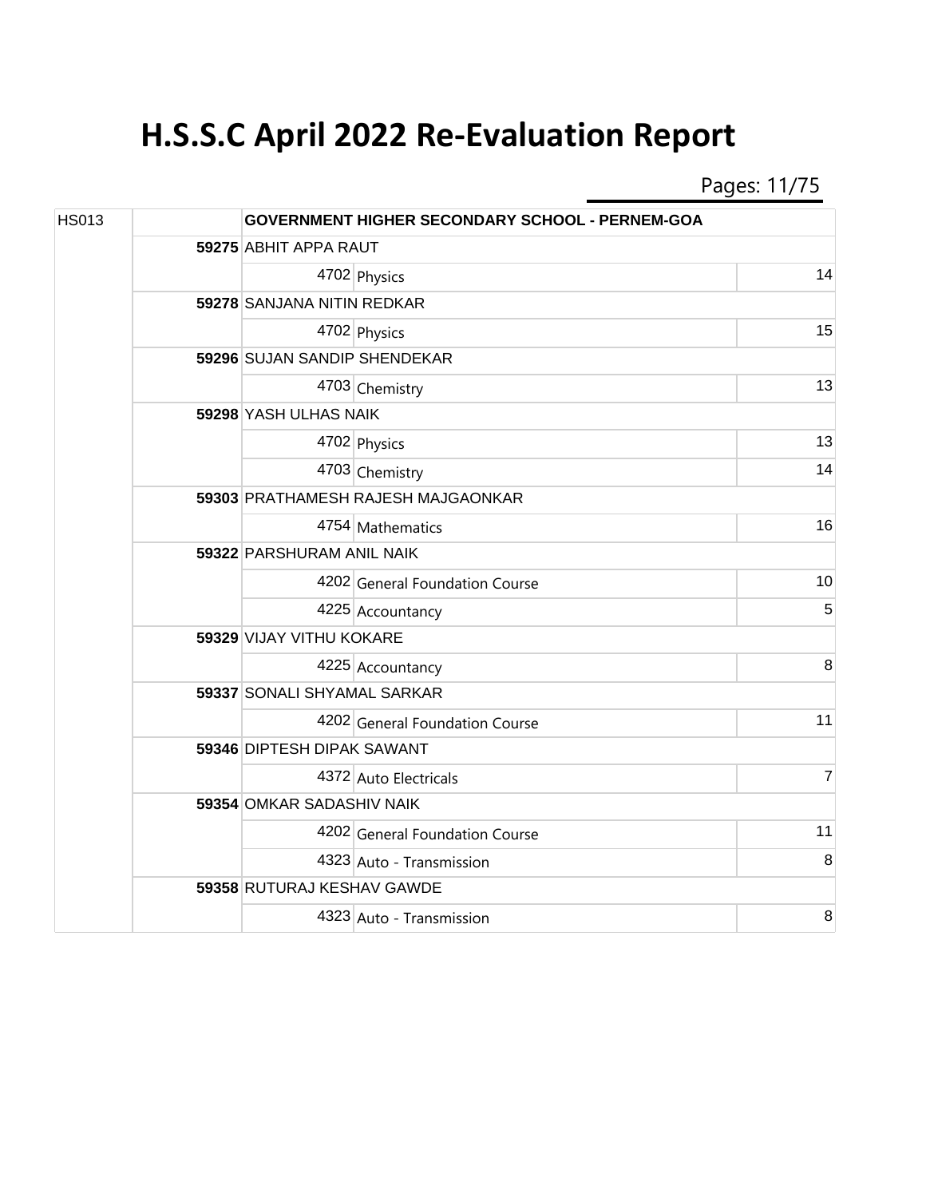# H.S.S.C April 2022 Re-Evaluation Report

| | | | | |
|---|---|---|---|---|
| HS013 | | **GOVERNMENT HIGHER SECONDARY SCHOOL - PERNEM-GOA** | | |
| | **59275** | ABHIT APPA RAUT | | |
| | | 4702 | Physics | 14 |
| | **59278** | SANJANA NITIN REDKAR | | |
| | | 4702 | Physics | 15 |
| | **59296** | SUJAN SANDIP SHENDEKAR | | |
| | | 4703 | Chemistry | 13 |
| | **59298** | YASH ULHAS NAIK | | |
| | | 4702 | Physics | 13 |
| | | 4703 | Chemistry | 14 |
| | **59303** | PRATHAMESH RAJESH MAJGAONKAR | | |
| | | 4754 | Mathematics | 16 |
| | **59322** | PARSHURAM ANIL NAIK | | |
| | | 4202 | General Foundation Course | 10 |
| | | 4225 | Accountancy | 5 |
| | **59329** | VIJAY VITHU KOKARE | | |
| | | 4225 | Accountancy | 8 |
| | **59337** | SONALI SHYAMAL SARKAR | | |
| | | 4202 | General Foundation Course | 11 |
| | **59346** | DIPTESH DIPAK SAWANT | | |
| | | 4372 | Auto Electricals | 7 |
| | **59354** | OMKAR SADASHIV NAIK | | |
| | | 4202 | General Foundation Course | 11 |
| | | 4323 | Auto - Transmission | 8 |
| | **59358** | RUTURAJ KESHAV GAWDE | | |
| | | 4323 | Auto - Transmission | 8 |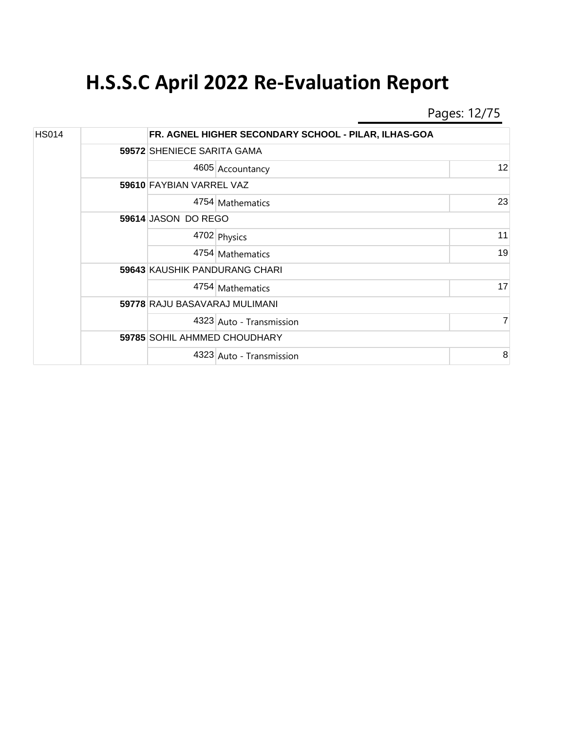# H.S.S.C April 2022 Re-Evaluation Report

| | | | | |
|---|---|---|---|---|
| HS014 | | FR. AGNEL HIGHER SECONDARY SCHOOL - PILAR, ILHAS-GOA | | |
| | **59572** | SHENIECE SARITA GAMA | | |
| | | 4605 | Accountancy | 12 |
| | **59610** | FAYBIAN VARREL VAZ | | |
| | | 4754 | Mathematics | 23 |
| | **59614** | JASON DO REGO | | |
| | | 4702 | Physics | 11 |
| | | 4754 | Mathematics | 19 |
| | **59643** | KAUSHIK PANDURANG CHARI | | |
| | | 4754 | Mathematics | 17 |
| | **59778** | RAJU BASAVARAJ MULIMANI | | |
| | | 4323 | Auto - Transmission | 7 |
| | **59785** | SOHIL AHMMED CHOUDHARY | | |
| | | 4323 | Auto - Transmission | 8 |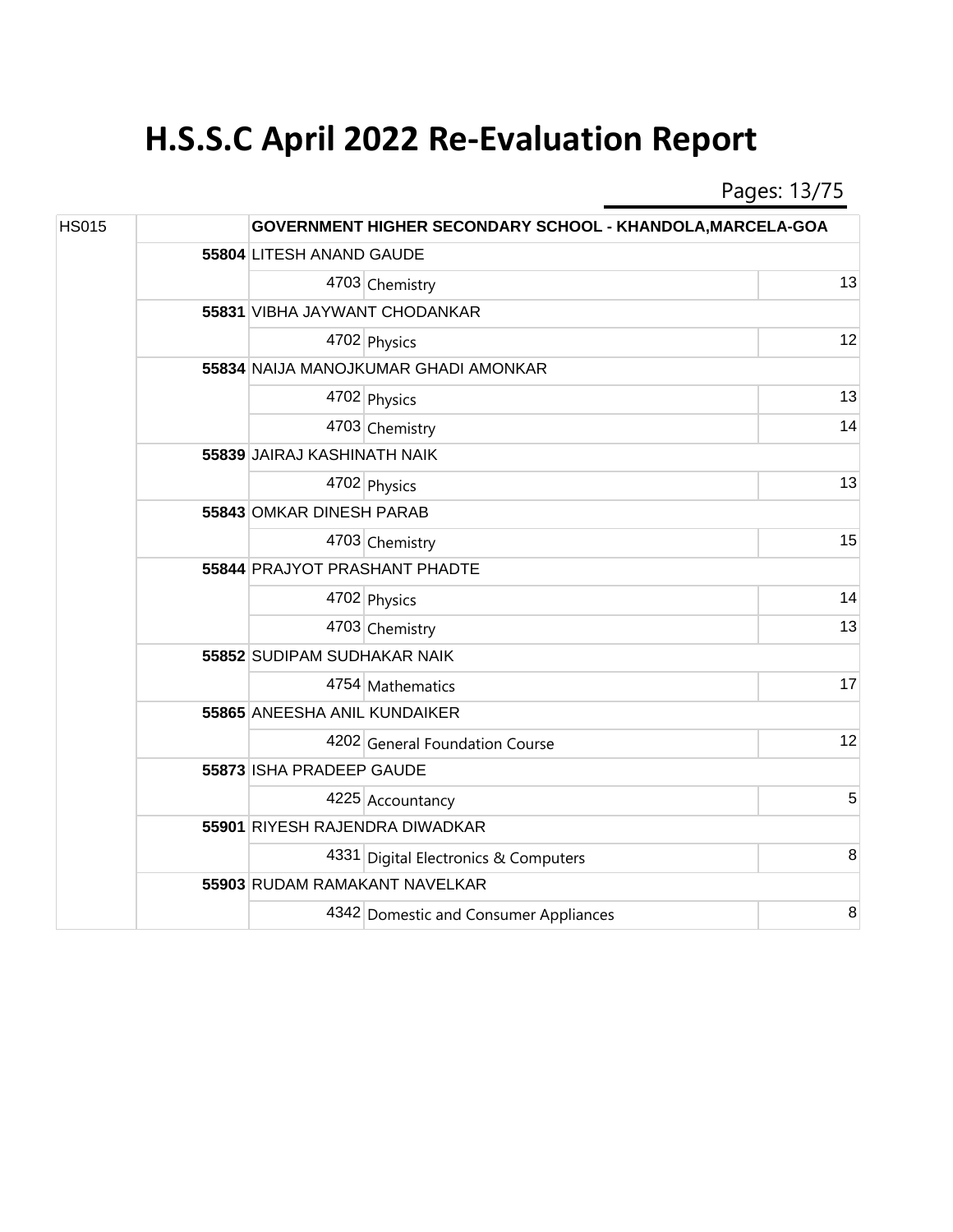# H.S.S.C April 2022 Re-Evaluation Report

| School Code | Seat No. | Name / Subject Code | Subject | Marks |
|---|---|---|---|---|
| HS015 | | GOVERNMENT HIGHER SECONDARY SCHOOL - KHANDOLA,MARCELA-GOA | | |
| | **55804** | LITESH ANAND GAUDE | | |
| | | 4703 | Chemistry | 13 |
| | **55831** | VIBHA JAYWANT CHODANKAR | | |
| | | 4702 | Physics | 12 |
| | **55834** | NAIJA MANOJKUMAR GHADI AMONKAR | | |
| | | 4702 | Physics | 13 |
| | | 4703 | Chemistry | 14 |
| | **55839** | JAIRAJ KASHINATH NAIK | | |
| | | 4702 | Physics | 13 |
| | **55843** | OMKAR DINESH PARAB | | |
| | | 4703 | Chemistry | 15 |
| | **55844** | PRAJYOT PRASHANT PHADTE | | |
| | | 4702 | Physics | 14 |
| | | 4703 | Chemistry | 13 |
| | **55852** | SUDIPAM SUDHAKAR NAIK | | |
| | | 4754 | Mathematics | 17 |
| | **55865** | ANEESHA ANIL KUNDAIKER | | |
| | | 4202 | General Foundation Course | 12 |
| | **55873** | ISHA PRADEEP GAUDE | | |
| | | 4225 | Accountancy | 5 |
| | **55901** | RIYESH RAJENDRA DIWADKAR | | |
| | | 4331 | Digital Electronics & Computers | 8 |
| | **55903** | RUDAM RAMAKANT NAVELKAR | | |
| | | 4342 | Domestic and Consumer Appliances | 8 |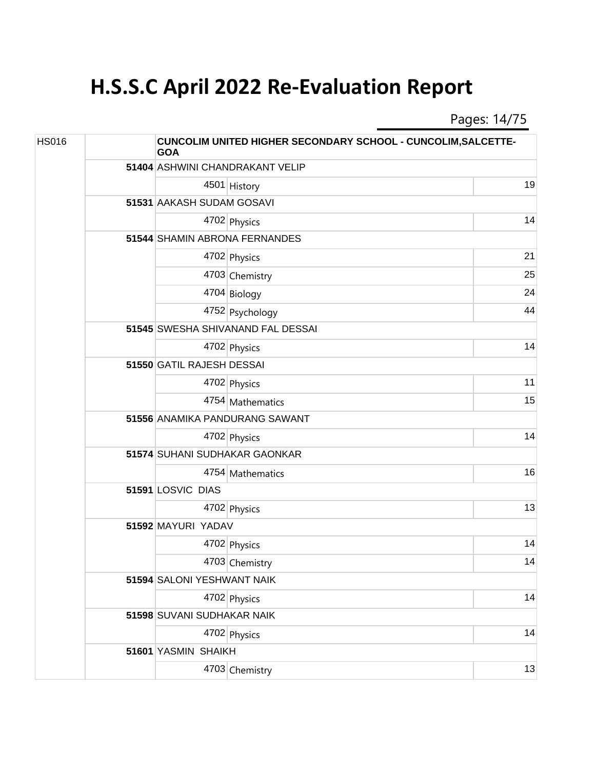# H.S.S.C April 2022 Re-Evaluation Report

| | | | | |
|---|---|---|---|---|
| HS016 | | **CUNCOLIM UNITED HIGHER SECONDARY SCHOOL - CUNCOLIM,SALCETTE-GOA** | | |
| | **51404** | ASHWINI CHANDRAKANT VELIP | | |
| | | 4501 | History | 19 |
| | **51531** | AAKASH SUDAM GOSAVI | | |
| | | 4702 | Physics | 14 |
| | **51544** | SHAMIN ABRONA FERNANDES | | |
| | | 4702 | Physics | 21 |
| | | 4703 | Chemistry | 25 |
| | | 4704 | Biology | 24 |
| | | 4752 | Psychology | 44 |
| | **51545** | SWESHA SHIVANAND FAL DESSAI | | |
| | | 4702 | Physics | 14 |
| | **51550** | GATIL RAJESH DESSAI | | |
| | | 4702 | Physics | 11 |
| | | 4754 | Mathematics | 15 |
| | **51556** | ANAMIKA PANDURANG SAWANT | | |
| | | 4702 | Physics | 14 |
| | **51574** | SUHANI SUDHAKAR GAONKAR | | |
| | | 4754 | Mathematics | 16 |
| | **51591** | LOSVIC DIAS | | |
| | | 4702 | Physics | 13 |
| | **51592** | MAYURI YADAV | | |
| | | 4702 | Physics | 14 |
| | | 4703 | Chemistry | 14 |
| | **51594** | SALONI YESHWANT NAIK | | |
| | | 4702 | Physics | 14 |
| | **51598** | SUVANI SUDHAKAR NAIK | | |
| | | 4702 | Physics | 14 |
| | **51601** | YASMIN SHAIKH | | |
| | | 4703 | Chemistry | 13 |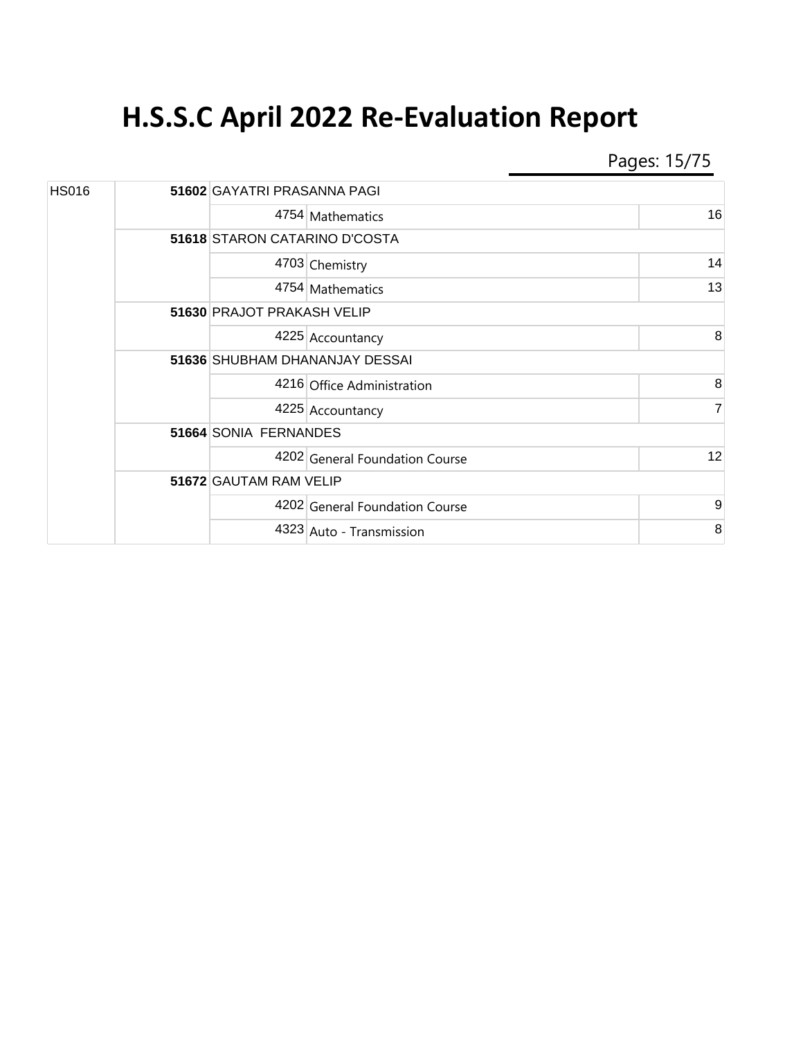# H.S.S.C April 2022 Re-Evaluation Report

| Centre | Seat No. | Name / Subject Code | Subject | Marks |
|---|---|---|---|---|
| HS016 | **51602** | GAYATRI PRASANNA PAGI | | |
| | | 4754 | Mathematics | 16 |
| | **51618** | STARON CATARINO D'COSTA | | |
| | | 4703 | Chemistry | 14 |
| | | 4754 | Mathematics | 13 |
| | **51630** | PRAJOT PRAKASH VELIP | | |
| | | 4225 | Accountancy | 8 |
| | **51636** | SHUBHAM DHANANJAY DESSAI | | |
| | | 4216 | Office Administration | 8 |
| | | 4225 | Accountancy | 7 |
| | **51664** | SONIA FERNANDES | | |
| | | 4202 | General Foundation Course | 12 |
| | **51672** | GAUTAM RAM VELIP | | |
| | | 4202 | General Foundation Course | 9 |
| | | 4323 | Auto - Transmission | 8 |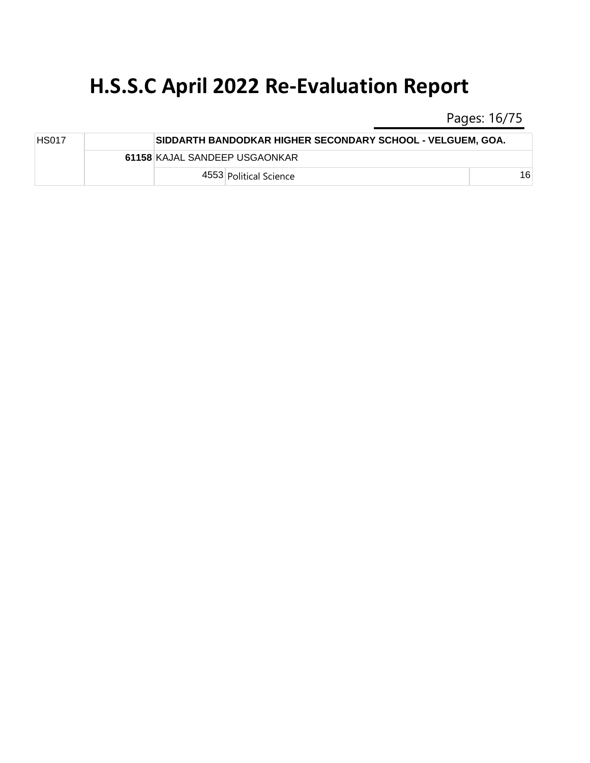# H.S.S.C April 2022 Re-Evaluation Report

| | | | | |
|---|---|---|---|---|
| HS017 | | **SIDDARTH BANDODKAR HIGHER SECONDARY SCHOOL - VELGUEM, GOA.** | | |
| | **61158** | KAJAL SANDEEP USGAONKAR | | |
| | | 4553 | Political Science | 16 |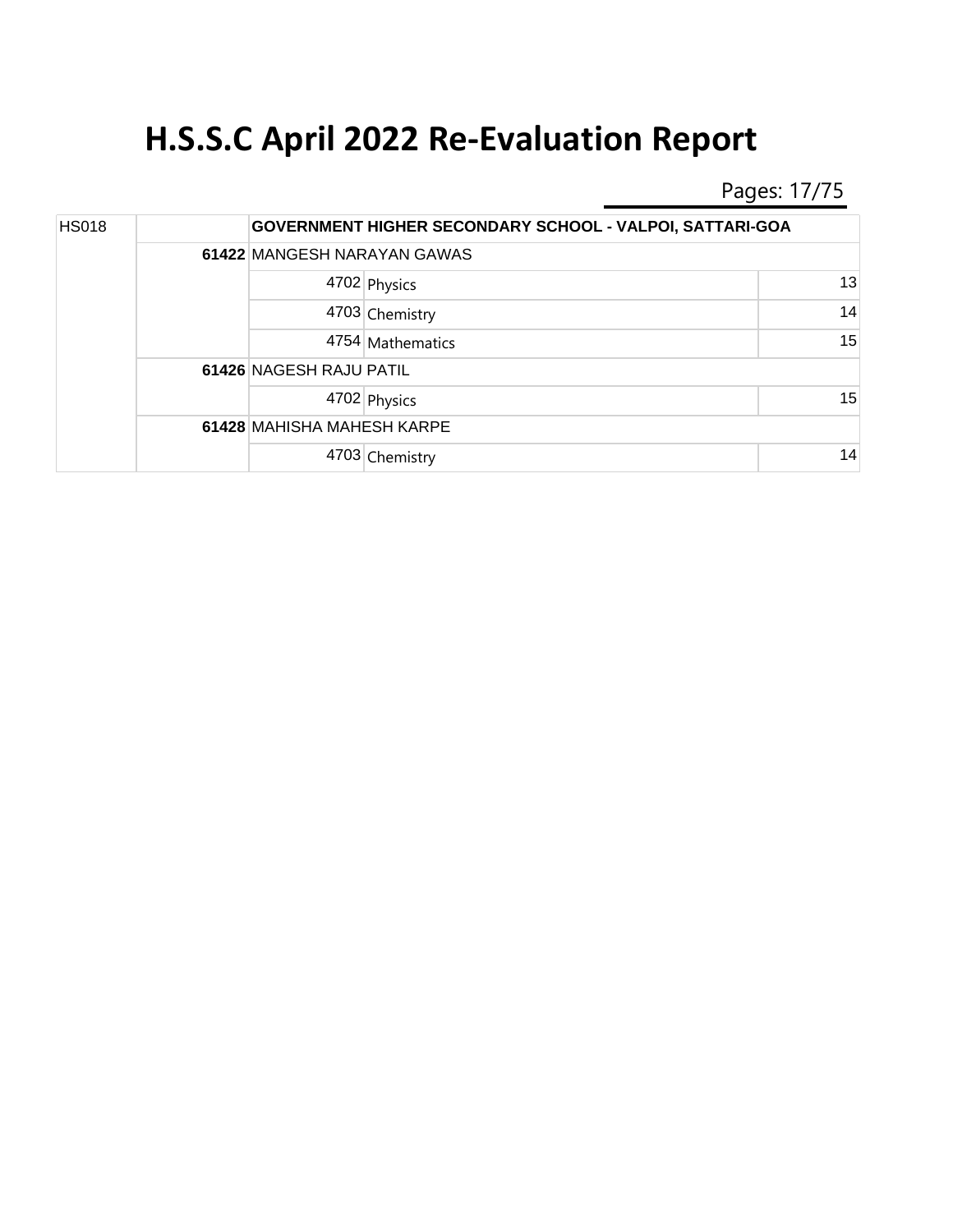# H.S.S.C April 2022 Re-Evaluation Report

| | | | | |
|---|---|---|---|---|
| HS018 | | **GOVERNMENT HIGHER SECONDARY SCHOOL - VALPOI, SATTARI-GOA** | | |
| | **61422** | MANGESH NARAYAN GAWAS | | |
| | | 4702 | Physics | 13 |
| | | 4703 | Chemistry | 14 |
| | | 4754 | Mathematics | 15 |
| | **61426** | NAGESH RAJU PATIL | | |
| | | 4702 | Physics | 15 |
| | **61428** | MAHISHA MAHESH KARPE | | |
| | | 4703 | Chemistry | 14 |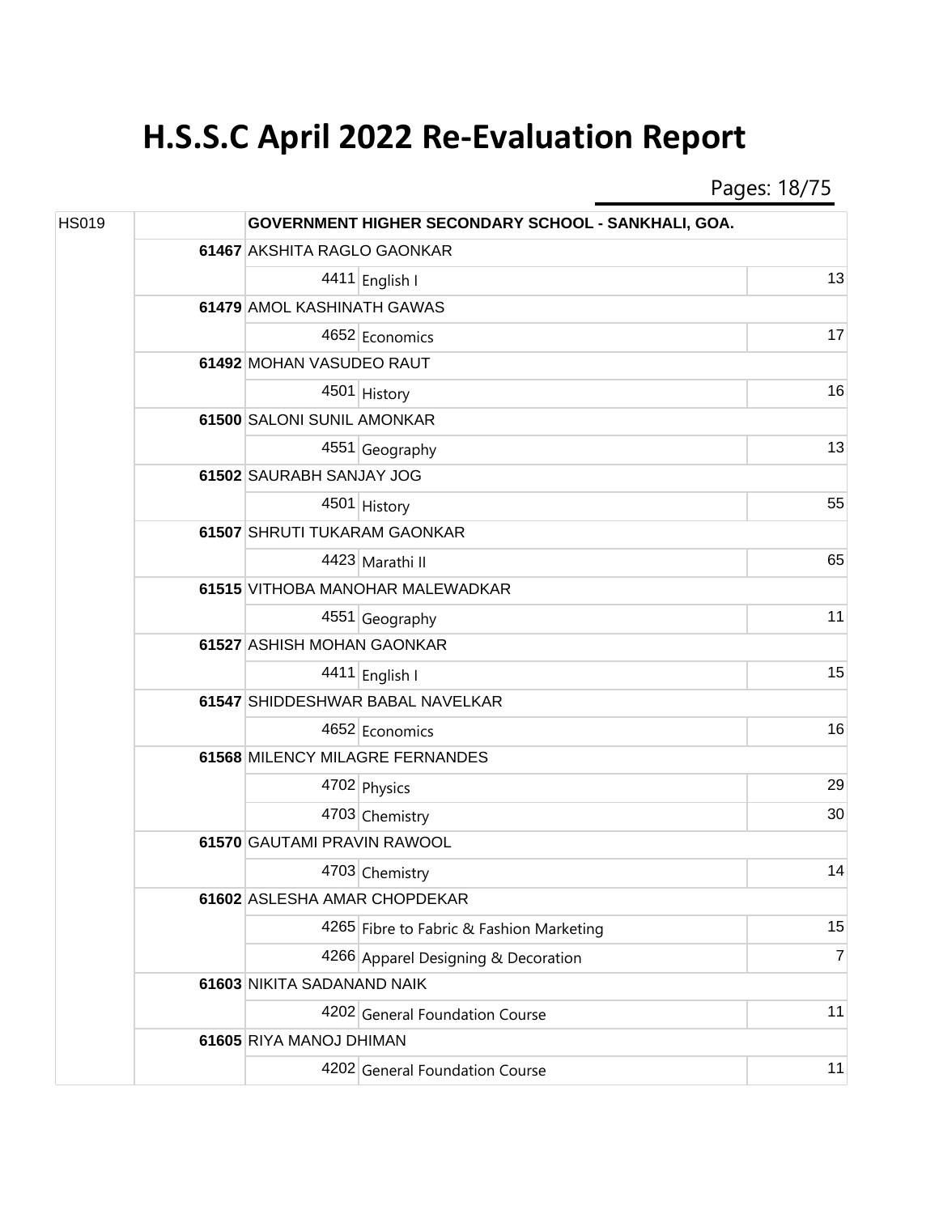# H.S.S.C April 2022 Re-Evaluation Report

| | | | | |
|---|---|---|---|---|
| HS019 | | GOVERNMENT HIGHER SECONDARY SCHOOL - SANKHALI, GOA. | | |
| | 61467 | AKSHITA RAGLO GAONKAR | | |
| | | 4411 | English I | 13 |
| | 61479 | AMOL KASHINATH GAWAS | | |
| | | 4652 | Economics | 17 |
| | 61492 | MOHAN VASUDEO RAUT | | |
| | | 4501 | History | 16 |
| | 61500 | SALONI SUNIL AMONKAR | | |
| | | 4551 | Geography | 13 |
| | 61502 | SAURABH SANJAY JOG | | |
| | | 4501 | History | 55 |
| | 61507 | SHRUTI TUKARAM GAONKAR | | |
| | | 4423 | Marathi II | 65 |
| | 61515 | VITHOBA MANOHAR MALEWADKAR | | |
| | | 4551 | Geography | 11 |
| | 61527 | ASHISH MOHAN GAONKAR | | |
| | | 4411 | English I | 15 |
| | 61547 | SHIDDESHWAR BABAL NAVELKAR | | |
| | | 4652 | Economics | 16 |
| | 61568 | MILENCY MILAGRE FERNANDES | | |
| | | 4702 | Physics | 29 |
| | | 4703 | Chemistry | 30 |
| | 61570 | GAUTAMI PRAVIN RAWOOL | | |
| | | 4703 | Chemistry | 14 |
| | 61602 | ASLESHA AMAR CHOPDEKAR | | |
| | | 4265 | Fibre to Fabric & Fashion Marketing | 15 |
| | | 4266 | Apparel Designing & Decoration | 7 |
| | 61603 | NIKITA SADANAND NAIK | | |
| | | 4202 | General Foundation Course | 11 |
| | 61605 | RIYA MANOJ DHIMAN | | |
| | | 4202 | General Foundation Course | 11 |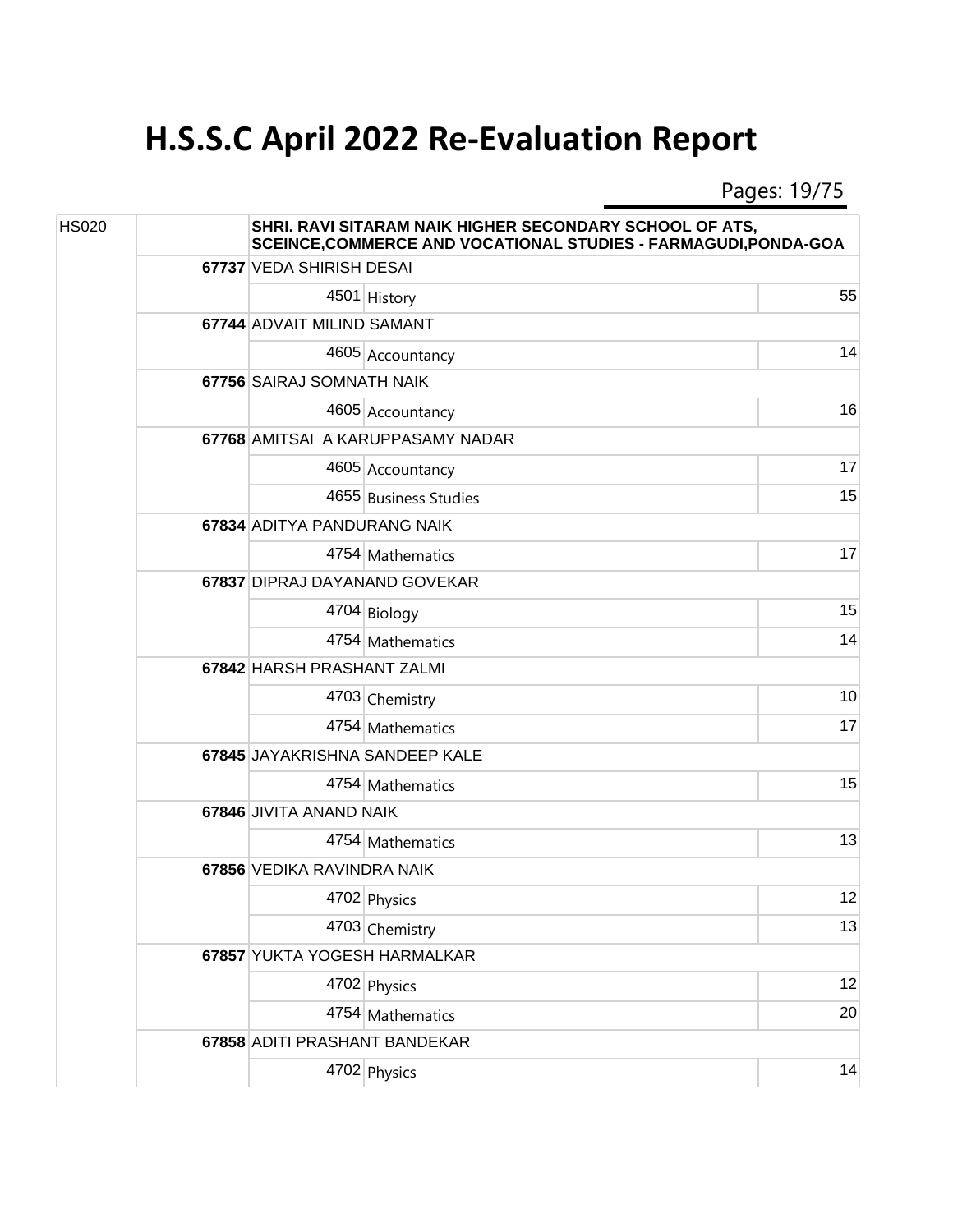# H.S.S.C April 2022 Re-Evaluation Report

| | | | | |
|---|---|---|---|---|
| HS020 | | **SHRI. RAVI SITARAM NAIK HIGHER SECONDARY SCHOOL OF ATS, SCEINCE,COMMERCE AND VOCATIONAL STUDIES - FARMAGUDI,PONDA-GOA** | | |
| | **67737** | VEDA SHIRISH DESAI | | |
| | | 4501 | History | 55 |
| | **67744** | ADVAIT MILIND SAMANT | | |
| | | 4605 | Accountancy | 14 |
| | **67756** | SAIRAJ SOMNATH NAIK | | |
| | | 4605 | Accountancy | 16 |
| | **67768** | AMITSAI A KARUPPASAMY NADAR | | |
| | | 4605 | Accountancy | 17 |
| | | 4655 | Business Studies | 15 |
| | **67834** | ADITYA PANDURANG NAIK | | |
| | | 4754 | Mathematics | 17 |
| | **67837** | DIPRAJ DAYANAND GOVEKAR | | |
| | | 4704 | Biology | 15 |
| | | 4754 | Mathematics | 14 |
| | **67842** | HARSH PRASHANT ZALMI | | |
| | | 4703 | Chemistry | 10 |
| | | 4754 | Mathematics | 17 |
| | **67845** | JAYAKRISHNA SANDEEP KALE | | |
| | | 4754 | Mathematics | 15 |
| | **67846** | JIVITA ANAND NAIK | | |
| | | 4754 | Mathematics | 13 |
| | **67856** | VEDIKA RAVINDRA NAIK | | |
| | | 4702 | Physics | 12 |
| | | 4703 | Chemistry | 13 |
| | **67857** | YUKTA YOGESH HARMALKAR | | |
| | | 4702 | Physics | 12 |
| | | 4754 | Mathematics | 20 |
| | **67858** | ADITI PRASHANT BANDEKAR | | |
| | | 4702 | Physics | 14 |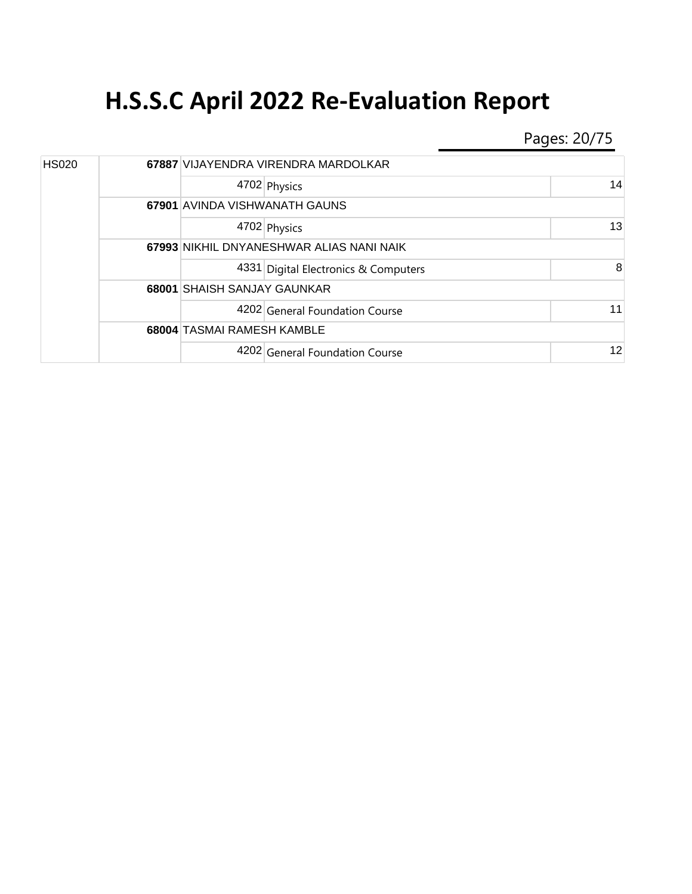# H.S.S.C April 2022 Re-Evaluation Report

| Centre | Seat No. | Subject Code | Student Name / Subject | Marks |
|---|---|---|---|---|
| HS020 | **67887** | | VIJAYENDRA VIRENDRA MARDOLKAR | |
| | | 4702 | Physics | 14 |
| | **67901** | | AVINDA VISHWANATH GAUNS | |
| | | 4702 | Physics | 13 |
| | **67993** | | NIKHIL DNYANESHWAR ALIAS NANI NAIK | |
| | | 4331 | Digital Electronics & Computers | 8 |
| | **68001** | | SHAISH SANJAY GAUNKAR | |
| | | 4202 | General Foundation Course | 11 |
| | **68004** | | TASMAI RAMESH KAMBLE | |
| | | 4202 | General Foundation Course | 12 |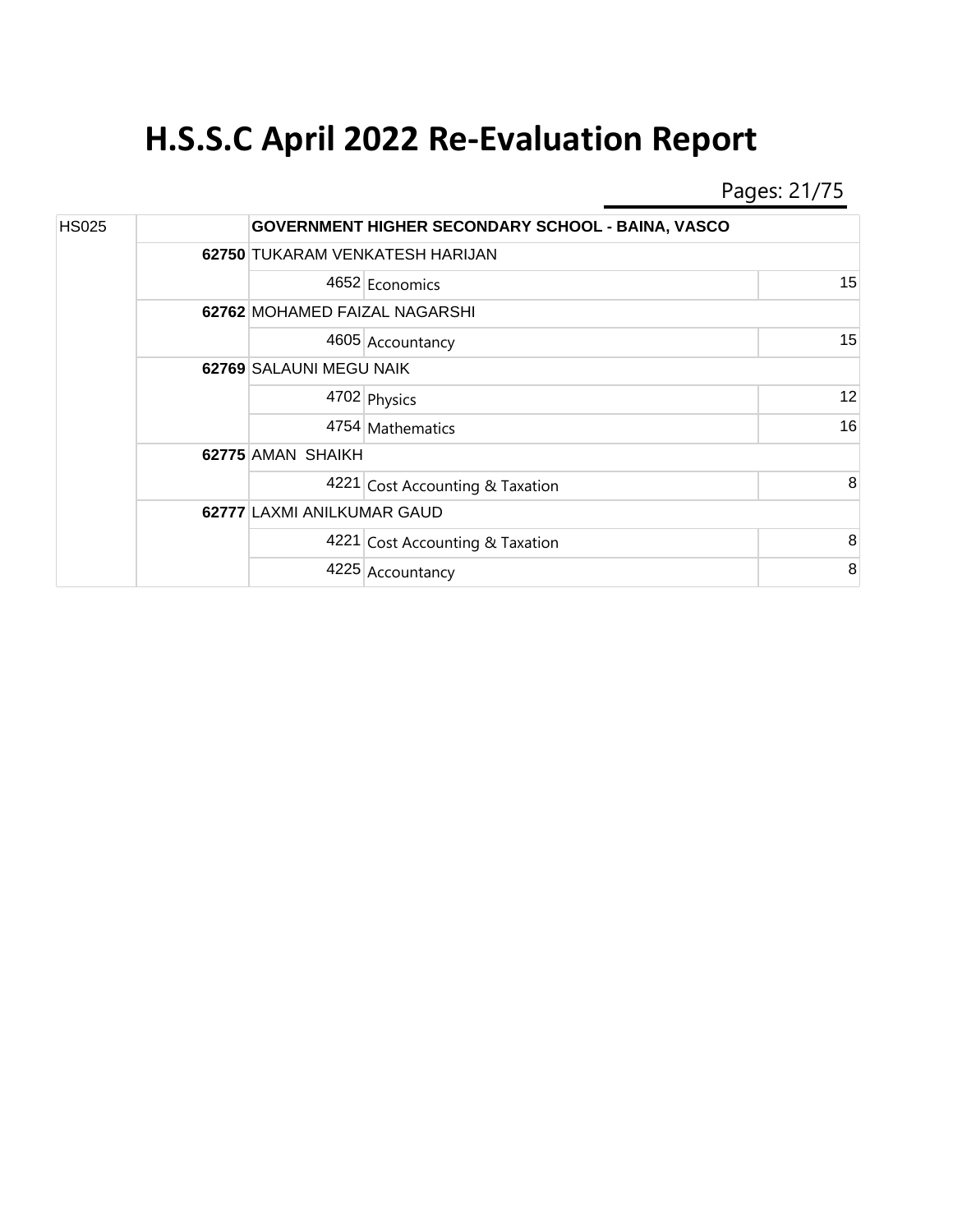# H.S.S.C April 2022 Re-Evaluation Report

| | | | | |
|---|---|---|---|---|
| HS025 | | GOVERNMENT HIGHER SECONDARY SCHOOL - BAINA, VASCO | | |
| | **62750** | TUKARAM VENKATESH HARIJAN | | |
| | | 4652 | Economics | 15 |
| | **62762** | MOHAMED FAIZAL NAGARSHI | | |
| | | 4605 | Accountancy | 15 |
| | **62769** | SALAUNI MEGU NAIK | | |
| | | 4702 | Physics | 12 |
| | | 4754 | Mathematics | 16 |
| | **62775** | AMAN SHAIKH | | |
| | | 4221 | Cost Accounting & Taxation | 8 |
| | **62777** | LAXMI ANILKUMAR GAUD | | |
| | | 4221 | Cost Accounting & Taxation | 8 |
| | | 4225 | Accountancy | 8 |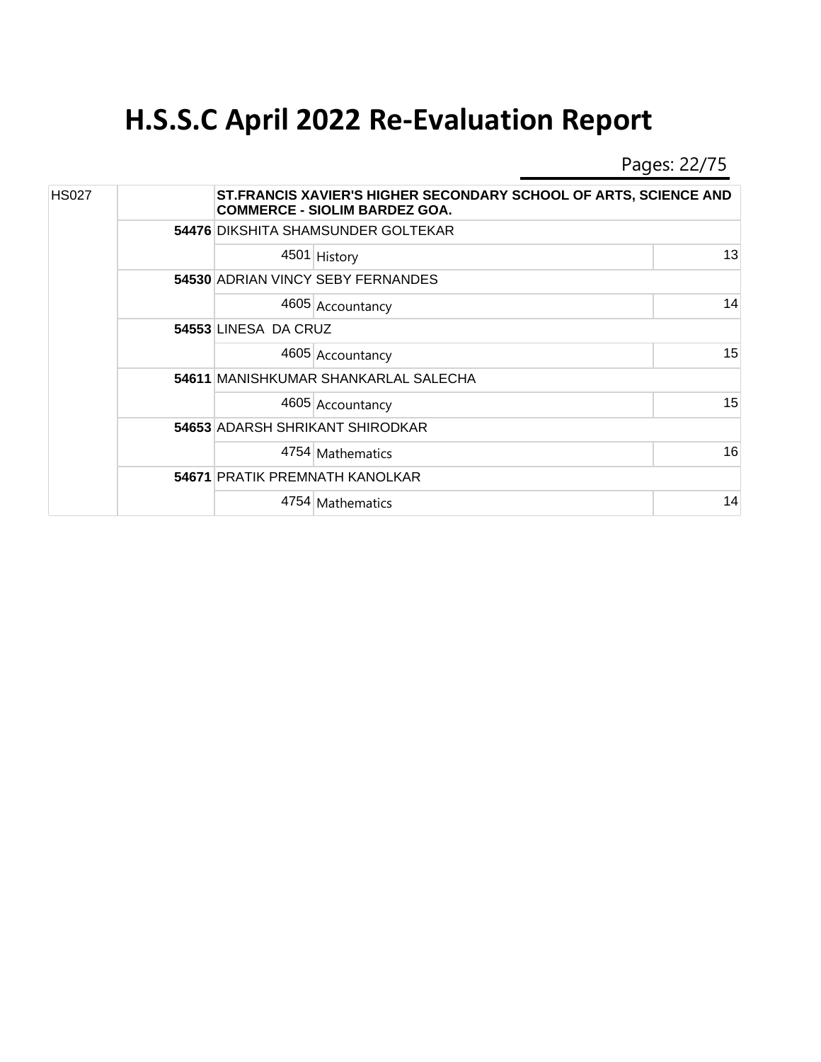# H.S.S.C April 2022 Re-Evaluation Report

| HS027 | | ST.FRANCIS XAVIER'S HIGHER SECONDARY SCHOOL OF ARTS, SCIENCE AND COMMERCE - SIOLIM BARDEZ GOA. | | |
|---|---|---|---|---|
| | **54476** | DIKSHITA SHAMSUNDER GOLTEKAR | | |
| | | 4501 | History | 13 |
| | **54530** | ADRIAN VINCY SEBY FERNANDES | | |
| | | 4605 | Accountancy | 14 |
| | **54553** | LINESA DA CRUZ | | |
| | | 4605 | Accountancy | 15 |
| | **54611** | MANISHKUMAR SHANKARLAL SALECHA | | |
| | | 4605 | Accountancy | 15 |
| | **54653** | ADARSH SHRIKANT SHIRODKAR | | |
| | | 4754 | Mathematics | 16 |
| | **54671** | PRATIK PREMNATH KANOLKAR | | |
| | | 4754 | Mathematics | 14 |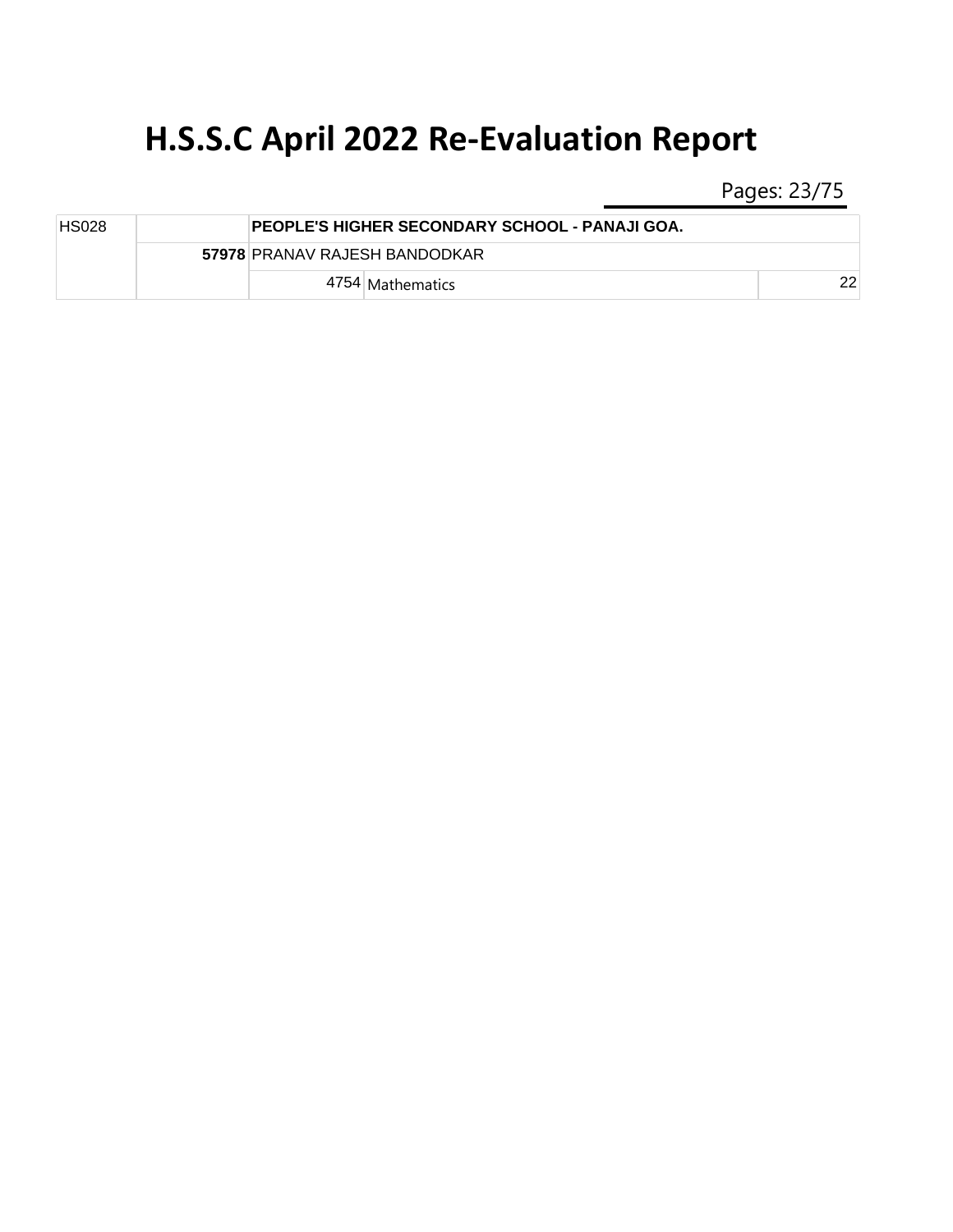# H.S.S.C April 2022 Re-Evaluation Report

Pages: 23/75

| | | | | |
|---|---|---|---|---|
| HS028 | | **PEOPLE'S HIGHER SECONDARY SCHOOL - PANAJI GOA.** | | |
| | **57978** | PRANAV RAJESH BANDODKAR | | |
| | | 4754 | Mathematics | 22 |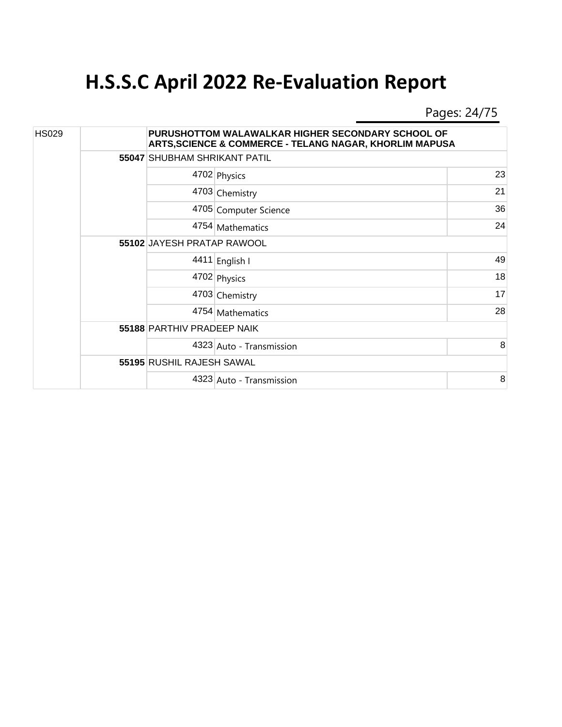# H.S.S.C April 2022 Re-Evaluation Report

| | | | | |
|---|---|---|---|---|
| HS029 | | PURUSHOTTOM WALAWALKAR HIGHER SECONDARY SCHOOL OF ARTS,SCIENCE & COMMERCE - TELANG NAGAR, KHORLIM MAPUSA | | |
| | 55047 | SHUBHAM SHRIKANT PATIL | | |
| | | 4702 | Physics | 23 |
| | | 4703 | Chemistry | 21 |
| | | 4705 | Computer Science | 36 |
| | | 4754 | Mathematics | 24 |
| | 55102 | JAYESH PRATAP RAWOOL | | |
| | | 4411 | English I | 49 |
| | | 4702 | Physics | 18 |
| | | 4703 | Chemistry | 17 |
| | | 4754 | Mathematics | 28 |
| | 55188 | PARTHIV PRADEEP NAIK | | |
| | | 4323 | Auto - Transmission | 8 |
| | 55195 | RUSHIL RAJESH SAWAL | | |
| | | 4323 | Auto - Transmission | 8 |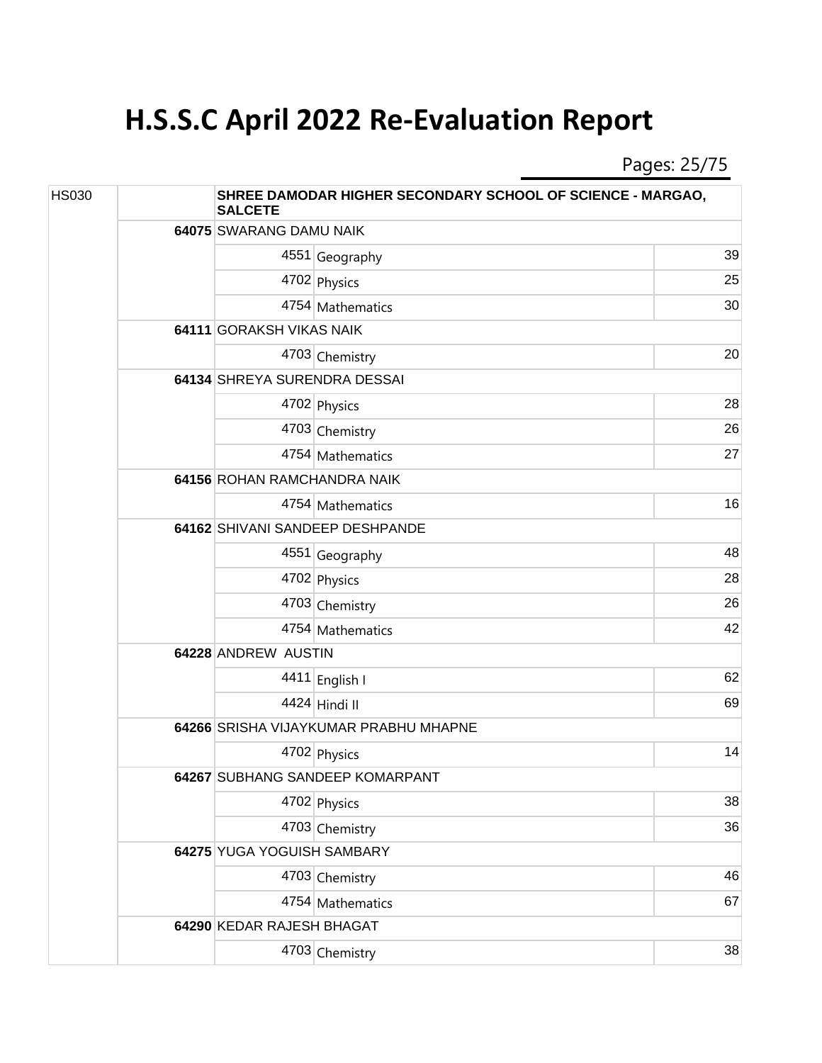# H.S.S.C April 2022 Re-Evaluation Report

| | | | | |
|---|---|---|---|---|
| HS030 | | SHREE DAMODAR HIGHER SECONDARY SCHOOL OF SCIENCE - MARGAO, SALCETE | | |
| | 64075 | SWARANG DAMU NAIK | | |
| | | 4551 | Geography | 39 |
| | | 4702 | Physics | 25 |
| | | 4754 | Mathematics | 30 |
| | 64111 | GORAKSH VIKAS NAIK | | |
| | | 4703 | Chemistry | 20 |
| | 64134 | SHREYA SURENDRA DESSAI | | |
| | | 4702 | Physics | 28 |
| | | 4703 | Chemistry | 26 |
| | | 4754 | Mathematics | 27 |
| | 64156 | ROHAN RAMCHANDRA NAIK | | |
| | | 4754 | Mathematics | 16 |
| | 64162 | SHIVANI SANDEEP DESHPANDE | | |
| | | 4551 | Geography | 48 |
| | | 4702 | Physics | 28 |
| | | 4703 | Chemistry | 26 |
| | | 4754 | Mathematics | 42 |
| | 64228 | ANDREW AUSTIN | | |
| | | 4411 | English I | 62 |
| | | 4424 | Hindi II | 69 |
| | 64266 | SRISHA VIJAYKUMAR PRABHU MHAPNE | | |
| | | 4702 | Physics | 14 |
| | 64267 | SUBHANG SANDEEP KOMARPANT | | |
| | | 4702 | Physics | 38 |
| | | 4703 | Chemistry | 36 |
| | 64275 | YUGA YOGUISH SAMBARY | | |
| | | 4703 | Chemistry | 46 |
| | | 4754 | Mathematics | 67 |
| | 64290 | KEDAR RAJESH BHAGAT | | |
| | | 4703 | Chemistry | 38 |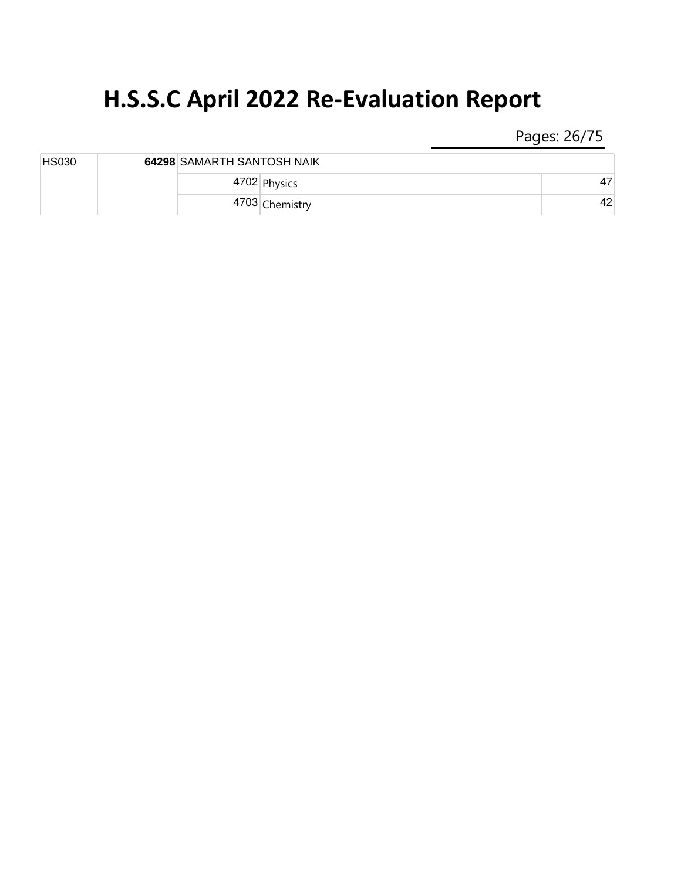# H.S.S.C April 2022 Re-Evaluation Report

| | | | | |
|---|---|---|---|---|
| HS030 | **64298** | SAMARTH SANTOSH NAIK | | |
| | | 4702 | Physics | 47 |
| | | 4703 | Chemistry | 42 |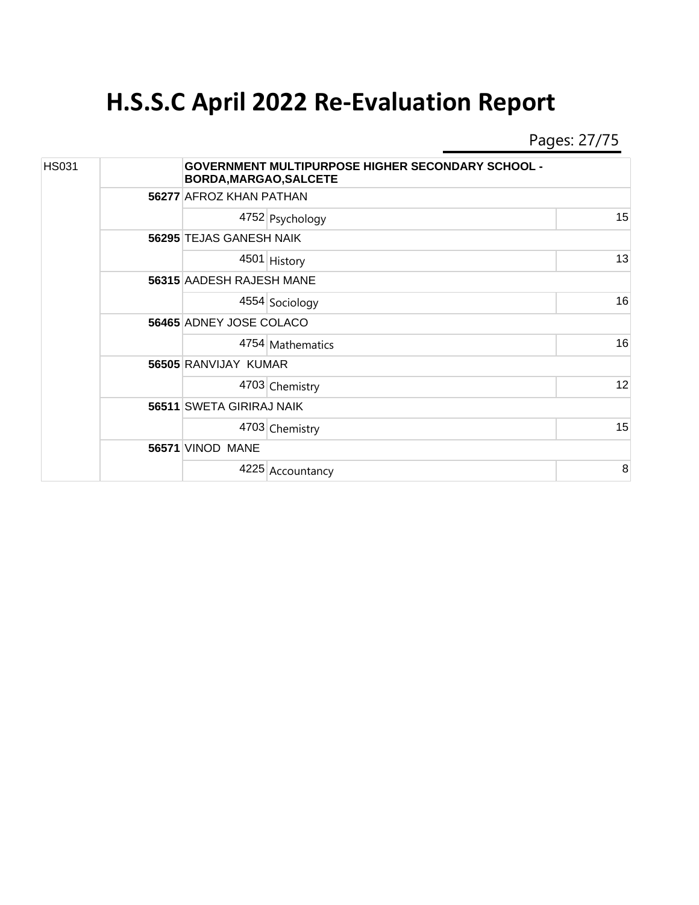# H.S.S.C April 2022 Re-Evaluation Report

| | | | | |
|---|---|---|---|---|
| HS031 | | GOVERNMENT MULTIPURPOSE HIGHER SECONDARY SCHOOL - BORDA,MARGAO,SALCETE | | |
| | 56277 | AFROZ KHAN PATHAN | | |
| | | 4752 | Psychology | 15 |
| | 56295 | TEJAS GANESH NAIK | | |
| | | 4501 | History | 13 |
| | 56315 | AADESH RAJESH MANE | | |
| | | 4554 | Sociology | 16 |
| | 56465 | ADNEY JOSE COLACO | | |
| | | 4754 | Mathematics | 16 |
| | 56505 | RANVIJAY KUMAR | | |
| | | 4703 | Chemistry | 12 |
| | 56511 | SWETA GIRIRAJ NAIK | | |
| | | 4703 | Chemistry | 15 |
| | 56571 | VINOD MANE | | |
| | | 4225 | Accountancy | 8 |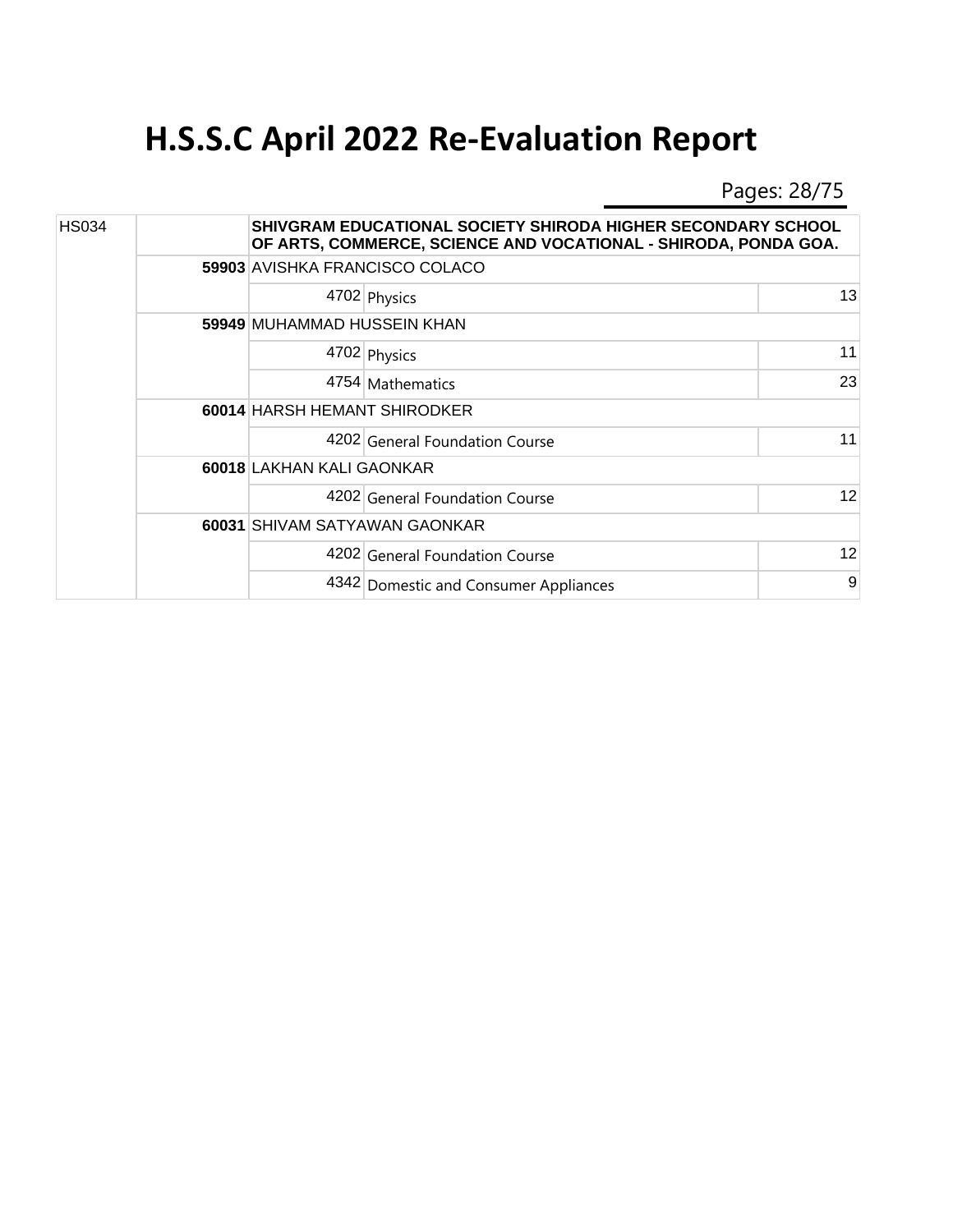# H.S.S.C April 2022 Re-Evaluation Report

| | | | | |
|---|---|---|---|---|
| HS034 | | SHIVGRAM EDUCATIONAL SOCIETY SHIRODA HIGHER SECONDARY SCHOOL OF ARTS, COMMERCE, SCIENCE AND VOCATIONAL - SHIRODA, PONDA GOA. | | |
| | 59903 | AVISHKA FRANCISCO COLACO | | |
| | | 4702 | Physics | 13 |
| | 59949 | MUHAMMAD HUSSEIN KHAN | | |
| | | 4702 | Physics | 11 |
| | | 4754 | Mathematics | 23 |
| | 60014 | HARSH HEMANT SHIRODKER | | |
| | | 4202 | General Foundation Course | 11 |
| | 60018 | LAKHAN KALI GAONKAR | | |
| | | 4202 | General Foundation Course | 12 |
| | 60031 | SHIVAM SATYAWAN GAONKAR | | |
| | | 4202 | General Foundation Course | 12 |
| | | 4342 | Domestic and Consumer Appliances | 9 |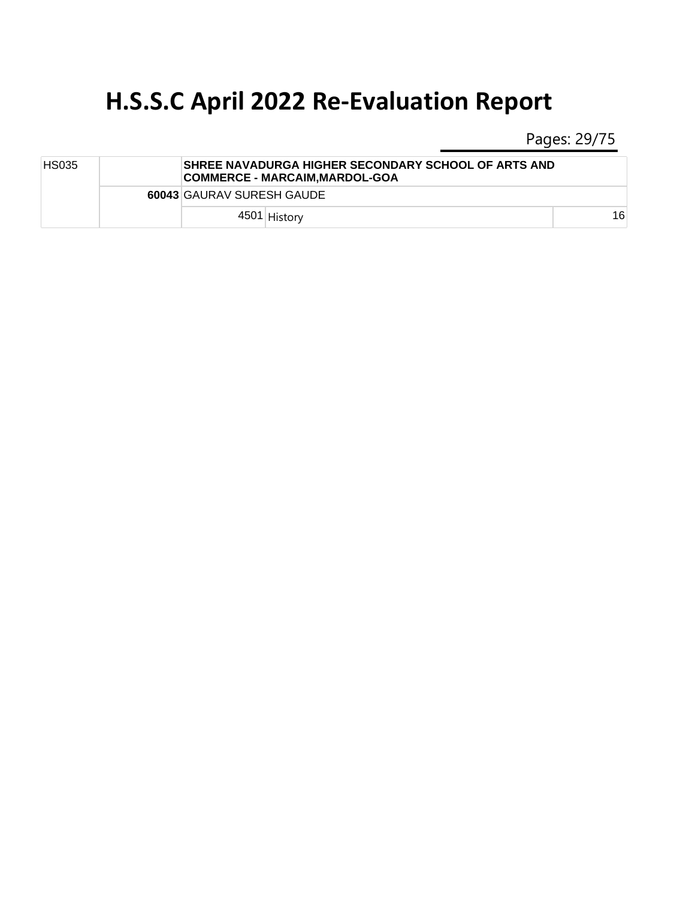# H.S.S.C April 2022 Re-Evaluation Report

| | | | | |
|---|---|---|---|---|
| HS035 | | SHREE NAVADURGA HIGHER SECONDARY SCHOOL OF ARTS AND COMMERCE - MARCAIM,MARDOL-GOA | | |
| | 60043 | GAURAV SURESH GAUDE | | |
| | | 4501 | History | 16 |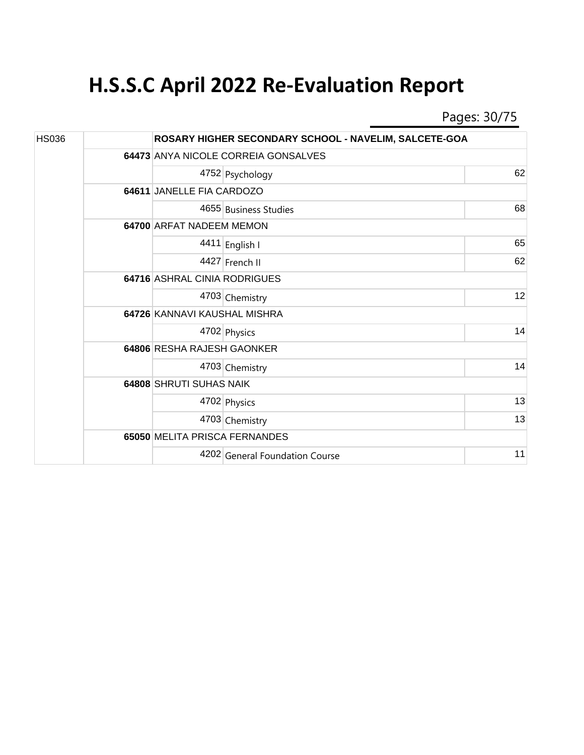# H.S.S.C April 2022 Re-Evaluation Report

| | | | | |
|---|---|---|---|---|
| HS036 | | ROSARY HIGHER SECONDARY SCHOOL - NAVELIM, SALCETE-GOA | | |
| | **64473** | ANYA NICOLE CORREIA GONSALVES | | |
| | | 4752 | Psychology | 62 |
| | **64611** | JANELLE FIA CARDOZO | | |
| | | 4655 | Business Studies | 68 |
| | **64700** | ARFAT NADEEM MEMON | | |
| | | 4411 | English I | 65 |
| | | 4427 | French II | 62 |
| | **64716** | ASHRAL CINIA RODRIGUES | | |
| | | 4703 | Chemistry | 12 |
| | **64726** | KANNAVI KAUSHAL MISHRA | | |
| | | 4702 | Physics | 14 |
| | **64806** | RESHA RAJESH GAONKER | | |
| | | 4703 | Chemistry | 14 |
| | **64808** | SHRUTI SUHAS NAIK | | |
| | | 4702 | Physics | 13 |
| | | 4703 | Chemistry | 13 |
| | **65050** | MELITA PRISCA FERNANDES | | |
| | | 4202 | General Foundation Course | 11 |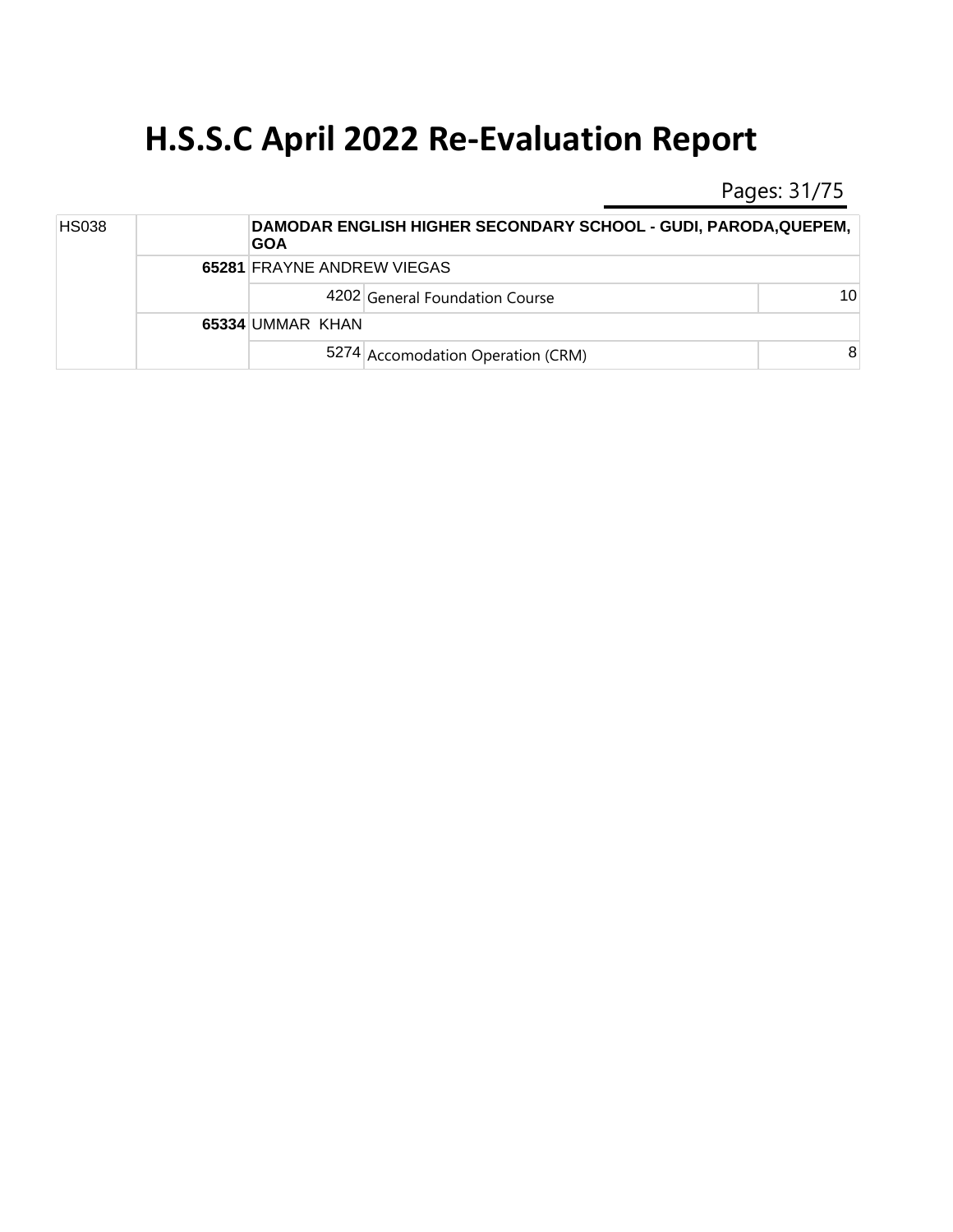# H.S.S.C April 2022 Re-Evaluation Report

| | | | | |
|---|---|---|---|---|
| HS038 | | DAMODAR ENGLISH HIGHER SECONDARY SCHOOL - GUDI, PARODA,QUEPEM, GOA | | |
| | 65281 | FRAYNE ANDREW VIEGAS | | |
| | | 4202 | General Foundation Course | 10 |
| | 65334 | UMMAR KHAN | | |
| | | 5274 | Accomodation Operation (CRM) | 8 |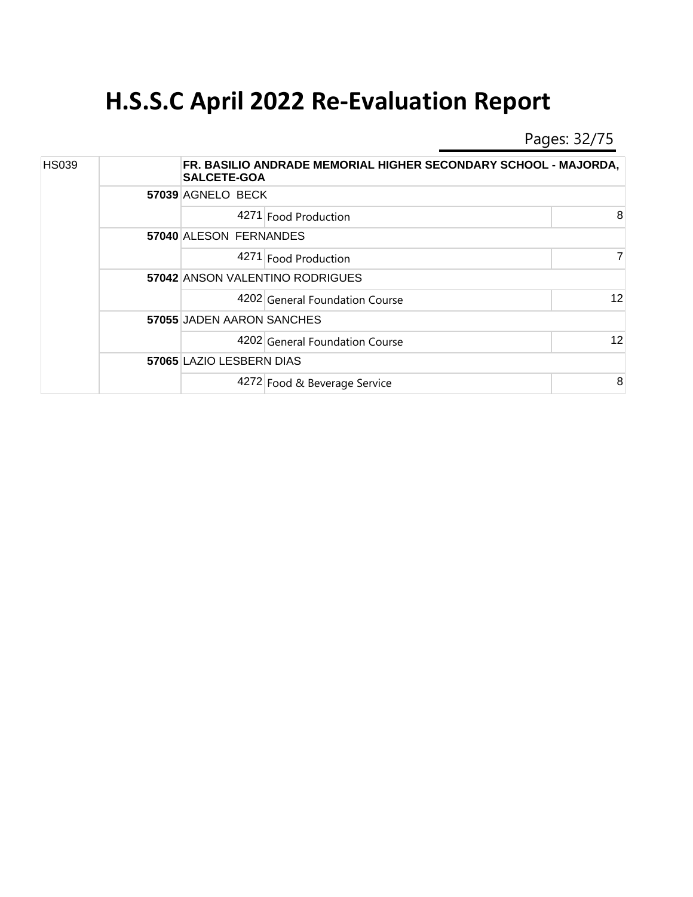# H.S.S.C April 2022 Re-Evaluation Report

| | | | | |
|---|---|---|---|---|
| HS039 | | FR. BASILIO ANDRADE MEMORIAL HIGHER SECONDARY SCHOOL - MAJORDA, SALCETE-GOA | | |
| | 57039 | AGNELO BECK | | |
| | | 4271 | Food Production | 8 |
| | 57040 | ALESON FERNANDES | | |
| | | 4271 | Food Production | 7 |
| | 57042 | ANSON VALENTINO RODRIGUES | | |
| | | 4202 | General Foundation Course | 12 |
| | 57055 | JADEN AARON SANCHES | | |
| | | 4202 | General Foundation Course | 12 |
| | 57065 | LAZIO LESBERN DIAS | | |
| | | 4272 | Food & Beverage Service | 8 |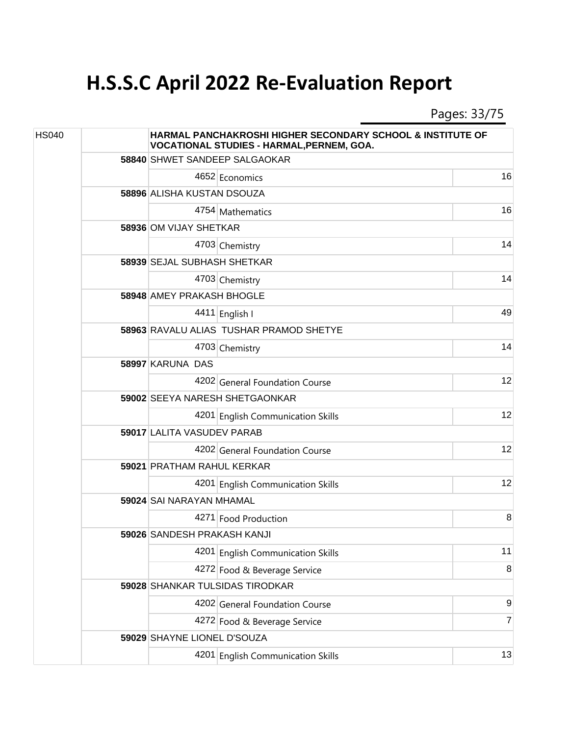# H.S.S.C April 2022 Re-Evaluation Report

| | | | | |
|---|---|---|---|---|
| HS040 | | HARMAL PANCHAKROSHI HIGHER SECONDARY SCHOOL & INSTITUTE OF VOCATIONAL STUDIES - HARMAL,PERNEM, GOA. | | |
| | 58840 | SHWET SANDEEP SALGAOKAR | | |
| | | 4652 | Economics | 16 |
| | 58896 | ALISHA KUSTAN DSOUZA | | |
| | | 4754 | Mathematics | 16 |
| | 58936 | OM VIJAY SHETKAR | | |
| | | 4703 | Chemistry | 14 |
| | 58939 | SEJAL SUBHASH SHETKAR | | |
| | | 4703 | Chemistry | 14 |
| | 58948 | AMEY PRAKASH BHOGLE | | |
| | | 4411 | English I | 49 |
| | 58963 | RAVALU ALIAS TUSHAR PRAMOD SHETYE | | |
| | | 4703 | Chemistry | 14 |
| | 58997 | KARUNA DAS | | |
| | | 4202 | General Foundation Course | 12 |
| | 59002 | SEEYA NARESH SHETGAONKAR | | |
| | | 4201 | English Communication Skills | 12 |
| | 59017 | LALITA VASUDEV PARAB | | |
| | | 4202 | General Foundation Course | 12 |
| | 59021 | PRATHAM RAHUL KERKAR | | |
| | | 4201 | English Communication Skills | 12 |
| | 59024 | SAI NARAYAN MHAMAL | | |
| | | 4271 | Food Production | 8 |
| | 59026 | SANDESH PRAKASH KANJI | | |
| | | 4201 | English Communication Skills | 11 |
| | | 4272 | Food & Beverage Service | 8 |
| | 59028 | SHANKAR TULSIDAS TIRODKAR | | |
| | | 4202 | General Foundation Course | 9 |
| | | 4272 | Food & Beverage Service | 7 |
| | 59029 | SHAYNE LIONEL D'SOUZA | | |
| | | 4201 | English Communication Skills | 13 |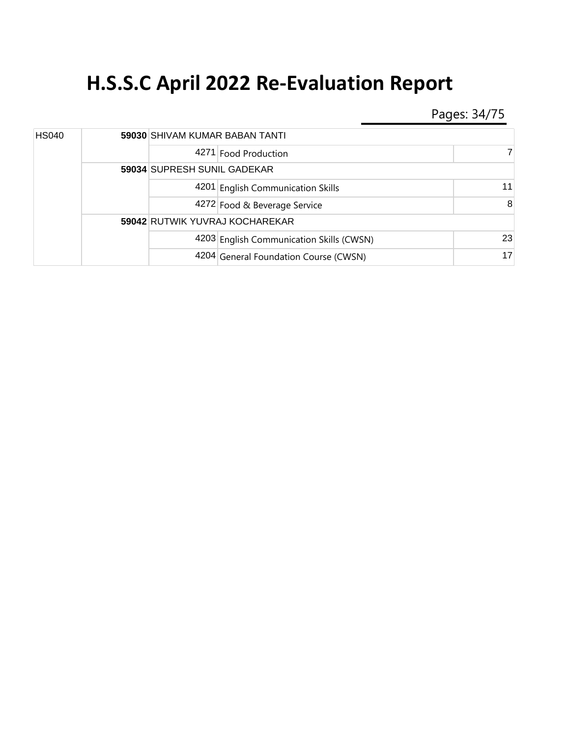# H.S.S.C April 2022 Re-Evaluation Report

| | | | | |
|---|---|---|---|---|
| HS040 | **59030** SHIVAM KUMAR BABAN TANTI | | | |
| | | 4271 | Food Production | 7 |
| | **59034** SUPRESH SUNIL GADEKAR | | | |
| | | 4201 | English Communication Skills | 11 |
| | | 4272 | Food & Beverage Service | 8 |
| | **59042** RUTWIK YUVRAJ KOCHAREKAR | | | |
| | | 4203 | English Communication Skills (CWSN) | 23 |
| | | 4204 | General Foundation Course (CWSN) | 17 |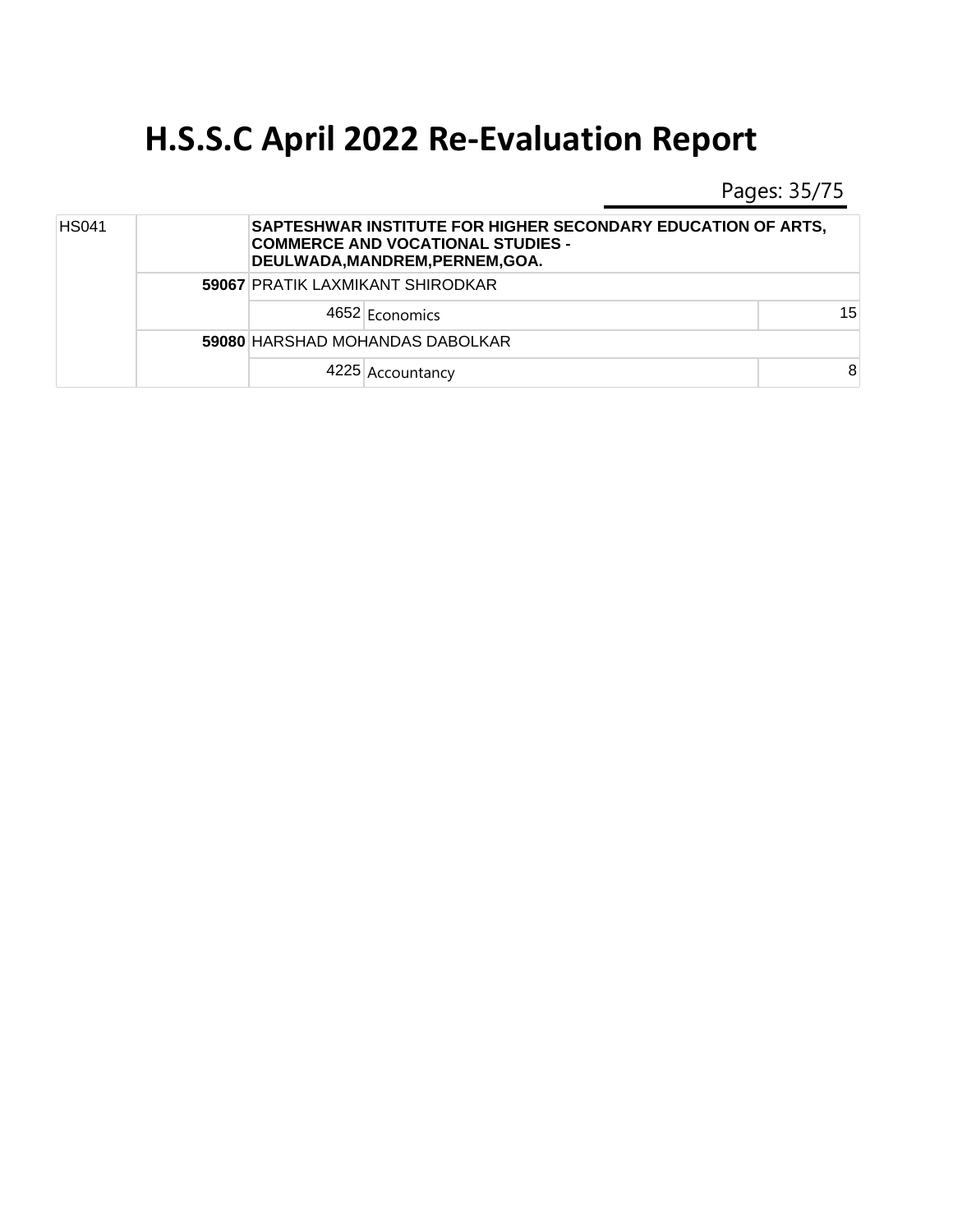# H.S.S.C April 2022 Re-Evaluation Report

| | | | | |
|---|---|---|---|---|
| HS041 | | **SAPTESHWAR INSTITUTE FOR HIGHER SECONDARY EDUCATION OF ARTS, COMMERCE AND VOCATIONAL STUDIES - DEULWADA,MANDREM,PERNEM,GOA.** | | |
| | **59067** | PRATIK LAXMIKANT SHIRODKAR | | |
| | | 4652 | Economics | 15 |
| | **59080** | HARSHAD MOHANDAS DABOLKAR | | |
| | | 4225 | Accountancy | 8 |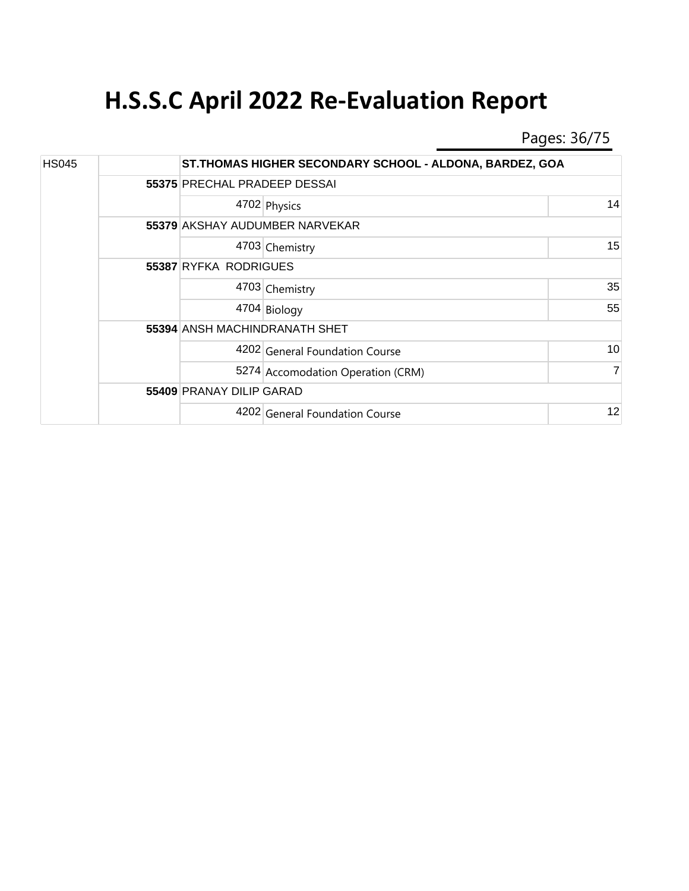# H.S.S.C April 2022 Re-Evaluation Report

| | | | | |
|---|---|---|---|---|
| HS045 | | **ST.THOMAS HIGHER SECONDARY SCHOOL - ALDONA, BARDEZ, GOA** | | |
| | **55375** | PRECHAL PRADEEP DESSAI | | |
| | | 4702 | Physics | 14 |
| | **55379** | AKSHAY AUDUMBER NARVEKAR | | |
| | | 4703 | Chemistry | 15 |
| | **55387** | RYFKA RODRIGUES | | |
| | | 4703 | Chemistry | 35 |
| | | 4704 | Biology | 55 |
| | **55394** | ANSH MACHINDRANATH SHET | | |
| | | 4202 | General Foundation Course | 10 |
| | | 5274 | Accomodation Operation (CRM) | 7 |
| | **55409** | PRANAY DILIP GARAD | | |
| | | 4202 | General Foundation Course | 12 |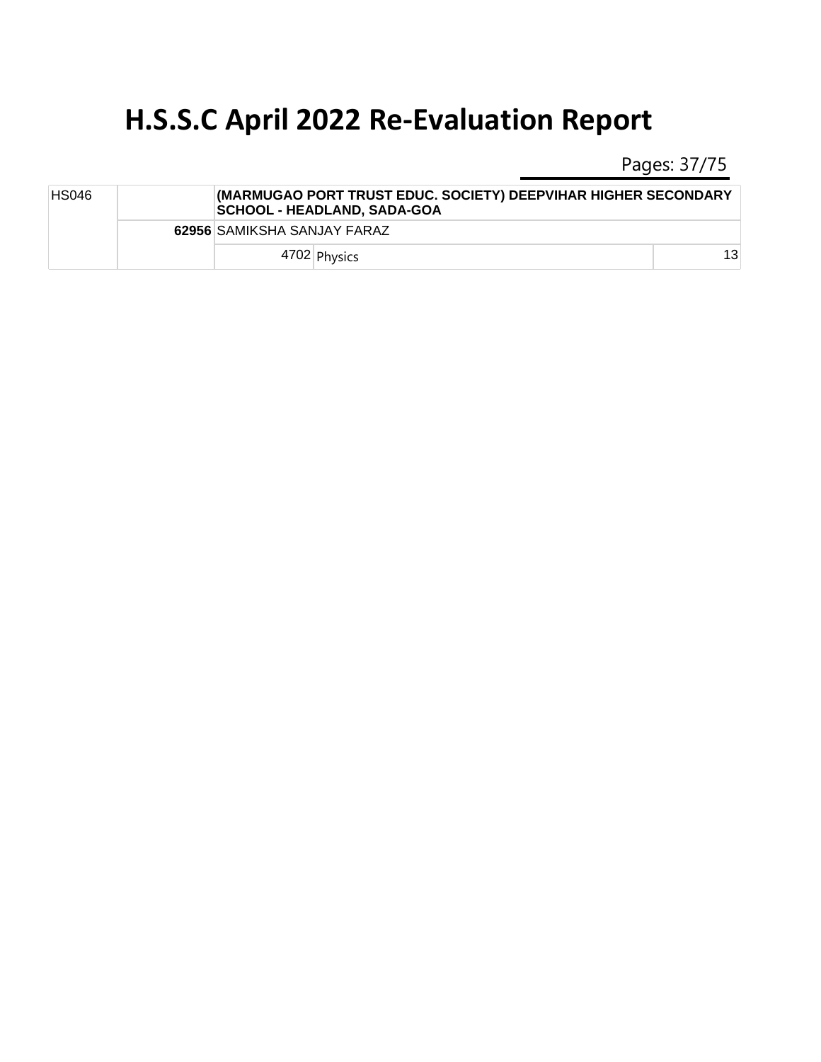# H.S.S.C April 2022 Re-Evaluation Report

| | | | | |
|---|---|---|---|---|
| HS046 | | (MARMUGAO PORT TRUST EDUC. SOCIETY) DEEPVIHAR HIGHER SECONDARY SCHOOL - HEADLAND, SADA-GOA | | |
| | **62956** | SAMIKSHA SANJAY FARAZ | | |
| | | 4702 | Physics | 13 |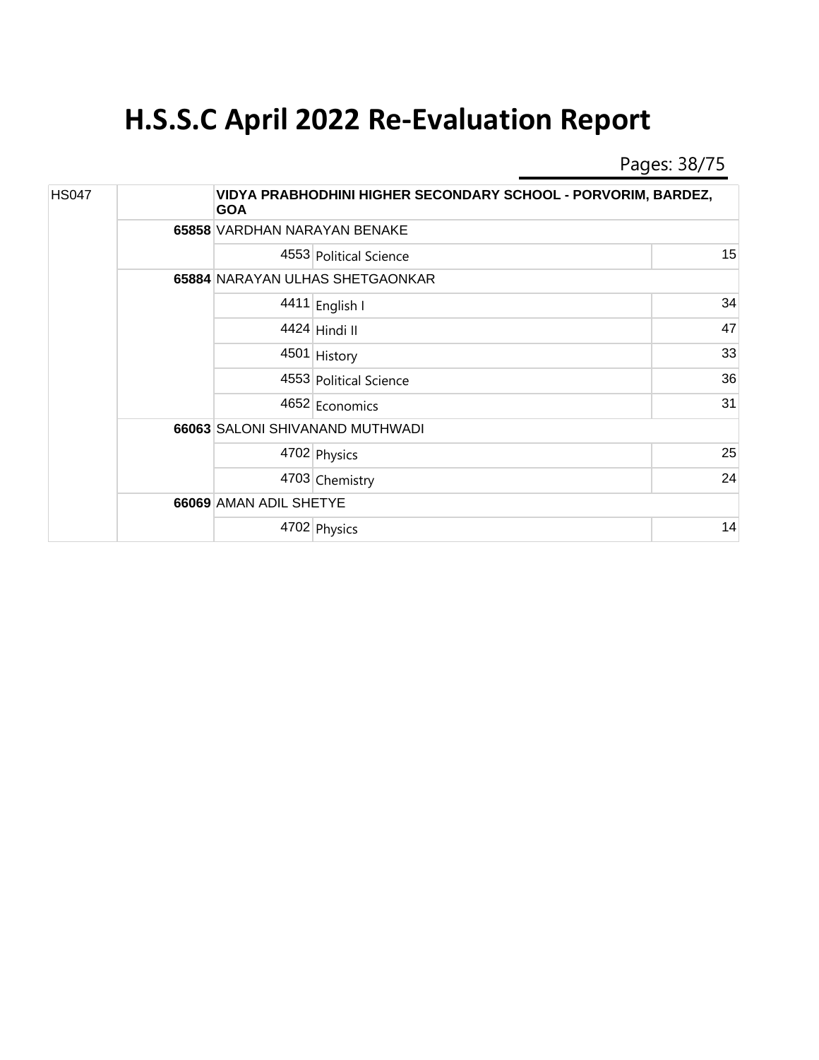# H.S.S.C April 2022 Re-Evaluation Report

| School Code | Seat No. | Subject Code | Name / Subject | Marks |
|---|---|---|---|---|
| HS047 | | | VIDYA PRABHODHINI HIGHER SECONDARY SCHOOL - PORVORIM, BARDEZ, GOA | |
| | 65858 | | VARDHAN NARAYAN BENAKE | |
| | | 4553 | Political Science | 15 |
| | 65884 | | NARAYAN ULHAS SHETGAONKAR | |
| | | 4411 | English I | 34 |
| | | 4424 | Hindi II | 47 |
| | | 4501 | History | 33 |
| | | 4553 | Political Science | 36 |
| | | 4652 | Economics | 31 |
| | 66063 | | SALONI SHIVANAND MUTHWADI | |
| | | 4702 | Physics | 25 |
| | | 4703 | Chemistry | 24 |
| | 66069 | | AMAN ADIL SHETYE | |
| | | 4702 | Physics | 14 |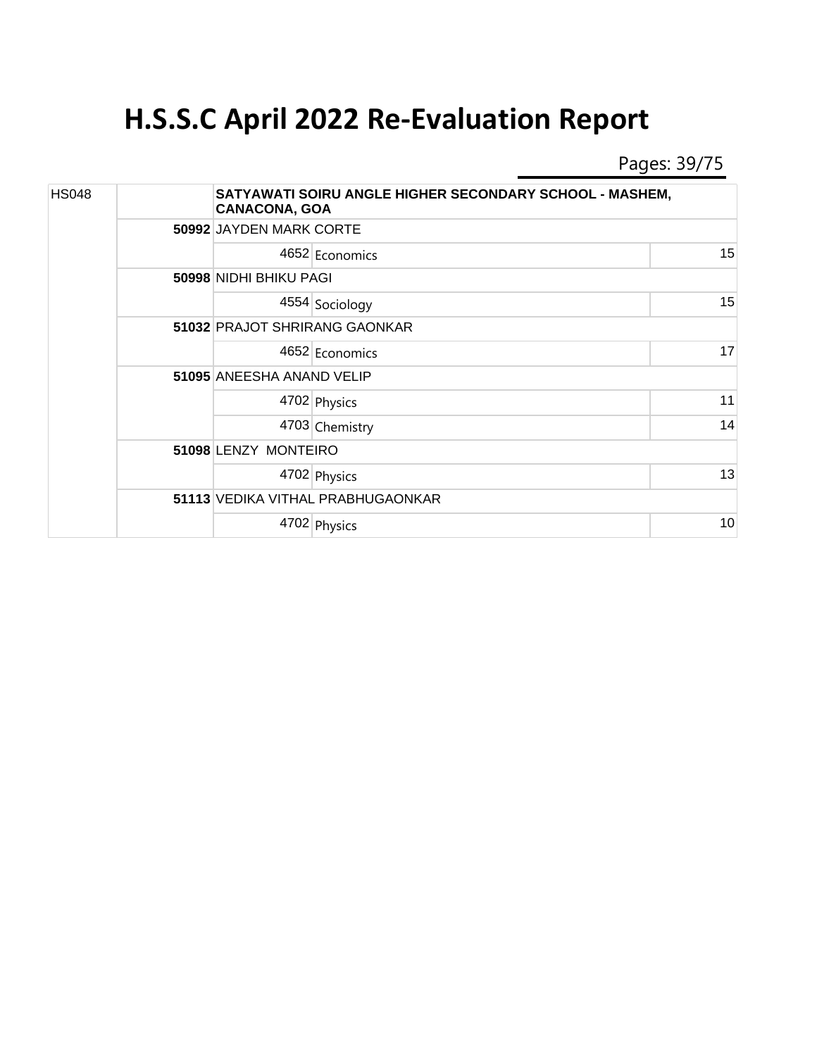# H.S.S.C April 2022 Re-Evaluation Report

| | | | | |
|---|---|---|---|---|
| HS048 | | SATYAWATI SOIRU ANGLE HIGHER SECONDARY SCHOOL - MASHEM, CANACONA, GOA | | |
| | 50992 | JAYDEN MARK CORTE | | |
| | | 4652 | Economics | 15 |
| | 50998 | NIDHI BHIKU PAGI | | |
| | | 4554 | Sociology | 15 |
| | 51032 | PRAJOT SHRIRANG GAONKAR | | |
| | | 4652 | Economics | 17 |
| | 51095 | ANEESHA ANAND VELIP | | |
| | | 4702 | Physics | 11 |
| | | 4703 | Chemistry | 14 |
| | 51098 | LENZY MONTEIRO | | |
| | | 4702 | Physics | 13 |
| | 51113 | VEDIKA VITHAL PRABHUGAONKAR | | |
| | | 4702 | Physics | 10 |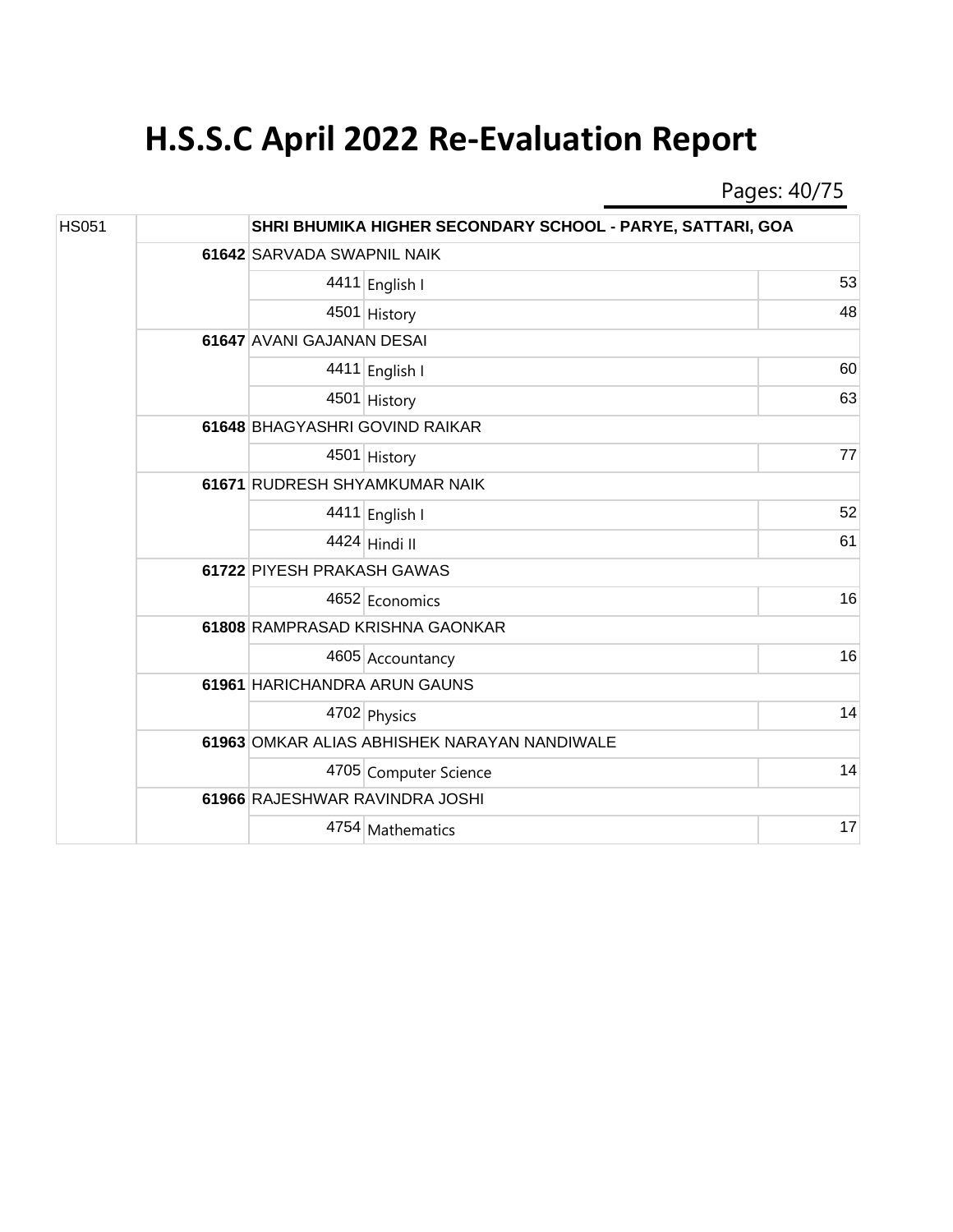# H.S.S.C April 2022 Re-Evaluation Report

| | | | | |
|---|---|---|---|---|
| HS051 | | SHRI BHUMIKA HIGHER SECONDARY SCHOOL - PARYE, SATTARI, GOA | | |
| | 61642 | SARVADA SWAPNIL NAIK | | |
| | | 4411 | English I | 53 |
| | | 4501 | History | 48 |
| | 61647 | AVANI GAJANAN DESAI | | |
| | | 4411 | English I | 60 |
| | | 4501 | History | 63 |
| | 61648 | BHAGYASHRI GOVIND RAIKAR | | |
| | | 4501 | History | 77 |
| | 61671 | RUDRESH SHYAMKUMAR NAIK | | |
| | | 4411 | English I | 52 |
| | | 4424 | Hindi II | 61 |
| | 61722 | PIYESH PRAKASH GAWAS | | |
| | | 4652 | Economics | 16 |
| | 61808 | RAMPRASAD KRISHNA GAONKAR | | |
| | | 4605 | Accountancy | 16 |
| | 61961 | HARICHANDRA ARUN GAUNS | | |
| | | 4702 | Physics | 14 |
| | 61963 | OMKAR ALIAS ABHISHEK NARAYAN NANDIWALE | | |
| | | 4705 | Computer Science | 14 |
| | 61966 | RAJESHWAR RAVINDRA JOSHI | | |
| | | 4754 | Mathematics | 17 |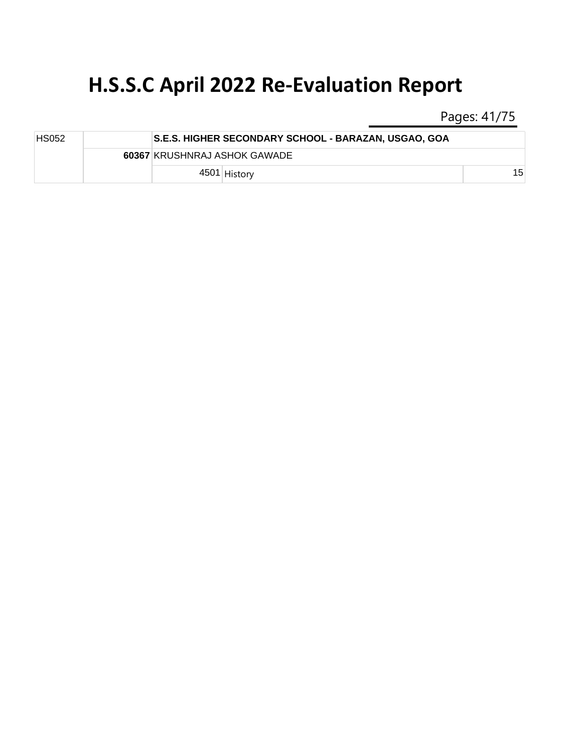# H.S.S.C April 2022 Re-Evaluation Report

| | | | | |
|---|---|---|---|---|
| HS052 | | **S.E.S. HIGHER SECONDARY SCHOOL - BARAZAN, USGAO, GOA** | | |
| | **60367** | KRUSHNRAJ ASHOK GAWADE | | |
| | | 4501 | History | 15 |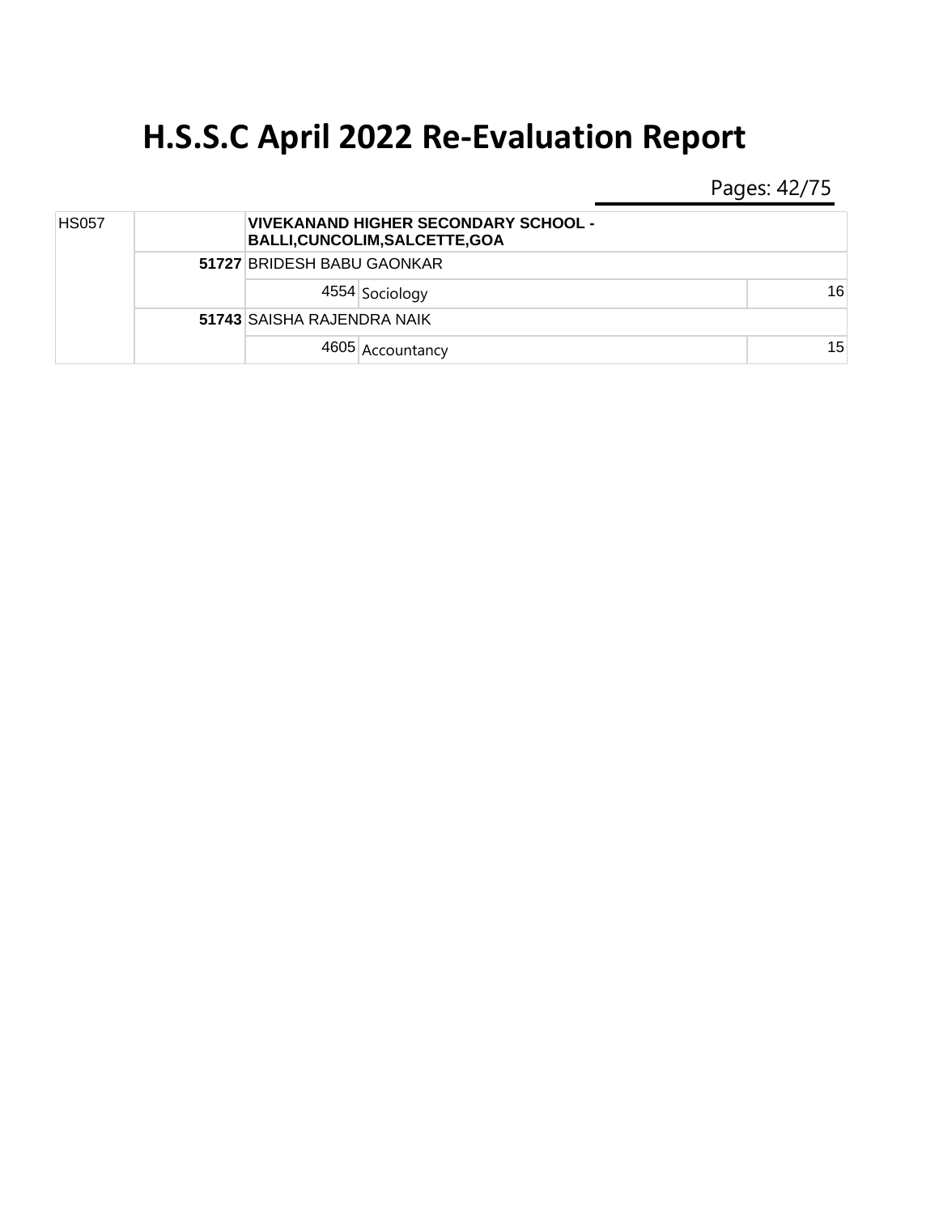# H.S.S.C April 2022 Re-Evaluation Report

| | | | | |
|---|---|---|---|---|
| HS057 | | **VIVEKANAND HIGHER SECONDARY SCHOOL - BALLI,CUNCOLIM,SALCETTE,GOA** | | |
| | **51727** | BRIDESH BABU GAONKAR | | |
| | | 4554 | Sociology | 16 |
| | **51743** | SAISHA RAJENDRA NAIK | | |
| | | 4605 | Accountancy | 15 |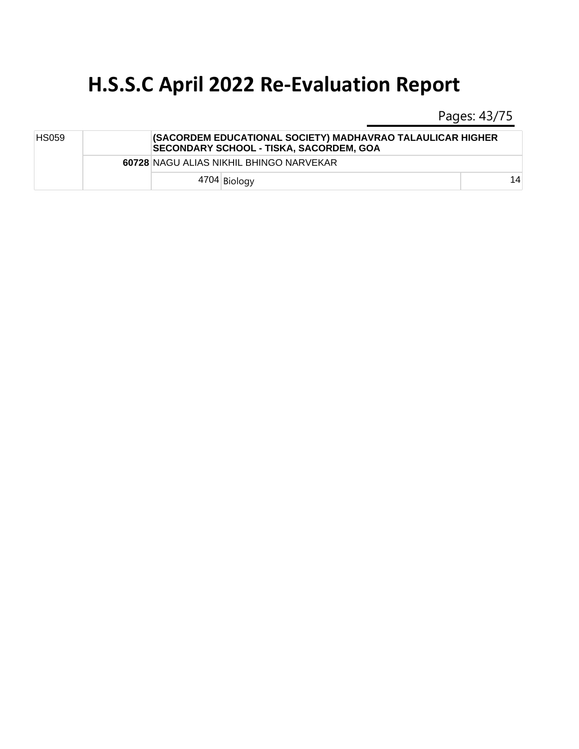# H.S.S.C April 2022 Re-Evaluation Report

| | | | | |
|---|---|---|---|---|
| HS059 | | **(SACORDEM EDUCATIONAL SOCIETY) MADHAVRAO TALAULICAR HIGHER SECONDARY SCHOOL - TISKA, SACORDEM, GOA** | | |
| | **60728** | NAGU ALIAS NIKHIL BHINGO NARVEKAR | | |
| | | 4704 | Biology | 14 |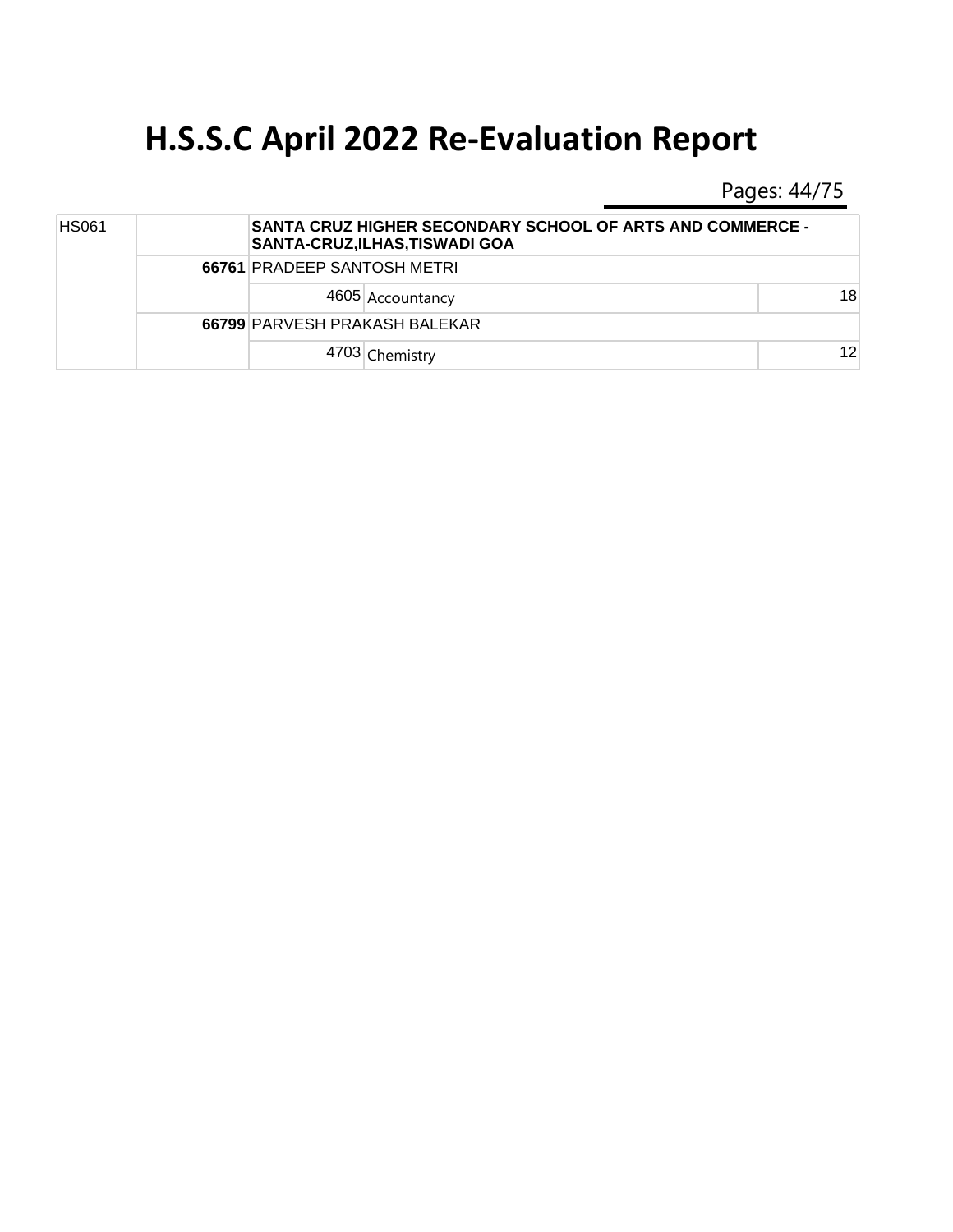# H.S.S.C April 2022 Re-Evaluation Report

| | | | | |
|---|---|---|---|---|
| HS061 | | SANTA CRUZ HIGHER SECONDARY SCHOOL OF ARTS AND COMMERCE - SANTA-CRUZ,ILHAS,TISWADI GOA | | |
| | 66761 | PRADEEP SANTOSH METRI | | |
| | | 4605 | Accountancy | 18 |
| | 66799 | PARVESH PRAKASH BALEKAR | | |
| | | 4703 | Chemistry | 12 |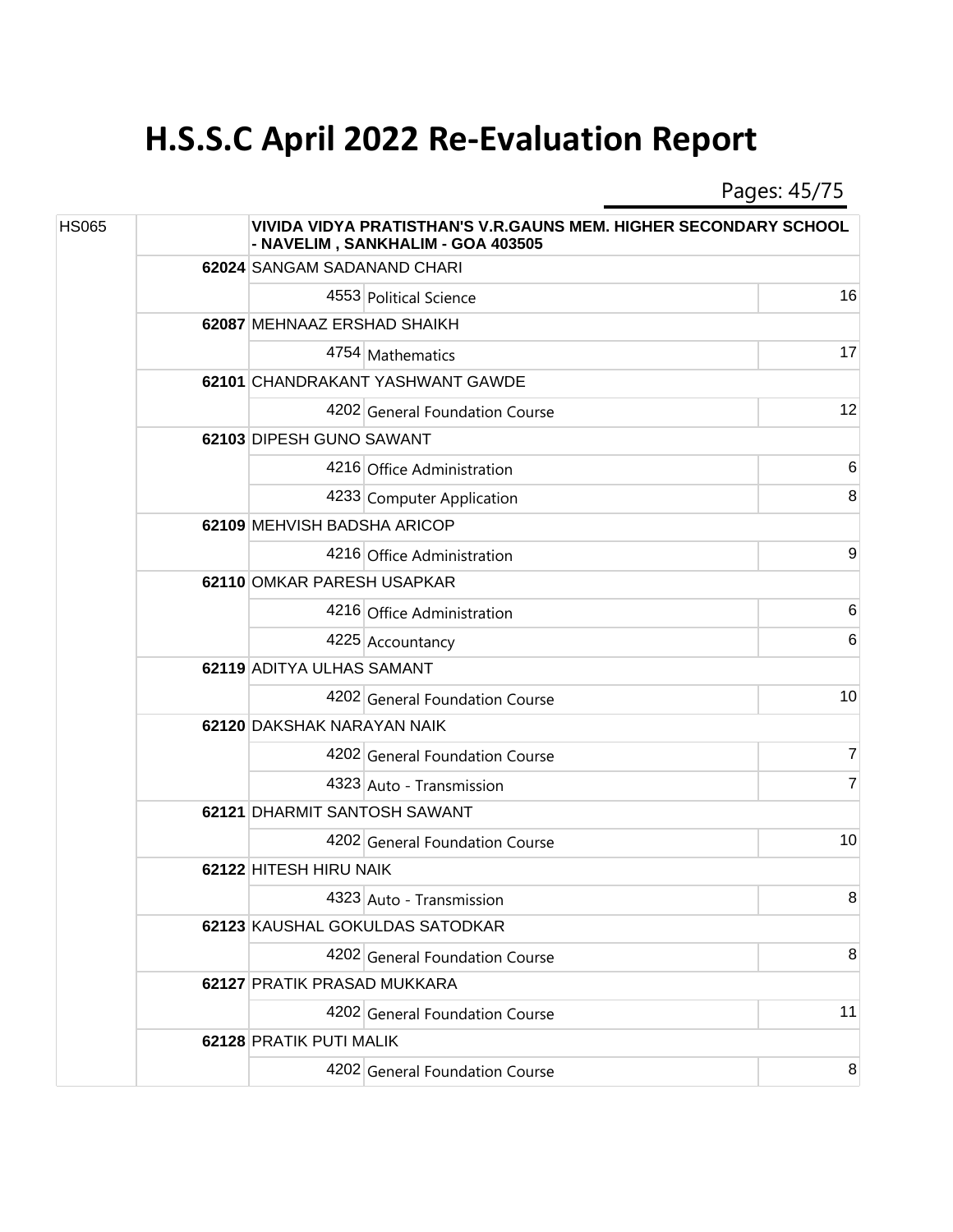# H.S.S.C April 2022 Re-Evaluation Report

| School Code | Seat No. / Name | | Subject | Marks |
|---|---|---|---|---|
| HS065 | VIVIDA VIDYA PRATISTHAN'S V.R.GAUNS MEM. HIGHER SECONDARY SCHOOL - NAVELIM , SANKHALIM - GOA 403505 | | | |
| | **62024** SANGAM SADANAND CHARI | | | |
| | | 4553 | Political Science | 16 |
| | **62087** MEHNAAZ ERSHAD SHAIKH | | | |
| | | 4754 | Mathematics | 17 |
| | **62101** CHANDRAKANT YASHWANT GAWDE | | | |
| | | 4202 | General Foundation Course | 12 |
| | **62103** DIPESH GUNO SAWANT | | | |
| | | 4216 | Office Administration | 6 |
| | | 4233 | Computer Application | 8 |
| | **62109** MEHVISH BADSHA ARICOP | | | |
| | | 4216 | Office Administration | 9 |
| | **62110** OMKAR PARESH USAPKAR | | | |
| | | 4216 | Office Administration | 6 |
| | | 4225 | Accountancy | 6 |
| | **62119** ADITYA ULHAS SAMANT | | | |
| | | 4202 | General Foundation Course | 10 |
| | **62120** DAKSHAK NARAYAN NAIK | | | |
| | | 4202 | General Foundation Course | 7 |
| | | 4323 | Auto - Transmission | 7 |
| | **62121** DHARMIT SANTOSH SAWANT | | | |
| | | 4202 | General Foundation Course | 10 |
| | **62122** HITESH HIRU NAIK | | | |
| | | 4323 | Auto - Transmission | 8 |
| | **62123** KAUSHAL GOKULDAS SATODKAR | | | |
| | | 4202 | General Foundation Course | 8 |
| | **62127** PRATIK PRASAD MUKKARA | | | |
| | | 4202 | General Foundation Course | 11 |
| | **62128** PRATIK PUTI MALIK | | | |
| | | 4202 | General Foundation Course | 8 |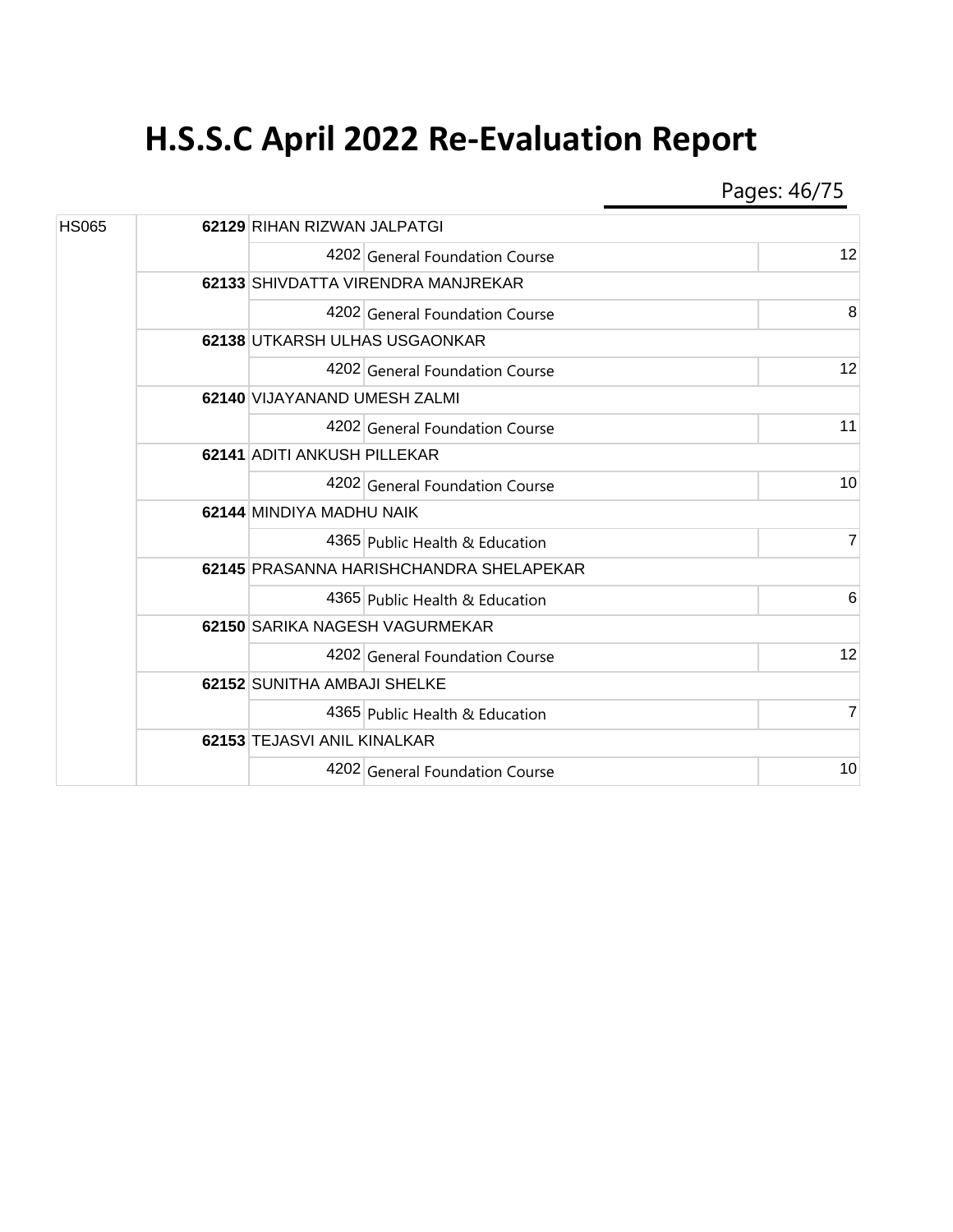# H.S.S.C April 2022 Re-Evaluation Report

| | | | | |
|---|---|---|---|---|
| HS065 | 62129 | RIHAN RIZWAN JALPATGI | | |
| | | 4202 | General Foundation Course | 12 |
| | 62133 | SHIVDATTA VIRENDRA MANJREKAR | | |
| | | 4202 | General Foundation Course | 8 |
| | 62138 | UTKARSH ULHAS USGAONKAR | | |
| | | 4202 | General Foundation Course | 12 |
| | 62140 | VIJAYANAND UMESH ZALMI | | |
| | | 4202 | General Foundation Course | 11 |
| | 62141 | ADITI ANKUSH PILLEKAR | | |
| | | 4202 | General Foundation Course | 10 |
| | 62144 | MINDIYA MADHU NAIK | | |
| | | 4365 | Public Health & Education | 7 |
| | 62145 | PRASANNA HARISHCHANDRA SHELAPEKAR | | |
| | | 4365 | Public Health & Education | 6 |
| | 62150 | SARIKA NAGESH VAGURMEKAR | | |
| | | 4202 | General Foundation Course | 12 |
| | 62152 | SUNITHA AMBAJI SHELKE | | |
| | | 4365 | Public Health & Education | 7 |
| | 62153 | TEJASVI ANIL KINALKAR | | |
| | | 4202 | General Foundation Course | 10 |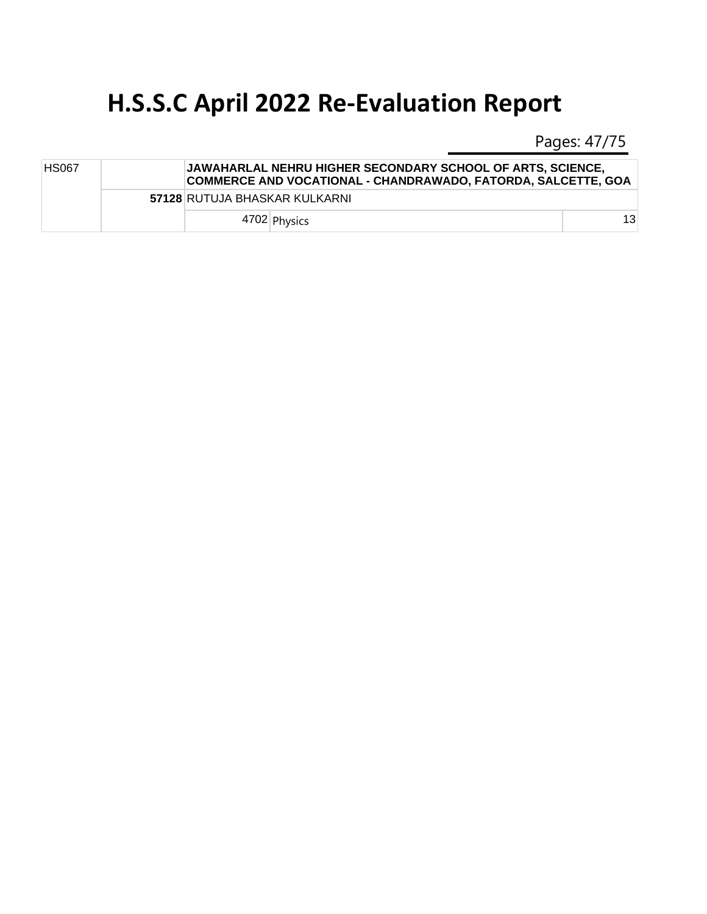# H.S.S.C April 2022 Re-Evaluation Report

| | | | | |
|---|---|---|---|---|
| HS067 | | **JAWAHARLAL NEHRU HIGHER SECONDARY SCHOOL OF ARTS, SCIENCE, COMMERCE AND VOCATIONAL - CHANDRAWADO, FATORDA, SALCETTE, GOA** | | |
| | **57128** | RUTUJA BHASKAR KULKARNI | | |
| | | 4702 | Physics | 13 |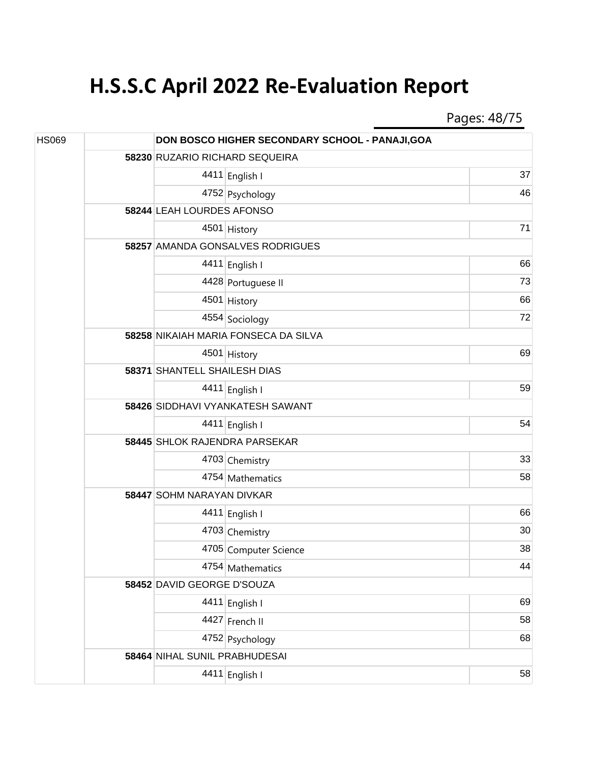# H.S.S.C April 2022 Re-Evaluation Report

| | | | | |
|---|---|---|---|---|
| HS069 | | DON BOSCO HIGHER SECONDARY SCHOOL - PANAJI,GOA | | |
| | 58230 | RUZARIO RICHARD SEQUEIRA | | |
| | | 4411 | English I | 37 |
| | | 4752 | Psychology | 46 |
| | 58244 | LEAH LOURDES AFONSO | | |
| | | 4501 | History | 71 |
| | 58257 | AMANDA GONSALVES RODRIGUES | | |
| | | 4411 | English I | 66 |
| | | 4428 | Portuguese II | 73 |
| | | 4501 | History | 66 |
| | | 4554 | Sociology | 72 |
| | 58258 | NIKAIAH MARIA FONSECA DA SILVA | | |
| | | 4501 | History | 69 |
| | 58371 | SHANTELL SHAILESH DIAS | | |
| | | 4411 | English I | 59 |
| | 58426 | SIDDHAVI VYANKATESH SAWANT | | |
| | | 4411 | English I | 54 |
| | 58445 | SHLOK RAJENDRA PARSEKAR | | |
| | | 4703 | Chemistry | 33 |
| | | 4754 | Mathematics | 58 |
| | 58447 | SOHM NARAYAN DIVKAR | | |
| | | 4411 | English I | 66 |
| | | 4703 | Chemistry | 30 |
| | | 4705 | Computer Science | 38 |
| | | 4754 | Mathematics | 44 |
| | 58452 | DAVID GEORGE D'SOUZA | | |
| | | 4411 | English I | 69 |
| | | 4427 | French II | 58 |
| | | 4752 | Psychology | 68 |
| | 58464 | NIHAL SUNIL PRABHUDESAI | | |
| | | 4411 | English I | 58 |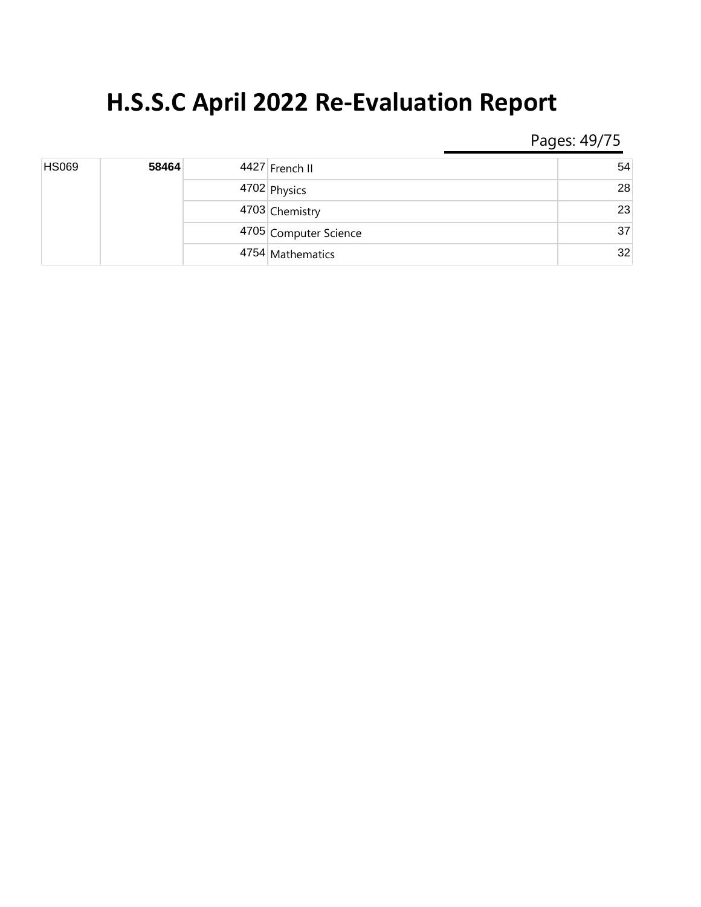# H.S.S.C April 2022 Re-Evaluation Report

| | | | | |
|---|---|---|---|---|
| HS069 | **58464** | 4427 | French II | 54 |
| | | 4702 | Physics | 28 |
| | | 4703 | Chemistry | 23 |
| | | 4705 | Computer Science | 37 |
| | | 4754 | Mathematics | 32 |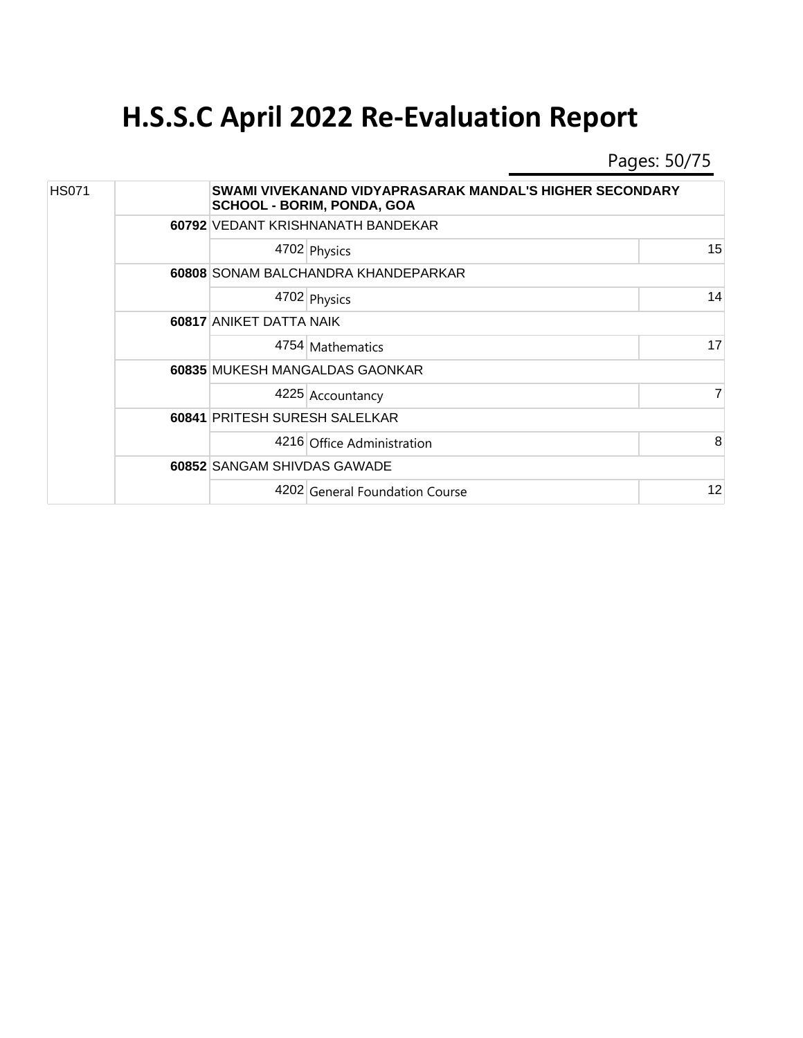# H.S.S.C April 2022 Re-Evaluation Report

| | | | | |
|---|---|---|---|---|
| HS071 | | SWAMI VIVEKANAND VIDYAPRASARAK MANDAL'S HIGHER SECONDARY SCHOOL - BORIM, PONDA, GOA | | |
| | 60792 | VEDANT KRISHNANATH BANDEKAR | | |
| | | 4702 | Physics | 15 |
| | 60808 | SONAM BALCHANDRA KHANDEPARKAR | | |
| | | 4702 | Physics | 14 |
| | 60817 | ANIKET DATTA NAIK | | |
| | | 4754 | Mathematics | 17 |
| | 60835 | MUKESH MANGALDAS GAONKAR | | |
| | | 4225 | Accountancy | 7 |
| | 60841 | PRITESH SURESH SALELKAR | | |
| | | 4216 | Office Administration | 8 |
| | 60852 | SANGAM SHIVDAS GAWADE | | |
| | | 4202 | General Foundation Course | 12 |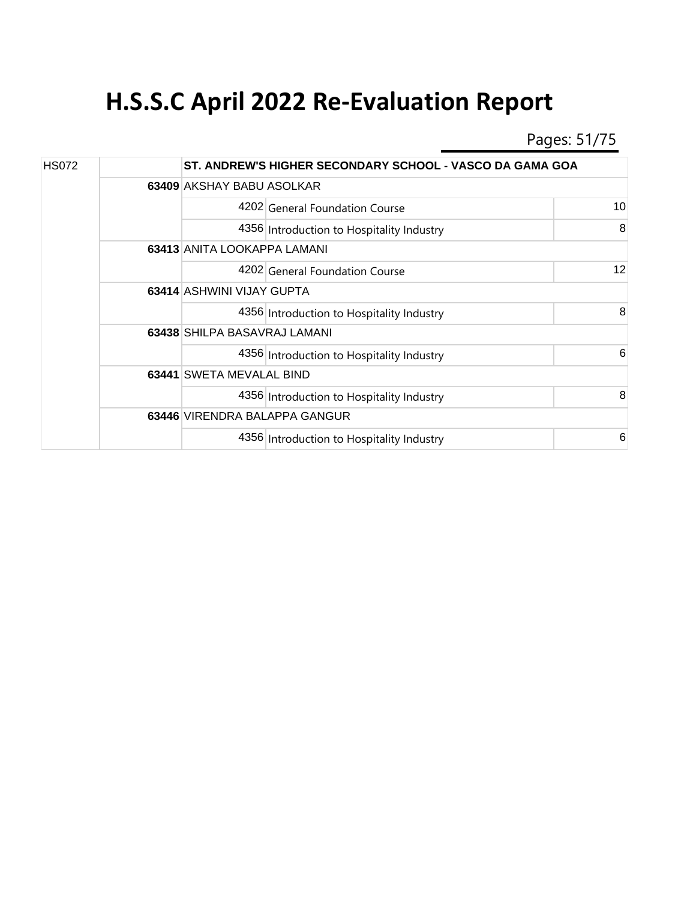# H.S.S.C April 2022 Re-Evaluation Report

| | | | | |
|---|---|---|---|---|
| HS072 | | ST. ANDREW'S HIGHER SECONDARY SCHOOL - VASCO DA GAMA GOA | | |
| | 63409 | AKSHAY BABU ASOLKAR | | |
| | | 4202 | General Foundation Course | 10 |
| | | 4356 | Introduction to Hospitality Industry | 8 |
| | 63413 | ANITA LOOKAPPA LAMANI | | |
| | | 4202 | General Foundation Course | 12 |
| | 63414 | ASHWINI VIJAY GUPTA | | |
| | | 4356 | Introduction to Hospitality Industry | 8 |
| | 63438 | SHILPA BASAVRAJ LAMANI | | |
| | | 4356 | Introduction to Hospitality Industry | 6 |
| | 63441 | SWETA MEVALAL BIND | | |
| | | 4356 | Introduction to Hospitality Industry | 8 |
| | 63446 | VIRENDRA BALAPPA GANGUR | | |
| | | 4356 | Introduction to Hospitality Industry | 6 |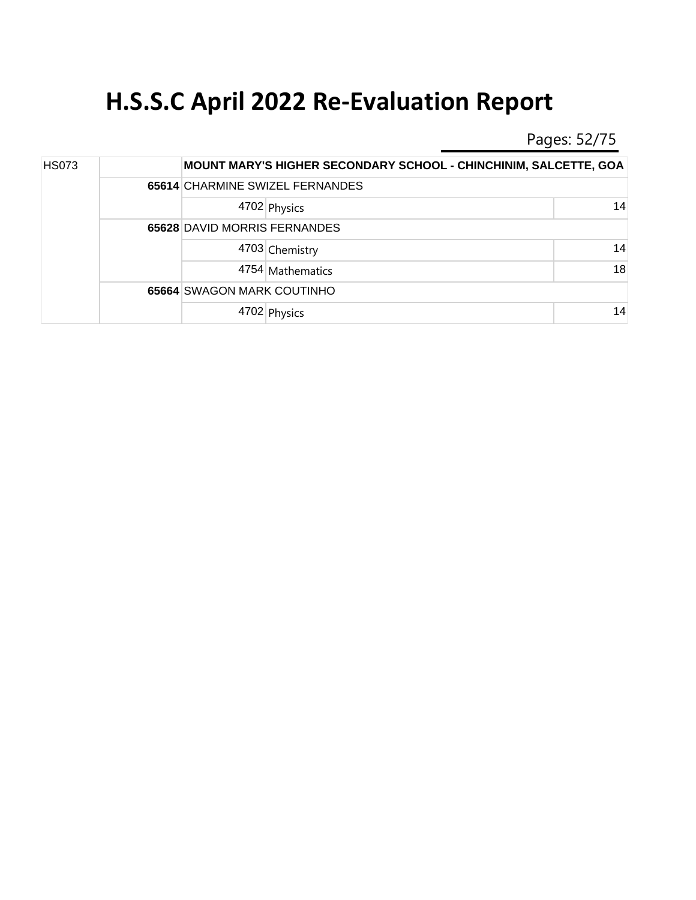# H.S.S.C April 2022 Re-Evaluation Report

| | | | | |
|---|---|---|---|---|
| HS073 | | **MOUNT MARY'S HIGHER SECONDARY SCHOOL - CHINCHINIM, SALCETTE, GOA** | | |
| | **65614** | CHARMINE SWIZEL FERNANDES | | |
| | | 4702 | Physics | 14 |
| | **65628** | DAVID MORRIS FERNANDES | | |
| | | 4703 | Chemistry | 14 |
| | | 4754 | Mathematics | 18 |
| | **65664** | SWAGON MARK COUTINHO | | |
| | | 4702 | Physics | 14 |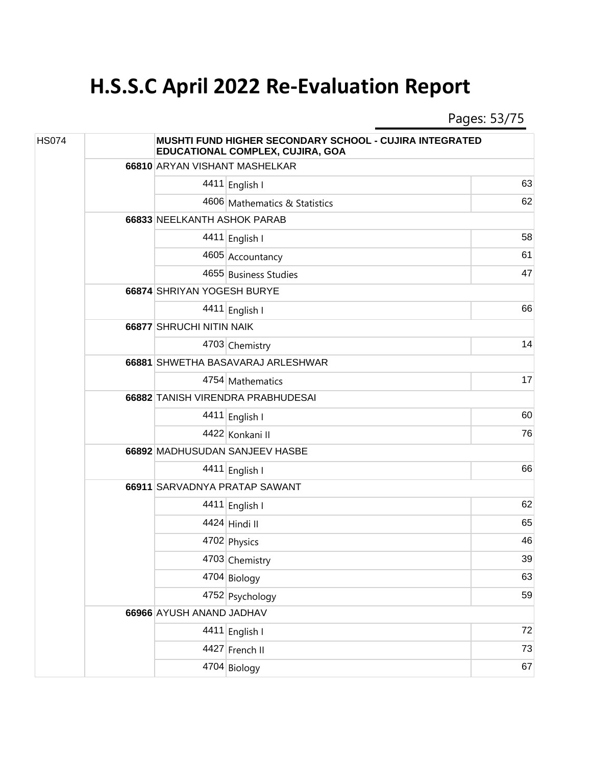# H.S.S.C April 2022 Re-Evaluation Report

| | | | | |
|---|---|---|---|---|
| HS074 | | MUSHTI FUND HIGHER SECONDARY SCHOOL - CUJIRA INTEGRATED EDUCATIONAL COMPLEX, CUJIRA, GOA | | |
| | 66810 | ARYAN VISHANT MASHELKAR | | |
| | | 4411 | English I | 63 |
| | | 4606 | Mathematics & Statistics | 62 |
| | 66833 | NEELKANTH ASHOK PARAB | | |
| | | 4411 | English I | 58 |
| | | 4605 | Accountancy | 61 |
| | | 4655 | Business Studies | 47 |
| | 66874 | SHRIYAN YOGESH BURYE | | |
| | | 4411 | English I | 66 |
| | 66877 | SHRUCHI NITIN NAIK | | |
| | | 4703 | Chemistry | 14 |
| | 66881 | SHWETHA BASAVARAJ ARLESHWAR | | |
| | | 4754 | Mathematics | 17 |
| | 66882 | TANISH VIRENDRA PRABHUDESAI | | |
| | | 4411 | English I | 60 |
| | | 4422 | Konkani II | 76 |
| | 66892 | MADHUSUDAN SANJEEV HASBE | | |
| | | 4411 | English I | 66 |
| | 66911 | SARVADNYA PRATAP SAWANT | | |
| | | 4411 | English I | 62 |
| | | 4424 | Hindi II | 65 |
| | | 4702 | Physics | 46 |
| | | 4703 | Chemistry | 39 |
| | | 4704 | Biology | 63 |
| | | 4752 | Psychology | 59 |
| | 66966 | AYUSH ANAND JADHAV | | |
| | | 4411 | English I | 72 |
| | | 4427 | French II | 73 |
| | | 4704 | Biology | 67 |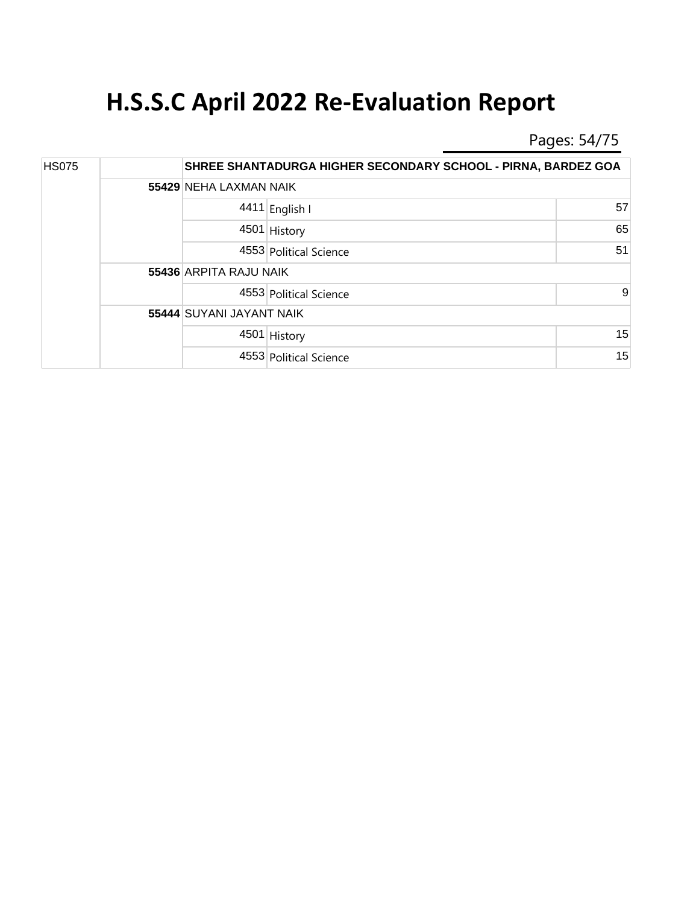# H.S.S.C April 2022 Re-Evaluation Report

| | | | | |
|---|---|---|---|---|
| HS075 | | SHREE SHANTADURGA HIGHER SECONDARY SCHOOL - PIRNA, BARDEZ GOA | | |
| | **55429** | NEHA LAXMAN NAIK | | |
| | | 4411 | English I | 57 |
| | | 4501 | History | 65 |
| | | 4553 | Political Science | 51 |
| | **55436** | ARPITA RAJU NAIK | | |
| | | 4553 | Political Science | 9 |
| | **55444** | SUYANI JAYANT NAIK | | |
| | | 4501 | History | 15 |
| | | 4553 | Political Science | 15 |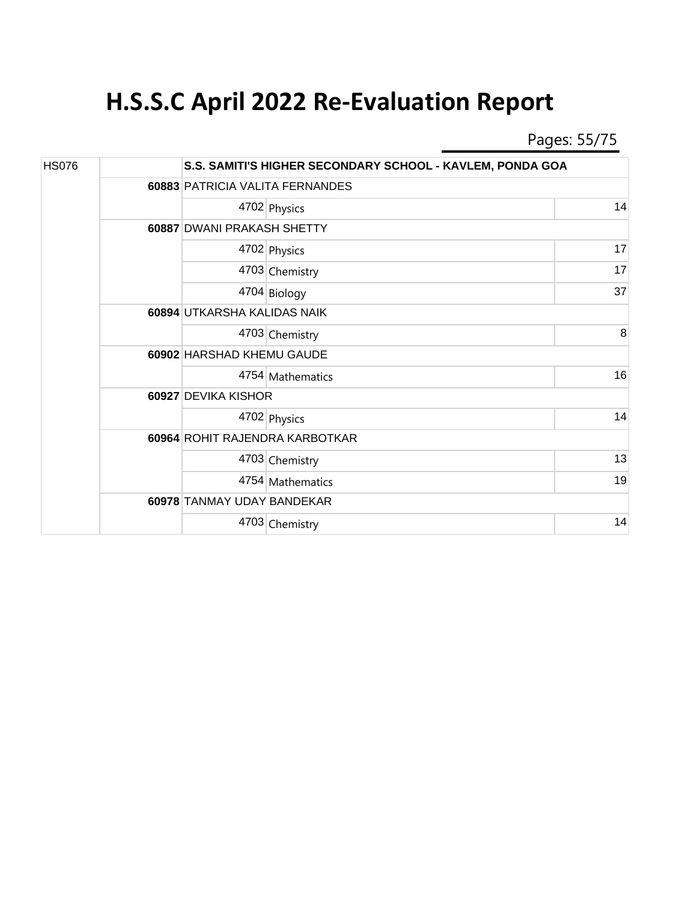# H.S.S.C April 2022 Re-Evaluation Report

| | | | | |
|---|---|---|---|---|
| HS076 | | S.S. SAMITI'S HIGHER SECONDARY SCHOOL - KAVLEM, PONDA GOA | | |
| | **60883** | PATRICIA VALITA FERNANDES | | |
| | | 4702 | Physics | 14 |
| | **60887** | DWANI PRAKASH SHETTY | | |
| | | 4702 | Physics | 17 |
| | | 4703 | Chemistry | 17 |
| | | 4704 | Biology | 37 |
| | **60894** | UTKARSHA KALIDAS NAIK | | |
| | | 4703 | Chemistry | 8 |
| | **60902** | HARSHAD KHEMU GAUDE | | |
| | | 4754 | Mathematics | 16 |
| | **60927** | DEVIKA KISHOR | | |
| | | 4702 | Physics | 14 |
| | **60964** | ROHIT RAJENDRA KARBOTKAR | | |
| | | 4703 | Chemistry | 13 |
| | | 4754 | Mathematics | 19 |
| | **60978** | TANMAY UDAY BANDEKAR | | |
| | | 4703 | Chemistry | 14 |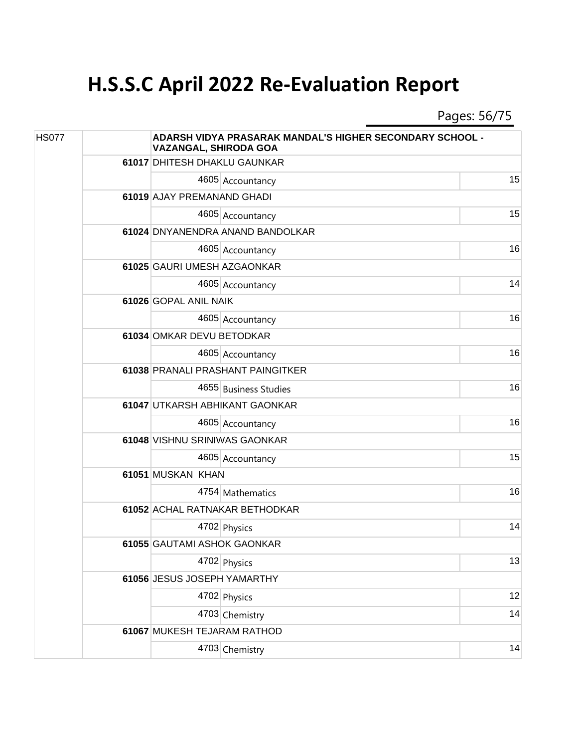# H.S.S.C April 2022 Re-Evaluation Report

| | | | | |
|---|---|---|---|---|
| HS077 | | ADARSH VIDYA PRASARAK MANDAL'S HIGHER SECONDARY SCHOOL - VAZANGAL, SHIRODA GOA | | |
| | 61017 | DHITESH DHAKLU GAUNKAR | | |
| | | 4605 | Accountancy | 15 |
| | 61019 | AJAY PREMANAND GHADI | | |
| | | 4605 | Accountancy | 15 |
| | 61024 | DNYANENDRA ANAND BANDOLKAR | | |
| | | 4605 | Accountancy | 16 |
| | 61025 | GAURI UMESH AZGAONKAR | | |
| | | 4605 | Accountancy | 14 |
| | 61026 | GOPAL ANIL NAIK | | |
| | | 4605 | Accountancy | 16 |
| | 61034 | OMKAR DEVU BETODKAR | | |
| | | 4605 | Accountancy | 16 |
| | 61038 | PRANALI PRASHANT PAINGITKER | | |
| | | 4655 | Business Studies | 16 |
| | 61047 | UTKARSH ABHIKANT GAONKAR | | |
| | | 4605 | Accountancy | 16 |
| | 61048 | VISHNU SRINIWAS GAONKAR | | |
| | | 4605 | Accountancy | 15 |
| | 61051 | MUSKAN KHAN | | |
| | | 4754 | Mathematics | 16 |
| | 61052 | ACHAL RATNAKAR BETHODKAR | | |
| | | 4702 | Physics | 14 |
| | 61055 | GAUTAMI ASHOK GAONKAR | | |
| | | 4702 | Physics | 13 |
| | 61056 | JESUS JOSEPH YAMARTHY | | |
| | | 4702 | Physics | 12 |
| | | 4703 | Chemistry | 14 |
| | 61067 | MUKESH TEJARAM RATHOD | | |
| | | 4703 | Chemistry | 14 |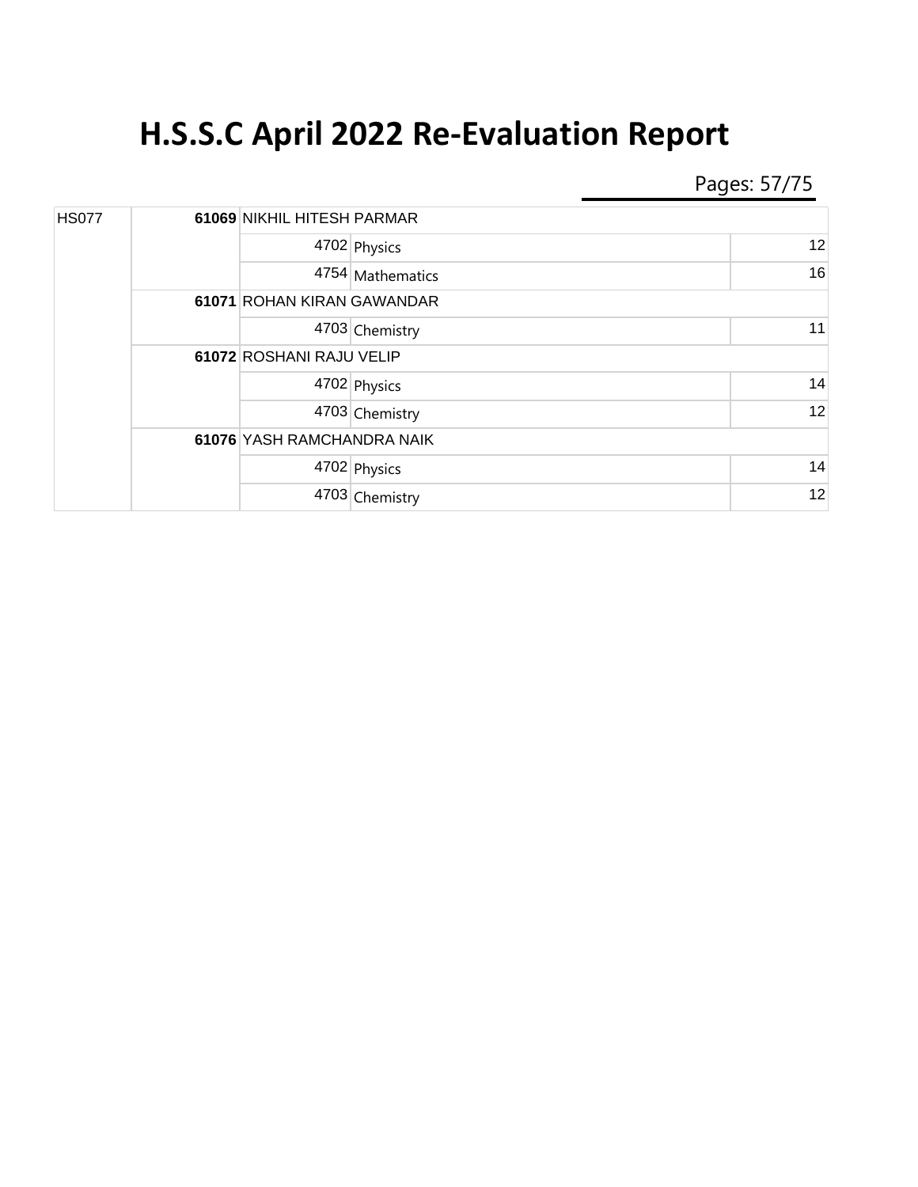# H.S.S.C April 2022 Re-Evaluation Report

| Centre | Seat No. | Name / Subject Code | Subject | Marks |
|---|---|---|---|---|
| HS077 | **61069** | NIKHIL HITESH PARMAR | | |
| | | 4702 | Physics | 12 |
| | | 4754 | Mathematics | 16 |
| | **61071** | ROHAN KIRAN GAWANDAR | | |
| | | 4703 | Chemistry | 11 |
| | **61072** | ROSHANI RAJU VELIP | | |
| | | 4702 | Physics | 14 |
| | | 4703 | Chemistry | 12 |
| | **61076** | YASH RAMCHANDRA NAIK | | |
| | | 4702 | Physics | 14 |
| | | 4703 | Chemistry | 12 |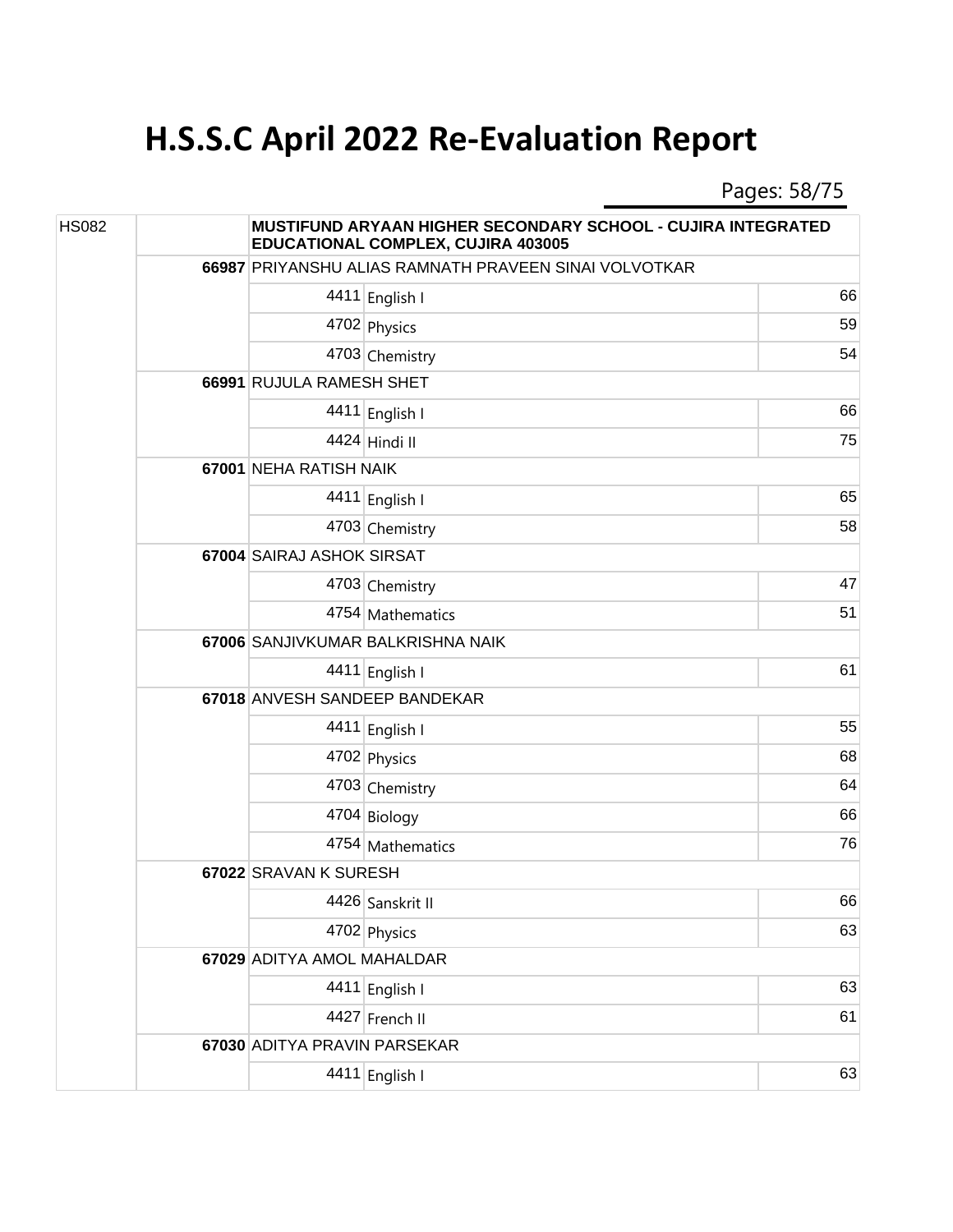# H.S.S.C April 2022 Re-Evaluation Report

| | | | | |
|---|---|---|---|---|
| HS082 | | MUSTIFUND ARYAAN HIGHER SECONDARY SCHOOL - CUJIRA INTEGRATED EDUCATIONAL COMPLEX, CUJIRA 403005 | | |
| | 66987 | PRIYANSHU ALIAS RAMNATH PRAVEEN SINAI VOLVOTKAR | | |
| | | 4411 | English I | 66 |
| | | 4702 | Physics | 59 |
| | | 4703 | Chemistry | 54 |
| | 66991 | RUJULA RAMESH SHET | | |
| | | 4411 | English I | 66 |
| | | 4424 | Hindi II | 75 |
| | 67001 | NEHA RATISH NAIK | | |
| | | 4411 | English I | 65 |
| | | 4703 | Chemistry | 58 |
| | 67004 | SAIRAJ ASHOK SIRSAT | | |
| | | 4703 | Chemistry | 47 |
| | | 4754 | Mathematics | 51 |
| | 67006 | SANJIVKUMAR BALKRISHNA NAIK | | |
| | | 4411 | English I | 61 |
| | 67018 | ANVESH SANDEEP BANDEKAR | | |
| | | 4411 | English I | 55 |
| | | 4702 | Physics | 68 |
| | | 4703 | Chemistry | 64 |
| | | 4704 | Biology | 66 |
| | | 4754 | Mathematics | 76 |
| | 67022 | SRAVAN K SURESH | | |
| | | 4426 | Sanskrit II | 66 |
| | | 4702 | Physics | 63 |
| | 67029 | ADITYA AMOL MAHALDAR | | |
| | | 4411 | English I | 63 |
| | | 4427 | French II | 61 |
| | 67030 | ADITYA PRAVIN PARSEKAR | | |
| | | 4411 | English I | 63 |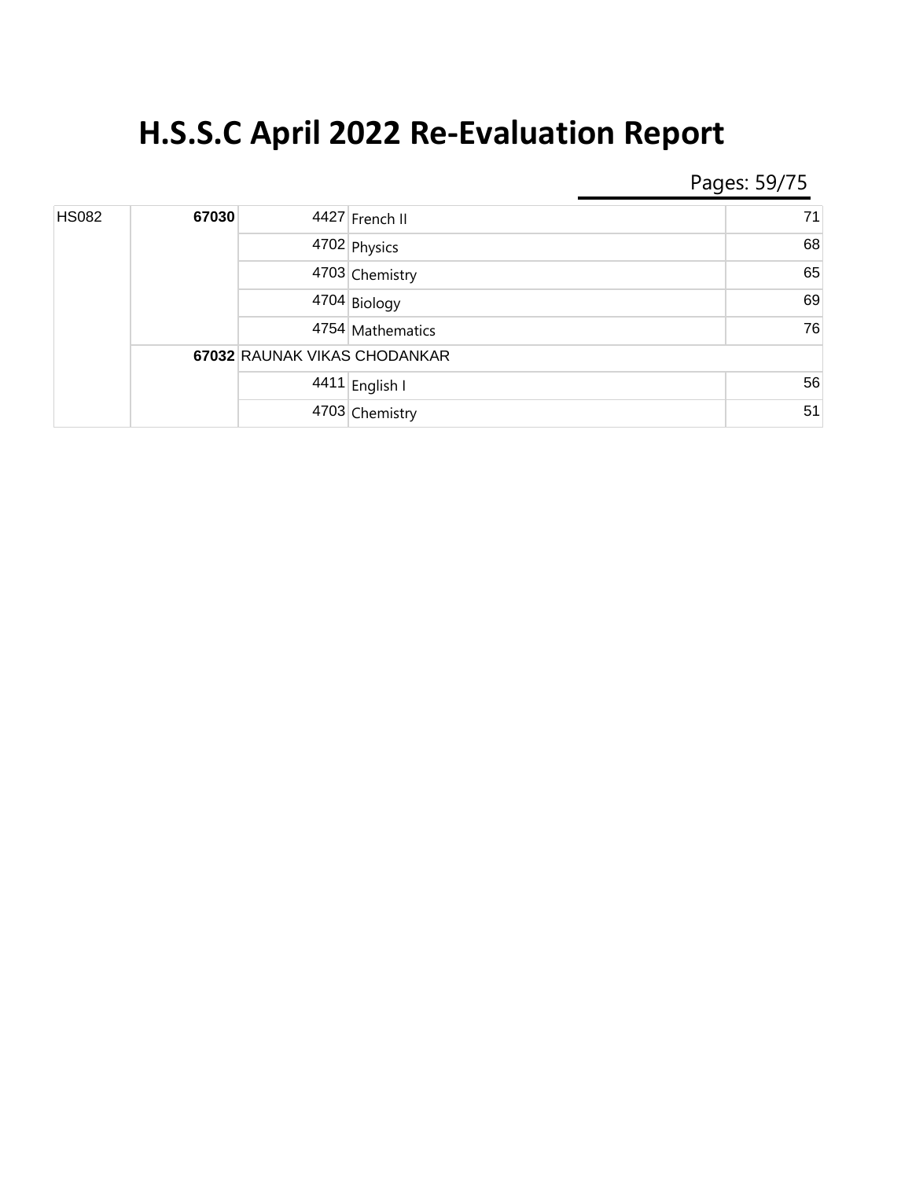# H.S.S.C April 2022 Re-Evaluation Report

| | | | | |
|---|---|---|---|---|
| HS082 | 67030 | 4427 | French II | 71 |
| | | 4702 | Physics | 68 |
| | | 4703 | Chemistry | 65 |
| | | 4704 | Biology | 69 |
| | | 4754 | Mathematics | 76 |
| | 67032 | RAUNAK VIKAS CHODANKAR | | |
| | | 4411 | English I | 56 |
| | | 4703 | Chemistry | 51 |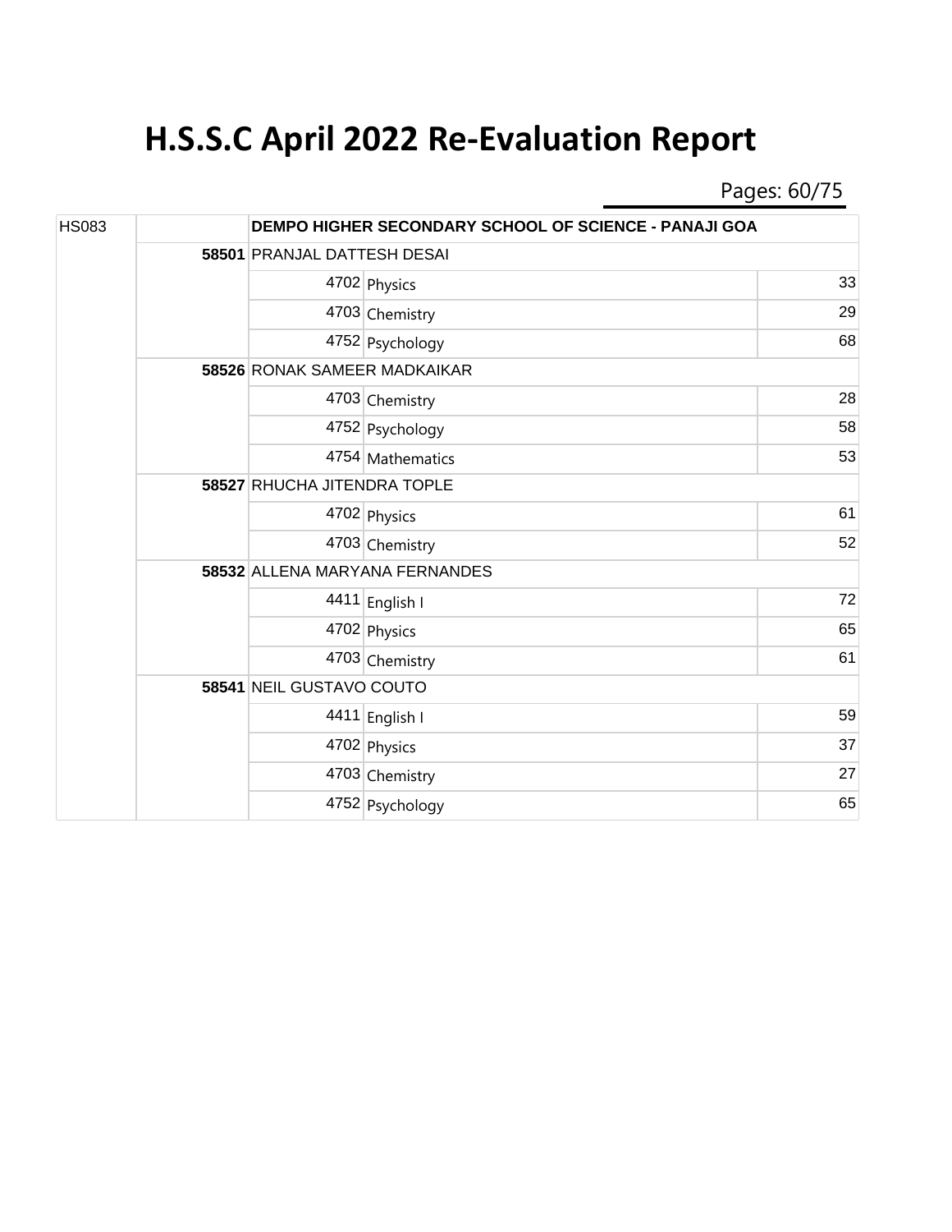# H.S.S.C April 2022 Re-Evaluation Report

| | | | | |
|---|---|---|---|---|
| HS083 | | DEMPO HIGHER SECONDARY SCHOOL OF SCIENCE - PANAJI GOA | | |
| | 58501 | PRANJAL DATTESH DESAI | | |
| | | 4702 | Physics | 33 |
| | | 4703 | Chemistry | 29 |
| | | 4752 | Psychology | 68 |
| | 58526 | RONAK SAMEER MADKAIKAR | | |
| | | 4703 | Chemistry | 28 |
| | | 4752 | Psychology | 58 |
| | | 4754 | Mathematics | 53 |
| | 58527 | RHUCHA JITENDRA TOPLE | | |
| | | 4702 | Physics | 61 |
| | | 4703 | Chemistry | 52 |
| | 58532 | ALLENA MARYANA FERNANDES | | |
| | | 4411 | English I | 72 |
| | | 4702 | Physics | 65 |
| | | 4703 | Chemistry | 61 |
| | 58541 | NEIL GUSTAVO COUTO | | |
| | | 4411 | English I | 59 |
| | | 4702 | Physics | 37 |
| | | 4703 | Chemistry | 27 |
| | | 4752 | Psychology | 65 |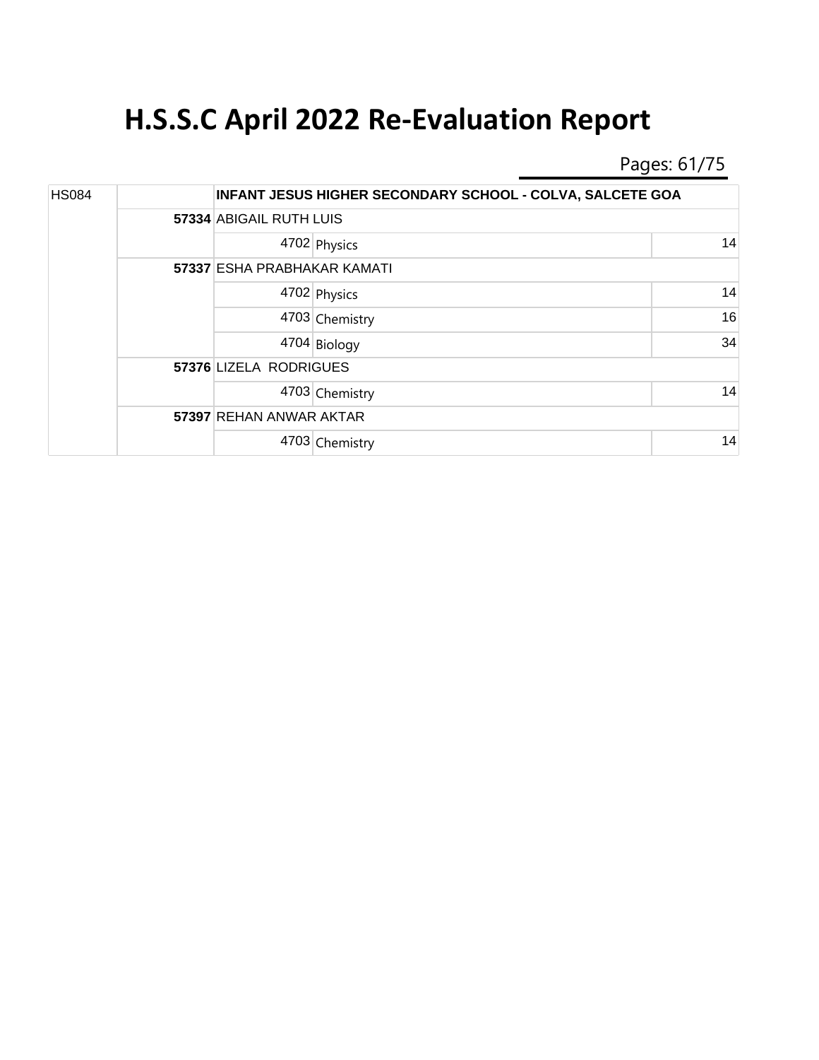# H.S.S.C April 2022 Re-Evaluation Report

| | | | | |
|---|---|---|---|---|
| HS084 | | **INFANT JESUS HIGHER SECONDARY SCHOOL - COLVA, SALCETE GOA** | | |
| | **57334** | ABIGAIL RUTH LUIS | | |
| | | 4702 | Physics | 14 |
| | **57337** | ESHA PRABHAKAR KAMATI | | |
| | | 4702 | Physics | 14 |
| | | 4703 | Chemistry | 16 |
| | | 4704 | Biology | 34 |
| | **57376** | LIZELA RODRIGUES | | |
| | | 4703 | Chemistry | 14 |
| | **57397** | REHAN ANWAR AKTAR | | |
| | | 4703 | Chemistry | 14 |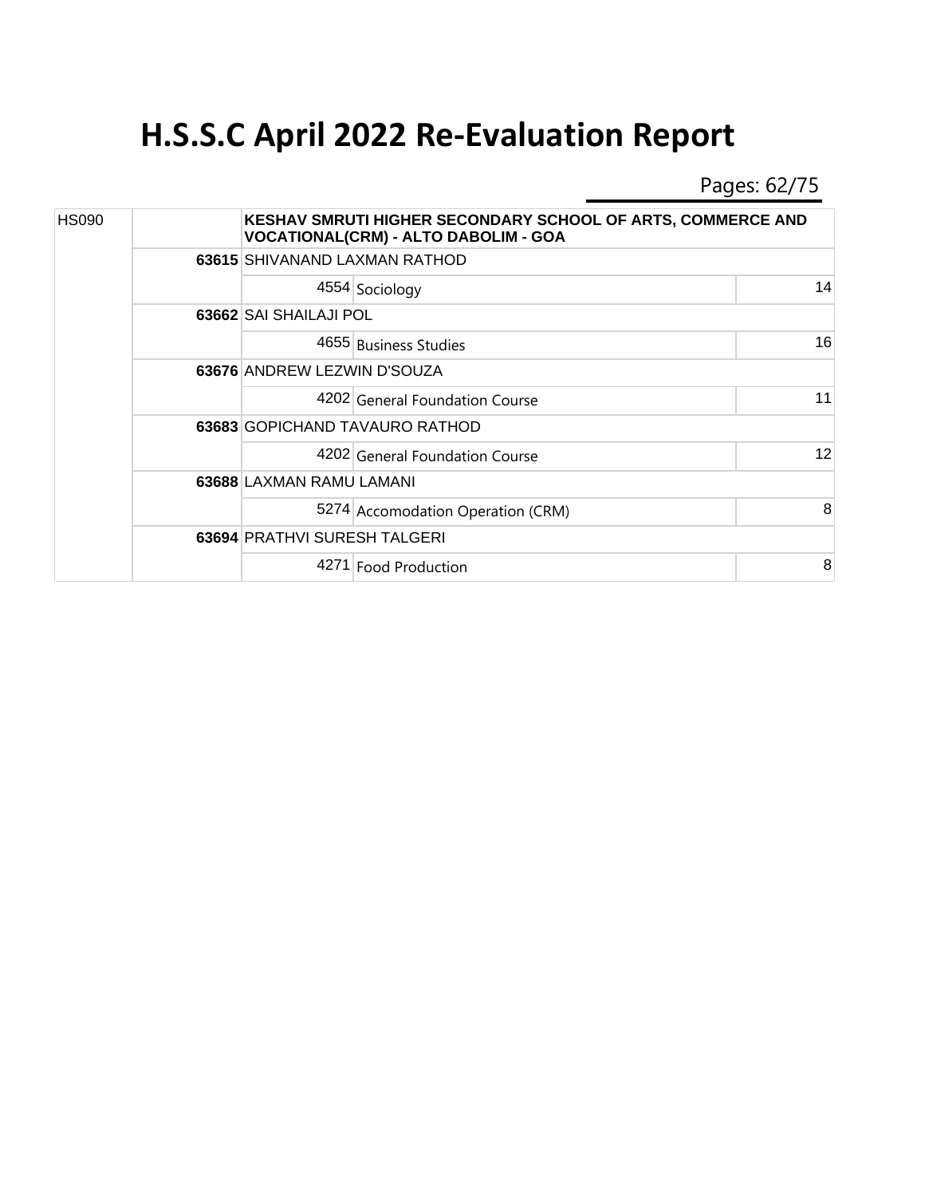# H.S.S.C April 2022 Re-Evaluation Report

| | | | | |
|---|---|---|---|---|
| HS090 | | **KESHAV SMRUTI HIGHER SECONDARY SCHOOL OF ARTS, COMMERCE AND VOCATIONAL(CRM) - ALTO DABOLIM - GOA** | | |
| | **63615** | SHIVANAND LAXMAN RATHOD | | |
| | | 4554 | Sociology | 14 |
| | **63662** | SAI SHAILAJI POL | | |
| | | 4655 | Business Studies | 16 |
| | **63676** | ANDREW LEZWIN D'SOUZA | | |
| | | 4202 | General Foundation Course | 11 |
| | **63683** | GOPICHAND TAVAURO RATHOD | | |
| | | 4202 | General Foundation Course | 12 |
| | **63688** | LAXMAN RAMU LAMANI | | |
| | | 5274 | Accomodation Operation (CRM) | 8 |
| | **63694** | PRATHVI SURESH TALGERI | | |
| | | 4271 | Food Production | 8 |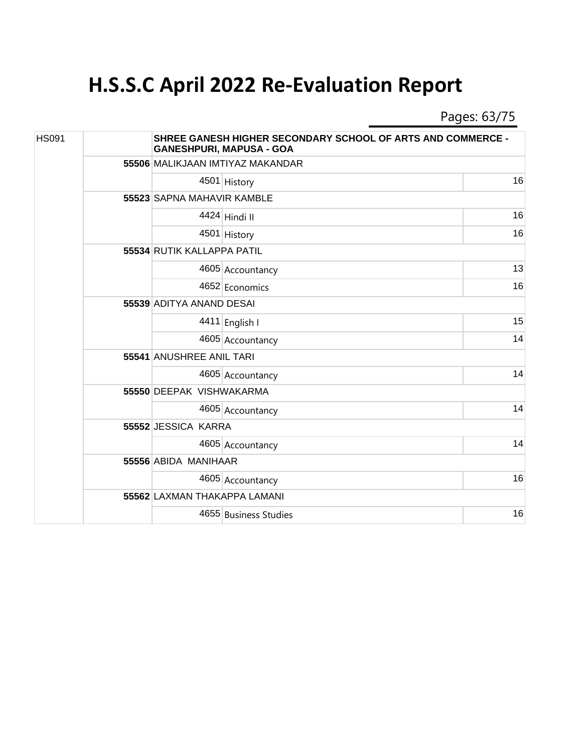# H.S.S.C April 2022 Re-Evaluation Report

| HS091 | | SHREE GANESH HIGHER SECONDARY SCHOOL OF ARTS AND COMMERCE - GANESHPURI, MAPUSA - GOA | | |
|---|---|---|---|---|
| | 55506 | MALIKJAAN IMTIYAZ MAKANDAR | | |
| | | 4501 | History | 16 |
| | 55523 | SAPNA MAHAVIR KAMBLE | | |
| | | 4424 | Hindi II | 16 |
| | | 4501 | History | 16 |
| | 55534 | RUTIK KALLAPPA PATIL | | |
| | | 4605 | Accountancy | 13 |
| | | 4652 | Economics | 16 |
| | 55539 | ADITYA ANAND DESAI | | |
| | | 4411 | English I | 15 |
| | | 4605 | Accountancy | 14 |
| | 55541 | ANUSHREE ANIL TARI | | |
| | | 4605 | Accountancy | 14 |
| | 55550 | DEEPAK VISHWAKARMA | | |
| | | 4605 | Accountancy | 14 |
| | 55552 | JESSICA KARRA | | |
| | | 4605 | Accountancy | 14 |
| | 55556 | ABIDA MANIHAAR | | |
| | | 4605 | Accountancy | 16 |
| | 55562 | LAXMAN THAKAPPA LAMANI | | |
| | | 4655 | Business Studies | 16 |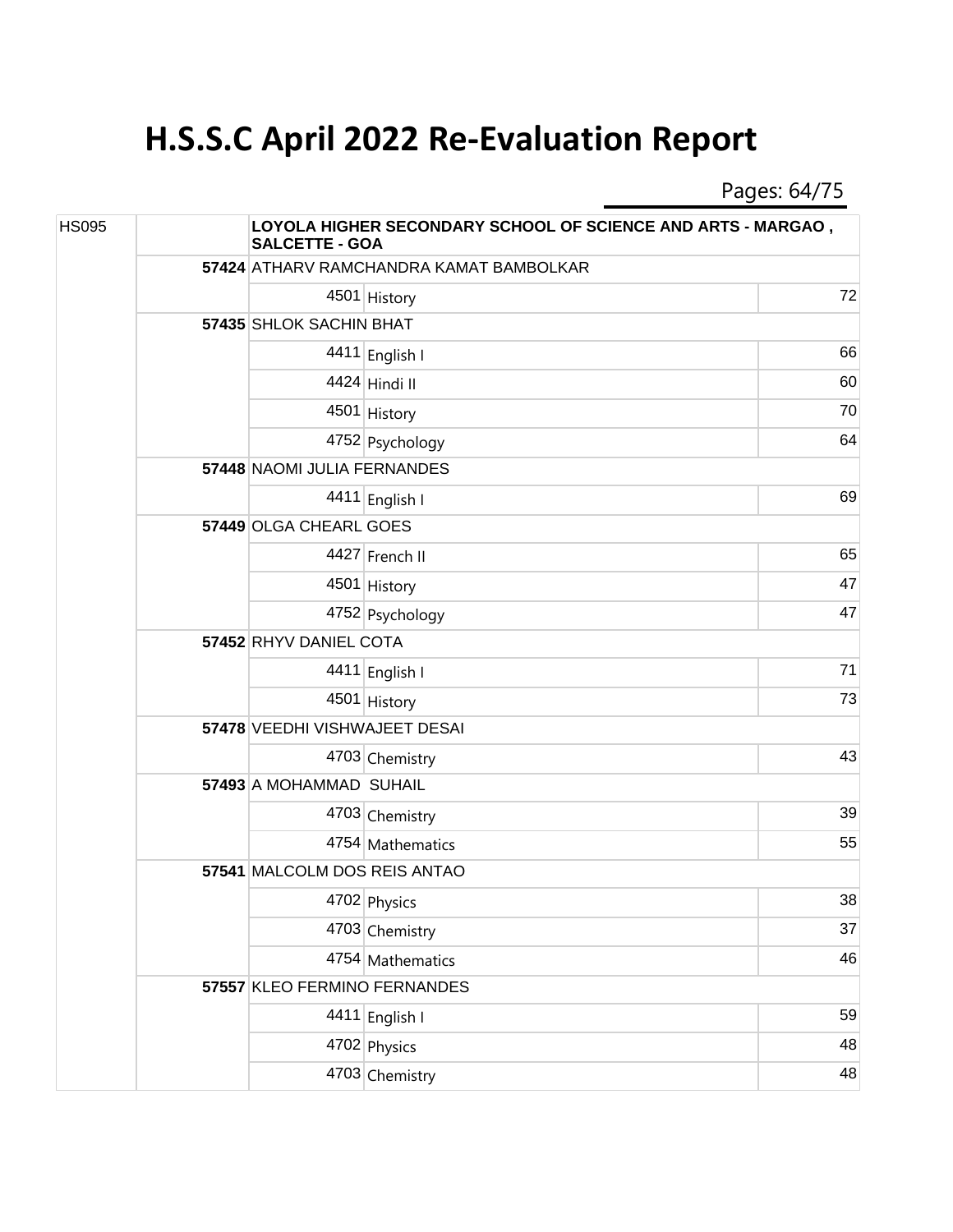# H.S.S.C April 2022 Re-Evaluation Report

| School Code | Seat No. | Name / Subject Code | Subject | Marks |
|---|---|---|---|---|
| HS095 | | **LOYOLA HIGHER SECONDARY SCHOOL OF SCIENCE AND ARTS - MARGAO , SALCETTE - GOA** | | |
| | **57424** | ATHARV RAMCHANDRA KAMAT BAMBOLKAR | | |
| | | 4501 | History | 72 |
| | **57435** | SHLOK SACHIN BHAT | | |
| | | 4411 | English I | 66 |
| | | 4424 | Hindi II | 60 |
| | | 4501 | History | 70 |
| | | 4752 | Psychology | 64 |
| | **57448** | NAOMI JULIA FERNANDES | | |
| | | 4411 | English I | 69 |
| | **57449** | OLGA CHEARL GOES | | |
| | | 4427 | French II | 65 |
| | | 4501 | History | 47 |
| | | 4752 | Psychology | 47 |
| | **57452** | RHYV DANIEL COTA | | |
| | | 4411 | English I | 71 |
| | | 4501 | History | 73 |
| | **57478** | VEEDHI VISHWAJEET DESAI | | |
| | | 4703 | Chemistry | 43 |
| | **57493** | A MOHAMMAD SUHAIL | | |
| | | 4703 | Chemistry | 39 |
| | | 4754 | Mathematics | 55 |
| | **57541** | MALCOLM DOS REIS ANTAO | | |
| | | 4702 | Physics | 38 |
| | | 4703 | Chemistry | 37 |
| | | 4754 | Mathematics | 46 |
| | **57557** | KLEO FERMINO FERNANDES | | |
| | | 4411 | English I | 59 |
| | | 4702 | Physics | 48 |
| | | 4703 | Chemistry | 48 |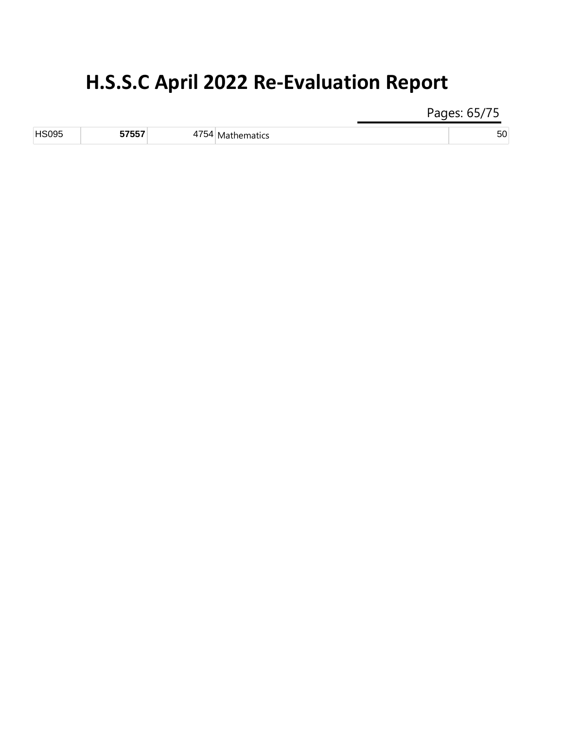# H.S.S.C April 2022 Re-Evaluation Report

| | | | | |
|---|---|---|---|---|
| HS095 | **57557** | 4754 | Mathematics | 50 |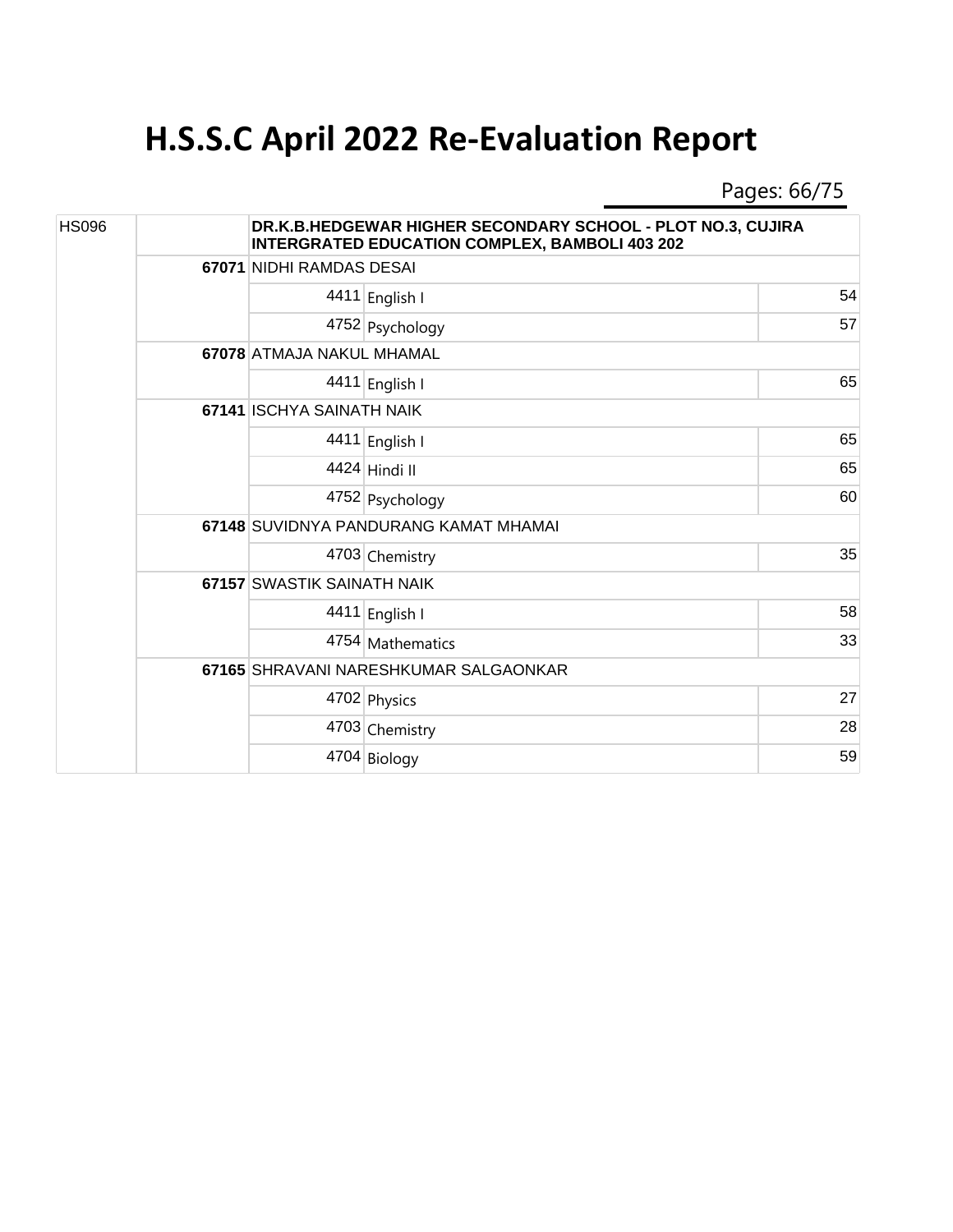# H.S.S.C April 2022 Re-Evaluation Report

| School Code | Seat No. | Name / Subject Code | Subject | Marks |
|---|---|---|---|---|
| HS096 | | DR.K.B.HEDGEWAR HIGHER SECONDARY SCHOOL - PLOT NO.3, CUJIRA INTERGRATED EDUCATION COMPLEX, BAMBOLI 403 202 | | |
| | **67071** | NIDHI RAMDAS DESAI | | |
| | | 4411 | English I | 54 |
| | | 4752 | Psychology | 57 |
| | **67078** | ATMAJA NAKUL MHAMAL | | |
| | | 4411 | English I | 65 |
| | **67141** | ISCHYA SAINATH NAIK | | |
| | | 4411 | English I | 65 |
| | | 4424 | Hindi II | 65 |
| | | 4752 | Psychology | 60 |
| | **67148** | SUVIDNYA PANDURANG KAMAT MHAMAI | | |
| | | 4703 | Chemistry | 35 |
| | **67157** | SWASTIK SAINATH NAIK | | |
| | | 4411 | English I | 58 |
| | | 4754 | Mathematics | 33 |
| | **67165** | SHRAVANI NARESHKUMAR SALGAONKAR | | |
| | | 4702 | Physics | 27 |
| | | 4703 | Chemistry | 28 |
| | | 4704 | Biology | 59 |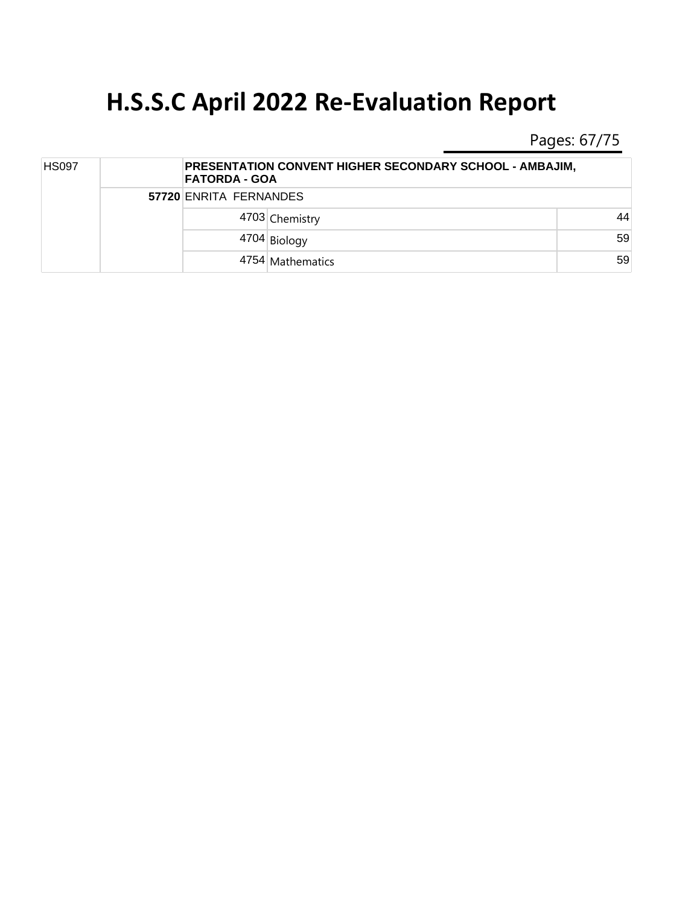# H.S.S.C April 2022 Re-Evaluation Report

| | | | | |
|---|---|---|---|---|
| HS097 | | **PRESENTATION CONVENT HIGHER SECONDARY SCHOOL - AMBAJIM, FATORDA - GOA** | | |
| | **57720** | ENRITA FERNANDES | | |
| | | 4703 | Chemistry | 44 |
| | | 4704 | Biology | 59 |
| | | 4754 | Mathematics | 59 |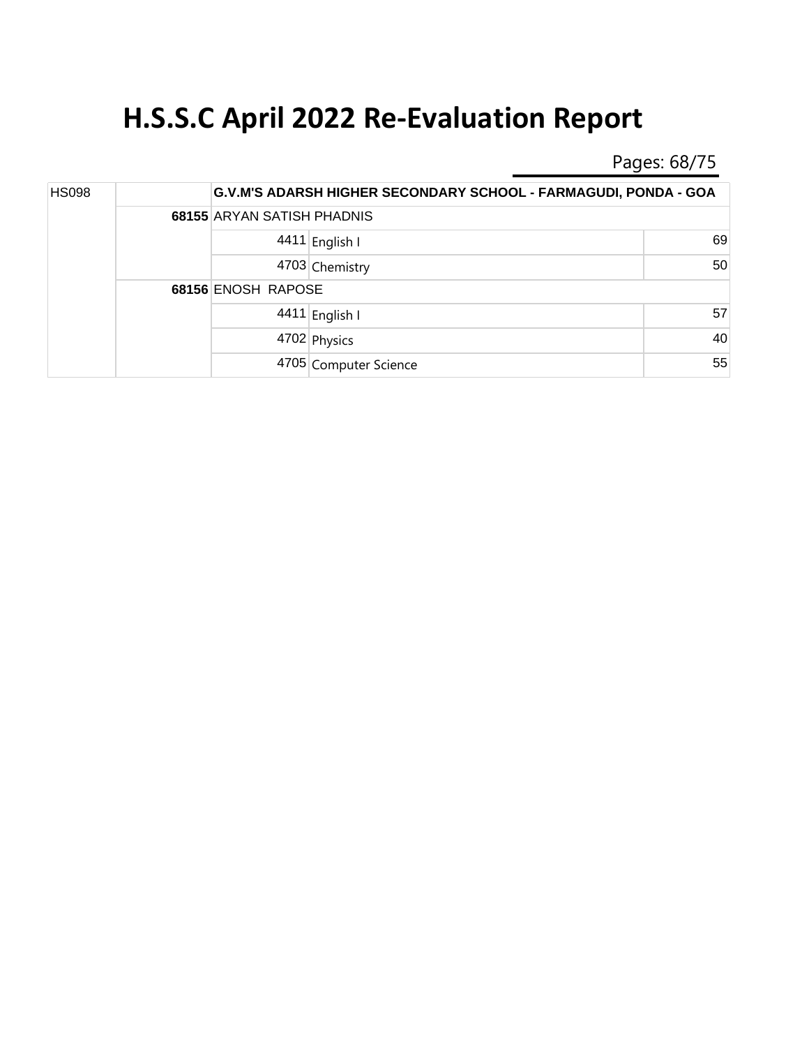# H.S.S.C April 2022 Re-Evaluation Report

| | | | | |
|---|---|---|---|---|
| HS098 | | G.V.M'S ADARSH HIGHER SECONDARY SCHOOL - FARMAGUDI, PONDA - GOA | | |
| | 68155 | ARYAN SATISH PHADNIS | | |
| | | 4411 | English I | 69 |
| | | 4703 | Chemistry | 50 |
| | 68156 | ENOSH RAPOSE | | |
| | | 4411 | English I | 57 |
| | | 4702 | Physics | 40 |
| | | 4705 | Computer Science | 55 |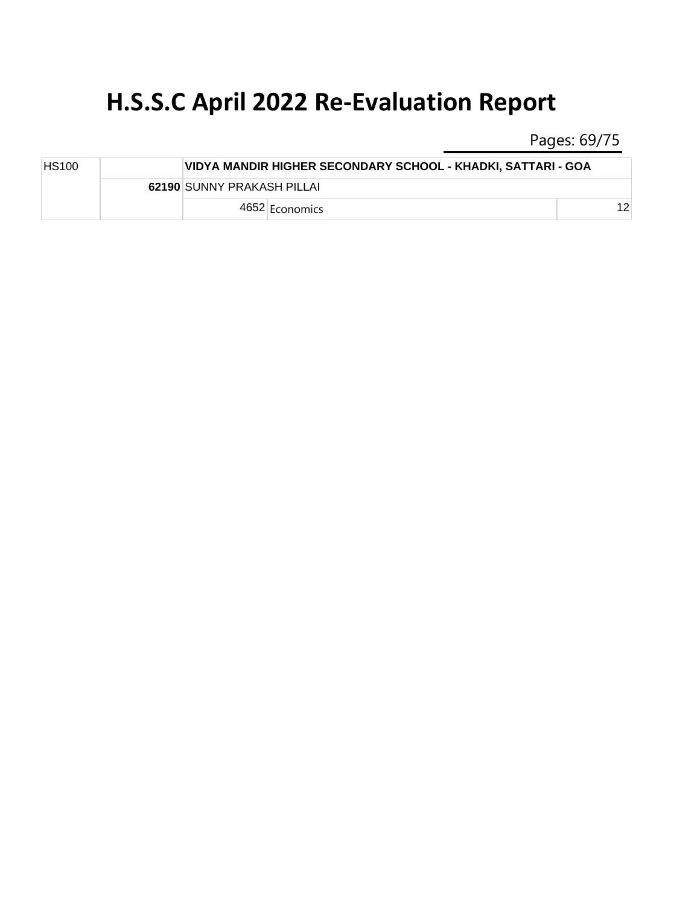# H.S.S.C April 2022 Re-Evaluation Report

| | | | | |
|---|---|---|---|---|
| HS100 | | **VIDYA MANDIR HIGHER SECONDARY SCHOOL - KHADKI, SATTARI - GOA** | | |
| | **62190** | SUNNY PRAKASH PILLAI | | |
| | | 4652 | Economics | 12 |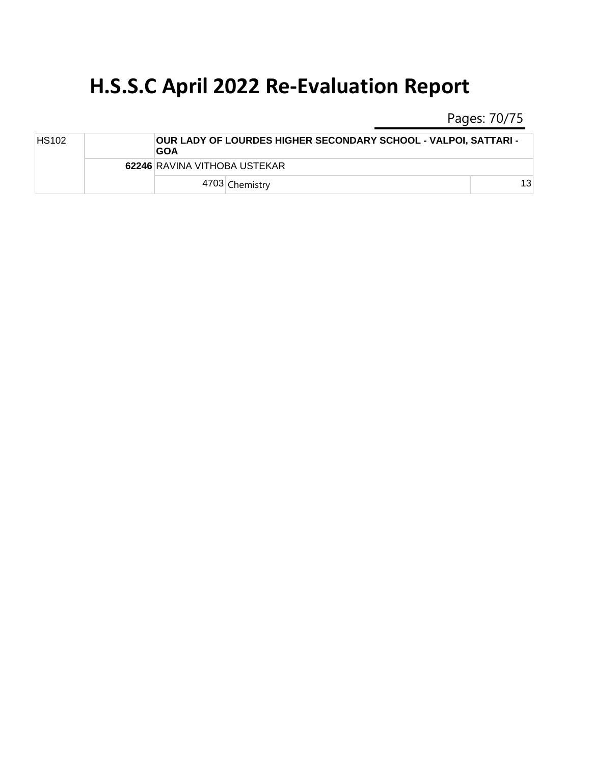# H.S.S.C April 2022 Re-Evaluation Report

| HS102 | | OUR LADY OF LOURDES HIGHER SECONDARY SCHOOL - VALPOI, SATTARI - GOA | | |
|---|---|---|---|---|
| | 62246 | RAVINA VITHOBA USTEKAR | | |
| | | 4703 | Chemistry | 13 |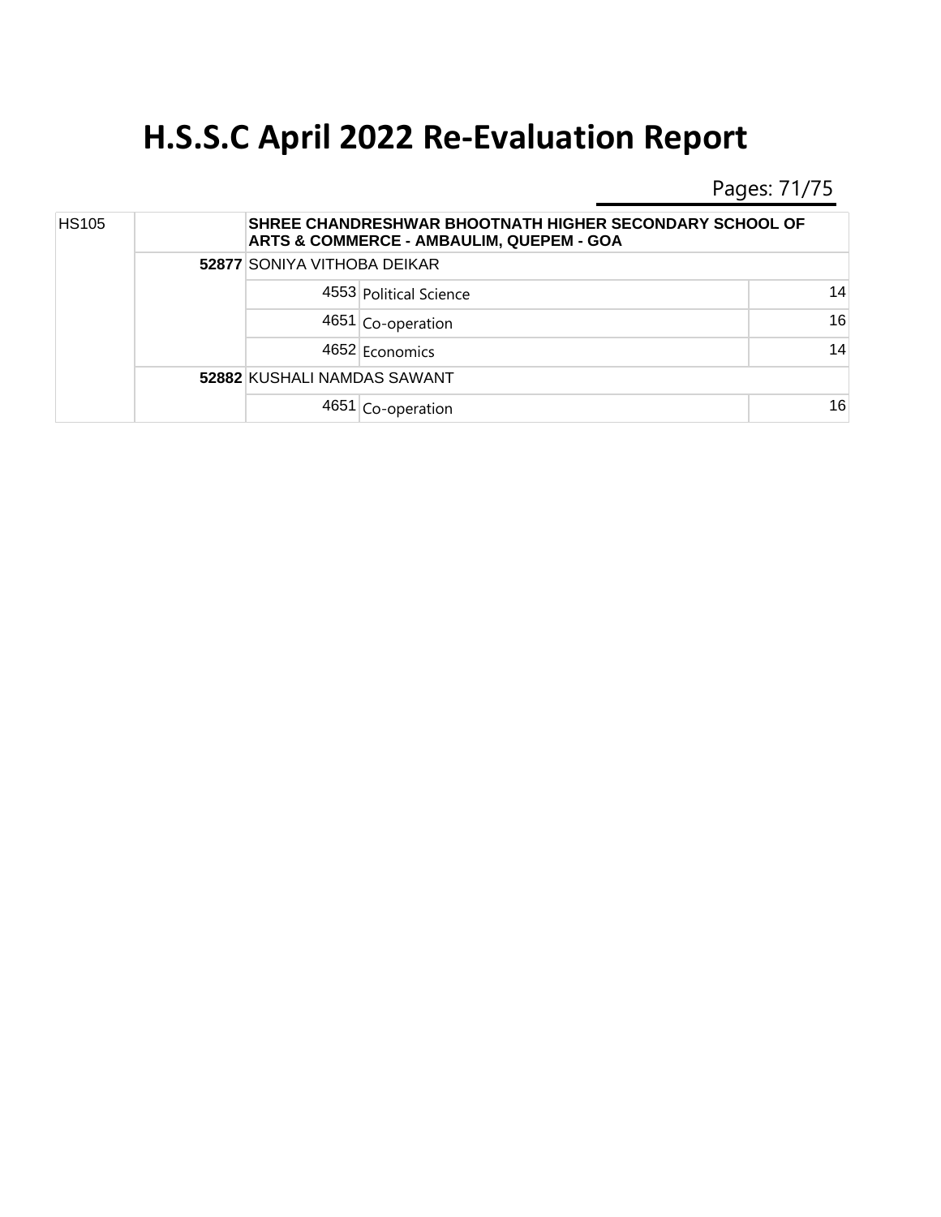# H.S.S.C April 2022 Re-Evaluation Report

| | | | | |
|---|---|---|---|---|
| HS105 | | SHREE CHANDRESHWAR BHOOTNATH HIGHER SECONDARY SCHOOL OF ARTS & COMMERCE - AMBAULIM, QUEPEM - GOA | | |
| | 52877 | SONIYA VITHOBA DEIKAR | | |
| | | 4553 | Political Science | 14 |
| | | 4651 | Co-operation | 16 |
| | | 4652 | Economics | 14 |
| | 52882 | KUSHALI NAMDAS SAWANT | | |
| | | 4651 | Co-operation | 16 |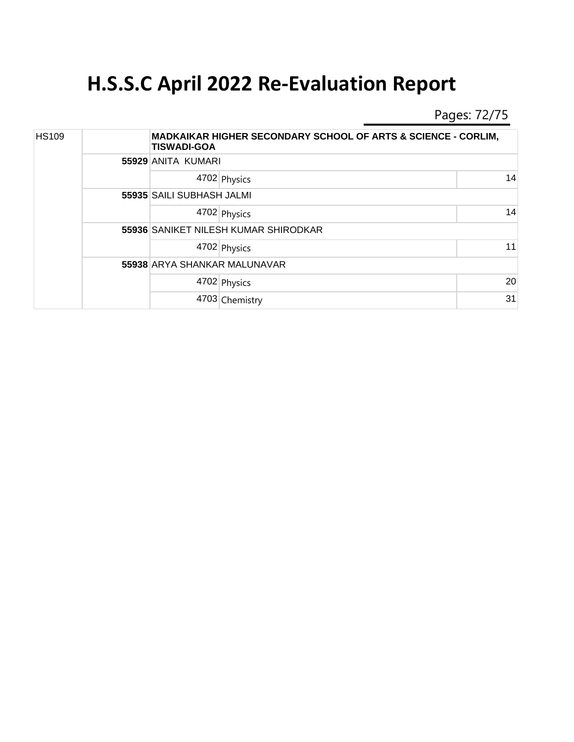# H.S.S.C April 2022 Re-Evaluation Report

| | | | | |
|---|---|---|---|---|
| HS109 | | **MADKAIKAR HIGHER SECONDARY SCHOOL OF ARTS & SCIENCE - CORLIM, TISWADI-GOA** | | |
| | **55929** | ANITA KUMARI | | |
| | | 4702 | Physics | 14 |
| | **55935** | SAILI SUBHASH JALMI | | |
| | | 4702 | Physics | 14 |
| | **55936** | SANIKET NILESH KUMAR SHIRODKAR | | |
| | | 4702 | Physics | 11 |
| | **55938** | ARYA SHANKAR MALUNAVAR | | |
| | | 4702 | Physics | 20 |
| | | 4703 | Chemistry | 31 |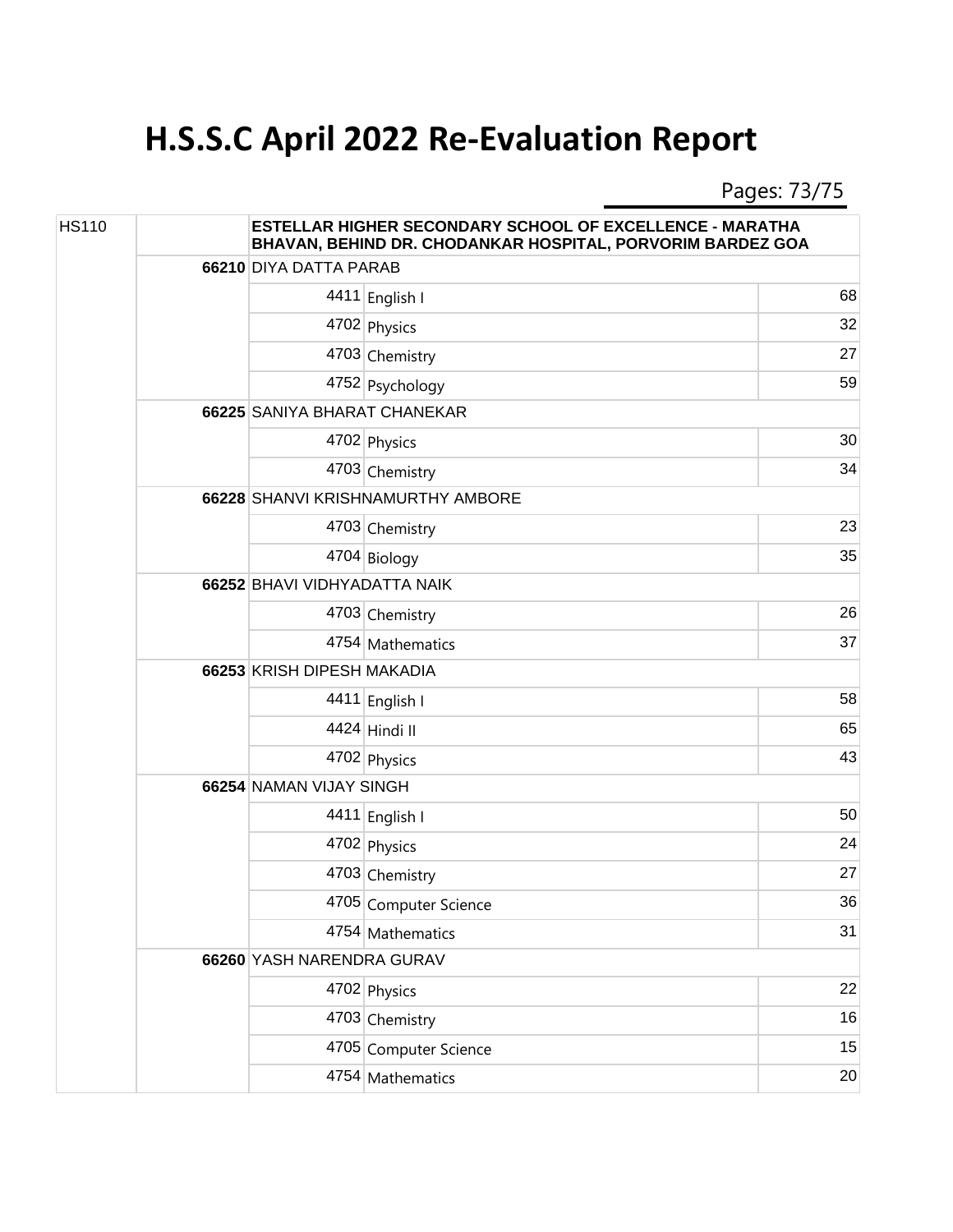# H.S.S.C April 2022 Re-Evaluation Report

| School Code | Seat No. | Name / Subject Code | Subject | Marks |
|---|---|---|---|---|
| HS110 | | ESTELLAR HIGHER SECONDARY SCHOOL OF EXCELLENCE - MARATHA BHAVAN, BEHIND DR. CHODANKAR HOSPITAL, PORVORIM BARDEZ GOA | | |
| | 66210 | DIYA DATTA PARAB | | |
| | | 4411 | English I | 68 |
| | | 4702 | Physics | 32 |
| | | 4703 | Chemistry | 27 |
| | | 4752 | Psychology | 59 |
| | 66225 | SANIYA BHARAT CHANEKAR | | |
| | | 4702 | Physics | 30 |
| | | 4703 | Chemistry | 34 |
| | 66228 | SHANVI KRISHNAMURTHY AMBORE | | |
| | | 4703 | Chemistry | 23 |
| | | 4704 | Biology | 35 |
| | 66252 | BHAVI VIDHYADATTA NAIK | | |
| | | 4703 | Chemistry | 26 |
| | | 4754 | Mathematics | 37 |
| | 66253 | KRISH DIPESH MAKADIA | | |
| | | 4411 | English I | 58 |
| | | 4424 | Hindi II | 65 |
| | | 4702 | Physics | 43 |
| | 66254 | NAMAN VIJAY SINGH | | |
| | | 4411 | English I | 50 |
| | | 4702 | Physics | 24 |
| | | 4703 | Chemistry | 27 |
| | | 4705 | Computer Science | 36 |
| | | 4754 | Mathematics | 31 |
| | 66260 | YASH NARENDRA GURAV | | |
| | | 4702 | Physics | 22 |
| | | 4703 | Chemistry | 16 |
| | | 4705 | Computer Science | 15 |
| | | 4754 | Mathematics | 20 |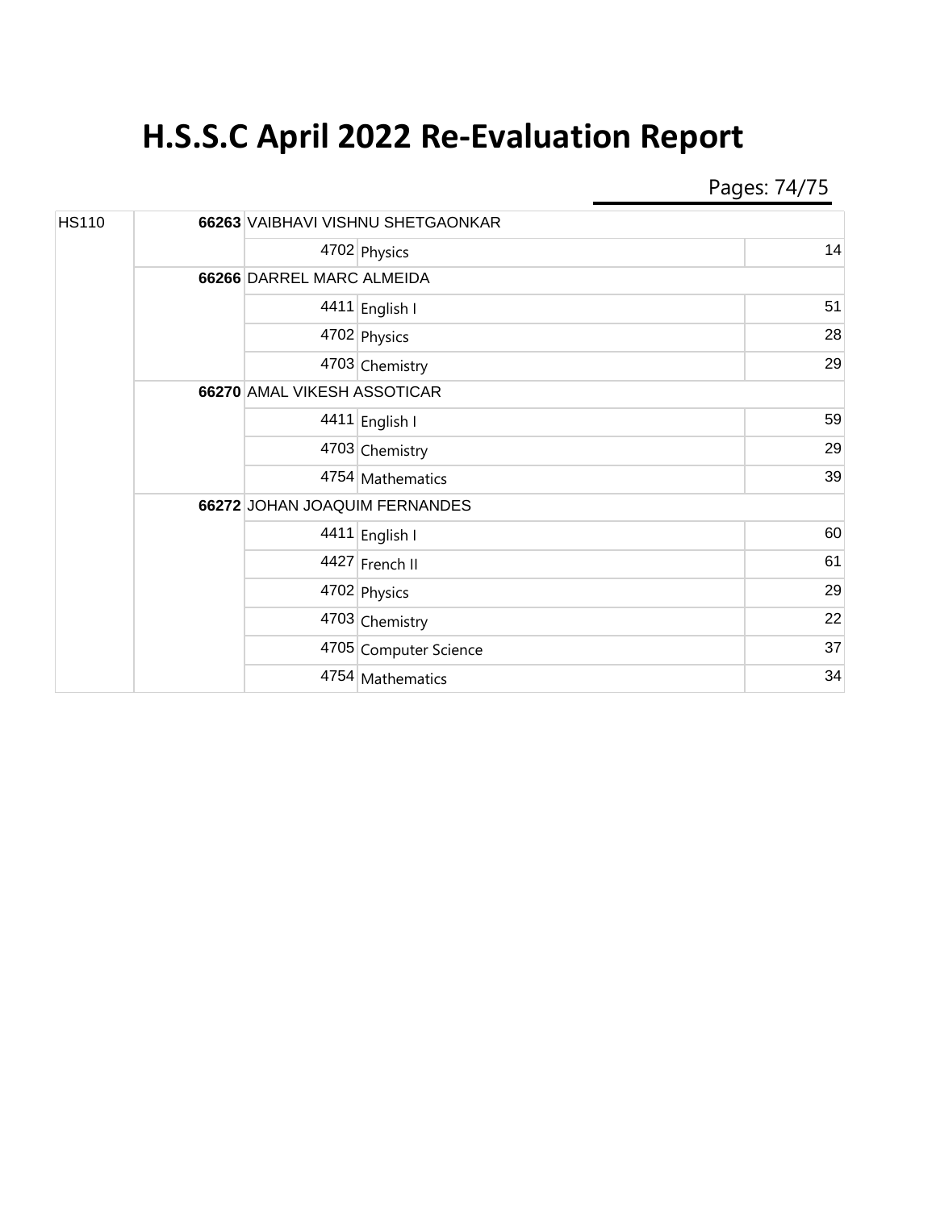# H.S.S.C April 2022 Re-Evaluation Report

| | | | | |
|---|---|---|---|---|
| HS110 | **66263** VAIBHAVI VISHNU SHETGAONKAR | | | |
| | | 4702 | Physics | 14 |
| | **66266** DARREL MARC ALMEIDA | | | |
| | | 4411 | English I | 51 |
| | | 4702 | Physics | 28 |
| | | 4703 | Chemistry | 29 |
| | **66270** AMAL VIKESH ASSOTICAR | | | |
| | | 4411 | English I | 59 |
| | | 4703 | Chemistry | 29 |
| | | 4754 | Mathematics | 39 |
| | **66272** JOHAN JOAQUIM FERNANDES | | | |
| | | 4411 | English I | 60 |
| | | 4427 | French II | 61 |
| | | 4702 | Physics | 29 |
| | | 4703 | Chemistry | 22 |
| | | 4705 | Computer Science | 37 |
| | | 4754 | Mathematics | 34 |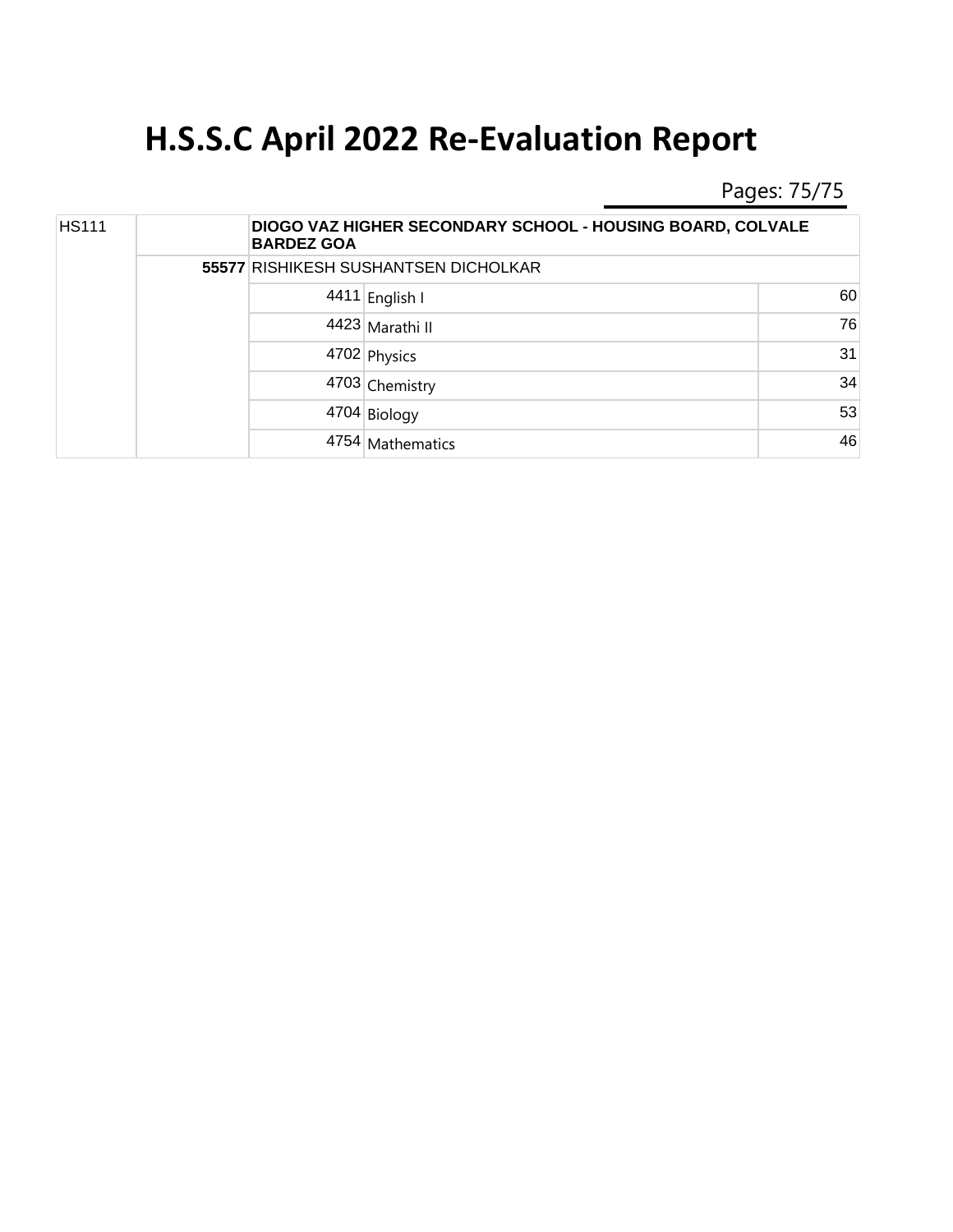# H.S.S.C April 2022 Re-Evaluation Report

| | | | | |
|---|---|---|---|---|
| HS111 | | **DIOGO VAZ HIGHER SECONDARY SCHOOL - HOUSING BOARD, COLVALE BARDEZ GOA** | | |
| | **55577** | RISHIKESH SUSHANTSEN DICHOLKAR | | |
| | | 4411 | English I | 60 |
| | | 4423 | Marathi II | 76 |
| | | 4702 | Physics | 31 |
| | | 4703 | Chemistry | 34 |
| | | 4704 | Biology | 53 |
| | | 4754 | Mathematics | 46 |